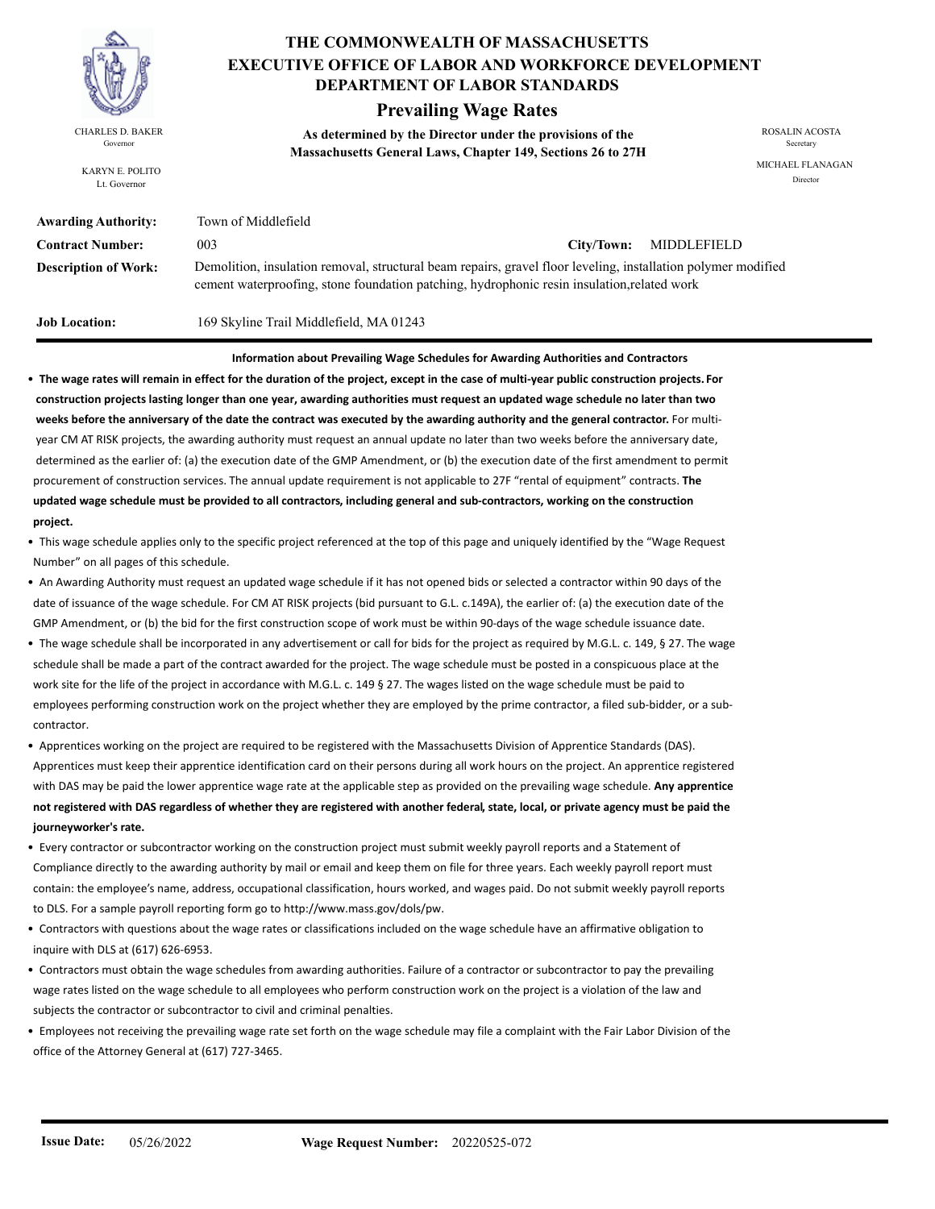# THE COMMONWEALTH OF MASSACHUSETTS
# EXECUTIVE OFFICE OF LABOR AND WORKFORCE DEVELOPMENT
# DEPARTMENT OF LABOR STANDARDS

## Prevailing Wage Rates

**As determined by the Director under the provisions of the Massachusetts General Laws, Chapter 149, Sections 26 to 27H**

CHARLES D. BAKER
Governor

KARYN E. POLITO
Lt. Governor

ROSALIN ACOSTA
Secretary

MICHAEL FLANAGAN
Director

**Awarding Authority:** Town of Middlefield

**Contract Number:** 003 **City/Town:** MIDDLEFIELD

**Description of Work:** Demolition, insulation removal, structural beam repairs, gravel floor leveling, installation polymer modified cement waterproofing, stone foundation patching, hydrophonic resin insulation,related work

**Job Location:** 169 Skyline Trail Middlefield, MA 01243

**Information about Prevailing Wage Schedules for Awarding Authorities and Contractors**

- **The wage rates will remain in effect for the duration of the project, except in the case of multi-year public construction projects. For construction projects lasting longer than one year, awarding authorities must request an updated wage schedule no later than two weeks before the anniversary of the date the contract was executed by the awarding authority and the general contractor.** For multi-year CM AT RISK projects, the awarding authority must request an annual update no later than two weeks before the anniversary date, determined as the earlier of: (a) the execution date of the GMP Amendment, or (b) the execution date of the first amendment to permit procurement of construction services. The annual update requirement is not applicable to 27F "rental of equipment" contracts. **The updated wage schedule must be provided to all contractors, including general and sub-contractors, working on the construction project.**
- This wage schedule applies only to the specific project referenced at the top of this page and uniquely identified by the "Wage Request Number" on all pages of this schedule.
- An Awarding Authority must request an updated wage schedule if it has not opened bids or selected a contractor within 90 days of the date of issuance of the wage schedule. For CM AT RISK projects (bid pursuant to G.L. c.149A), the earlier of: (a) the execution date of the GMP Amendment, or (b) the bid for the first construction scope of work must be within 90-days of the wage schedule issuance date.
- The wage schedule shall be incorporated in any advertisement or call for bids for the project as required by M.G.L. c. 149, § 27. The wage schedule shall be made a part of the contract awarded for the project. The wage schedule must be posted in a conspicuous place at the work site for the life of the project in accordance with M.G.L. c. 149 § 27. The wages listed on the wage schedule must be paid to employees performing construction work on the project whether they are employed by the prime contractor, a filed sub-bidder, or a sub-contractor.
- Apprentices working on the project are required to be registered with the Massachusetts Division of Apprentice Standards (DAS). Apprentices must keep their apprentice identification card on their persons during all work hours on the project. An apprentice registered with DAS may be paid the lower apprentice wage rate at the applicable step as provided on the prevailing wage schedule. **Any apprentice not registered with DAS regardless of whether they are registered with another federal, state, local, or private agency must be paid the journeyworker's rate.**
- Every contractor or subcontractor working on the construction project must submit weekly payroll reports and a Statement of Compliance directly to the awarding authority by mail or email and keep them on file for three years. Each weekly payroll report must contain: the employee's name, address, occupational classification, hours worked, and wages paid. Do not submit weekly payroll reports to DLS. For a sample payroll reporting form go to http://www.mass.gov/dols/pw.
- Contractors with questions about the wage rates or classifications included on the wage schedule have an affirmative obligation to inquire with DLS at (617) 626-6953.
- Contractors must obtain the wage schedules from awarding authorities. Failure of a contractor or subcontractor to pay the prevailing wage rates listed on the wage schedule to all employees who perform construction work on the project is a violation of the law and subjects the contractor or subcontractor to civil and criminal penalties.
- Employees not receiving the prevailing wage rate set forth on the wage schedule may file a complaint with the Fair Labor Division of the office of the Attorney General at (617) 727-3465.

**Issue Date:** 05/26/2022 **Wage Request Number:** 20220525-072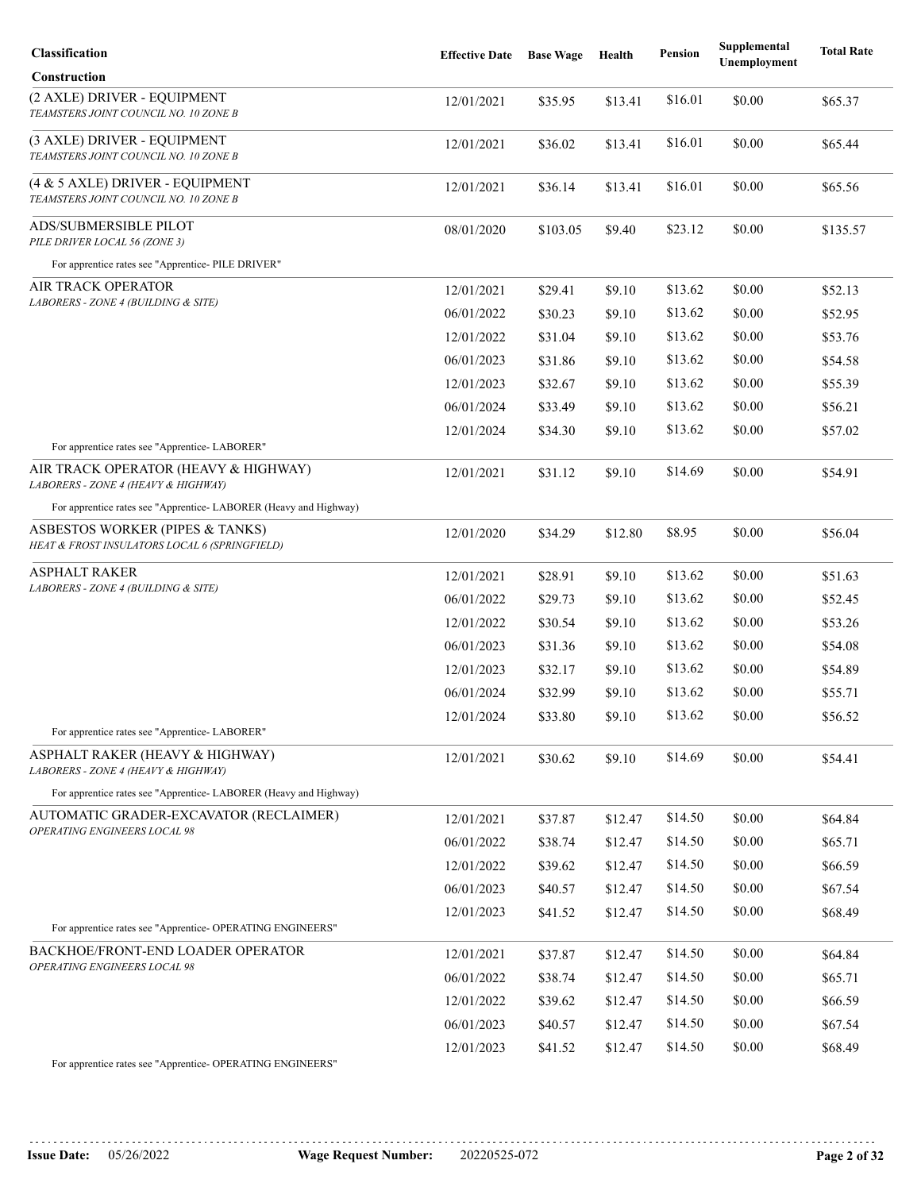| Classification | Effective Date | Base Wage | Health | Pension | Supplemental Unemployment | Total Rate |
|---|---|---|---|---|---|---|
| **Construction** | | | | | | |
| (2 AXLE) DRIVER - EQUIPMENT<br>*TEAMSTERS JOINT COUNCIL NO. 10 ZONE B* | 12/01/2021 | $35.95 | $13.41 | $16.01 | $0.00 | $65.37 |
| (3 AXLE) DRIVER - EQUIPMENT<br>*TEAMSTERS JOINT COUNCIL NO. 10 ZONE B* | 12/01/2021 | $36.02 | $13.41 | $16.01 | $0.00 | $65.44 |
| (4 & 5 AXLE) DRIVER - EQUIPMENT<br>*TEAMSTERS JOINT COUNCIL NO. 10 ZONE B* | 12/01/2021 | $36.14 | $13.41 | $16.01 | $0.00 | $65.56 |
| ADS/SUBMERSIBLE PILOT<br>*PILE DRIVER LOCAL 56 (ZONE 3)* | 08/01/2020 | $103.05 | $9.40 | $23.12 | $0.00 | $135.57 |
| For apprentice rates see "Apprentice- PILE DRIVER" | | | | | | |
| AIR TRACK OPERATOR<br>*LABORERS - ZONE 4 (BUILDING & SITE)* | 12/01/2021 | $29.41 | $9.10 | $13.62 | $0.00 | $52.13 |
| | 06/01/2022 | $30.23 | $9.10 | $13.62 | $0.00 | $52.95 |
| | 12/01/2022 | $31.04 | $9.10 | $13.62 | $0.00 | $53.76 |
| | 06/01/2023 | $31.86 | $9.10 | $13.62 | $0.00 | $54.58 |
| | 12/01/2023 | $32.67 | $9.10 | $13.62 | $0.00 | $55.39 |
| | 06/01/2024 | $33.49 | $9.10 | $13.62 | $0.00 | $56.21 |
| | 12/01/2024 | $34.30 | $9.10 | $13.62 | $0.00 | $57.02 |
| For apprentice rates see "Apprentice- LABORER" | | | | | | |
| AIR TRACK OPERATOR (HEAVY & HIGHWAY)<br>*LABORERS - ZONE 4 (HEAVY & HIGHWAY)* | 12/01/2021 | $31.12 | $9.10 | $14.69 | $0.00 | $54.91 |
| For apprentice rates see "Apprentice- LABORER (Heavy and Highway) | | | | | | |
| ASBESTOS WORKER (PIPES & TANKS)<br>*HEAT & FROST INSULATORS LOCAL 6 (SPRINGFIELD)* | 12/01/2020 | $34.29 | $12.80 | $8.95 | $0.00 | $56.04 |
| ASPHALT RAKER<br>*LABORERS - ZONE 4 (BUILDING & SITE)* | 12/01/2021 | $28.91 | $9.10 | $13.62 | $0.00 | $51.63 |
| | 06/01/2022 | $29.73 | $9.10 | $13.62 | $0.00 | $52.45 |
| | 12/01/2022 | $30.54 | $9.10 | $13.62 | $0.00 | $53.26 |
| | 06/01/2023 | $31.36 | $9.10 | $13.62 | $0.00 | $54.08 |
| | 12/01/2023 | $32.17 | $9.10 | $13.62 | $0.00 | $54.89 |
| | 06/01/2024 | $32.99 | $9.10 | $13.62 | $0.00 | $55.71 |
| | 12/01/2024 | $33.80 | $9.10 | $13.62 | $0.00 | $56.52 |
| For apprentice rates see "Apprentice- LABORER" | | | | | | |
| ASPHALT RAKER (HEAVY & HIGHWAY)<br>*LABORERS - ZONE 4 (HEAVY & HIGHWAY)* | 12/01/2021 | $30.62 | $9.10 | $14.69 | $0.00 | $54.41 |
| For apprentice rates see "Apprentice- LABORER (Heavy and Highway) | | | | | | |
| AUTOMATIC GRADER-EXCAVATOR (RECLAIMER)<br>*OPERATING ENGINEERS LOCAL 98* | 12/01/2021 | $37.87 | $12.47 | $14.50 | $0.00 | $64.84 |
| | 06/01/2022 | $38.74 | $12.47 | $14.50 | $0.00 | $65.71 |
| | 12/01/2022 | $39.62 | $12.47 | $14.50 | $0.00 | $66.59 |
| | 06/01/2023 | $40.57 | $12.47 | $14.50 | $0.00 | $67.54 |
| | 12/01/2023 | $41.52 | $12.47 | $14.50 | $0.00 | $68.49 |
| For apprentice rates see "Apprentice- OPERATING ENGINEERS" | | | | | | |
| BACKHOE/FRONT-END LOADER OPERATOR<br>*OPERATING ENGINEERS LOCAL 98* | 12/01/2021 | $37.87 | $12.47 | $14.50 | $0.00 | $64.84 |
| | 06/01/2022 | $38.74 | $12.47 | $14.50 | $0.00 | $65.71 |
| | 12/01/2022 | $39.62 | $12.47 | $14.50 | $0.00 | $66.59 |
| | 06/01/2023 | $40.57 | $12.47 | $14.50 | $0.00 | $67.54 |
| | 12/01/2023 | $41.52 | $12.47 | $14.50 | $0.00 | $68.49 |
| For apprentice rates see "Apprentice- OPERATING ENGINEERS" | | | | | | |

**Issue Date:** 05/26/2022 **Wage Request Number:** 20220525-072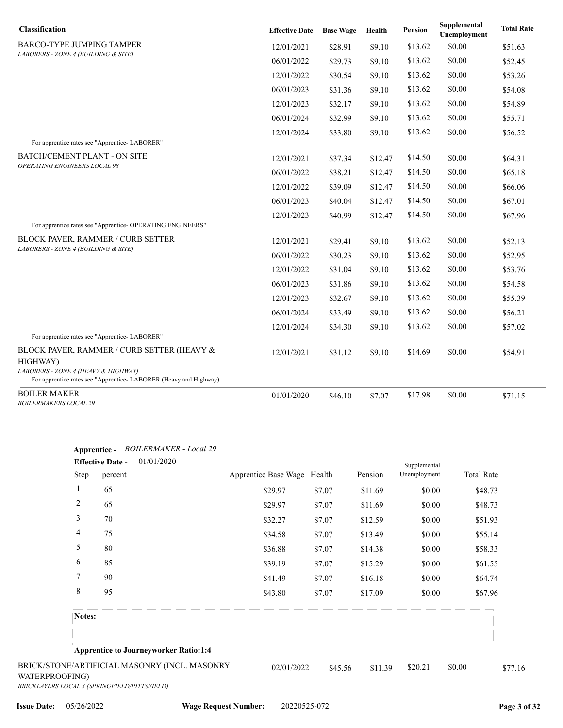| Classification | Effective Date | Base Wage | Health | Pension | Supplemental Unemployment | Total Rate |
|---|---|---|---|---|---|---|
| BARCO-TYPE JUMPING TAMPER<br>*LABORERS - ZONE 4 (BUILDING & SITE)* | 12/01/2021 | $28.91 | $9.10 | $13.62 | $0.00 | $51.63 |
| | 06/01/2022 | $29.73 | $9.10 | $13.62 | $0.00 | $52.45 |
| | 12/01/2022 | $30.54 | $9.10 | $13.62 | $0.00 | $53.26 |
| | 06/01/2023 | $31.36 | $9.10 | $13.62 | $0.00 | $54.08 |
| | 12/01/2023 | $32.17 | $9.10 | $13.62 | $0.00 | $54.89 |
| | 06/01/2024 | $32.99 | $9.10 | $13.62 | $0.00 | $55.71 |
| | 12/01/2024 | $33.80 | $9.10 | $13.62 | $0.00 | $56.52 |
| For apprentice rates see "Apprentice- LABORER" | | | | | | |
| BATCH/CEMENT PLANT - ON SITE<br>*OPERATING ENGINEERS LOCAL 98* | 12/01/2021 | $37.34 | $12.47 | $14.50 | $0.00 | $64.31 |
| | 06/01/2022 | $38.21 | $12.47 | $14.50 | $0.00 | $65.18 |
| | 12/01/2022 | $39.09 | $12.47 | $14.50 | $0.00 | $66.06 |
| | 06/01/2023 | $40.04 | $12.47 | $14.50 | $0.00 | $67.01 |
| | 12/01/2023 | $40.99 | $12.47 | $14.50 | $0.00 | $67.96 |
| For apprentice rates see "Apprentice- OPERATING ENGINEERS" | | | | | | |
| BLOCK PAVER, RAMMER / CURB SETTER<br>*LABORERS - ZONE 4 (BUILDING & SITE)* | 12/01/2021 | $29.41 | $9.10 | $13.62 | $0.00 | $52.13 |
| | 06/01/2022 | $30.23 | $9.10 | $13.62 | $0.00 | $52.95 |
| | 12/01/2022 | $31.04 | $9.10 | $13.62 | $0.00 | $53.76 |
| | 06/01/2023 | $31.86 | $9.10 | $13.62 | $0.00 | $54.58 |
| | 12/01/2023 | $32.67 | $9.10 | $13.62 | $0.00 | $55.39 |
| | 06/01/2024 | $33.49 | $9.10 | $13.62 | $0.00 | $56.21 |
| | 12/01/2024 | $34.30 | $9.10 | $13.62 | $0.00 | $57.02 |
| For apprentice rates see "Apprentice- LABORER" | | | | | | |
| BLOCK PAVER, RAMMER / CURB SETTER (HEAVY & HIGHWAY)<br>*LABORERS - ZONE 4 (HEAVY & HIGHWAY)*<br>For apprentice rates see "Apprentice- LABORER (Heavy and Highway) | 12/01/2021 | $31.12 | $9.10 | $14.69 | $0.00 | $54.91 |
| BOILER MAKER<br>*BOILERMAKERS LOCAL 29* | 01/01/2020 | $46.10 | $7.07 | $17.98 | $0.00 | $71.15 |

**Apprentice -** *BOILERMAKER - Local 29*

**Effective Date -** 01/01/2020

| Step | percent | Apprentice Base Wage | Health | Pension | Supplemental Unemployment | Total Rate |
|---|---|---|---|---|---|---|
| 1 | 65 | $29.97 | $7.07 | $11.69 | $0.00 | $48.73 |
| 2 | 65 | $29.97 | $7.07 | $11.69 | $0.00 | $48.73 |
| 3 | 70 | $32.27 | $7.07 | $12.59 | $0.00 | $51.93 |
| 4 | 75 | $34.58 | $7.07 | $13.49 | $0.00 | $55.14 |
| 5 | 80 | $36.88 | $7.07 | $14.38 | $0.00 | $58.33 |
| 6 | 85 | $39.19 | $7.07 | $15.29 | $0.00 | $61.55 |
| 7 | 90 | $41.49 | $7.07 | $16.18 | $0.00 | $64.74 |
| 8 | 95 | $43.80 | $7.07 | $17.09 | $0.00 | $67.96 |

**Notes:**

**Apprentice to Journeyworker Ratio:1:4**

| Classification | Effective Date | Base Wage | Health | Pension | Supplemental Unemployment | Total Rate |
|---|---|---|---|---|---|---|
| BRICK/STONE/ARTIFICIAL MASONRY (INCL. MASONRY WATERPROOFING)<br>*BRICKLAYERS LOCAL 3 (SPRINGFIELD/PITTSFIELD)* | 02/01/2022 | $45.56 | $11.39 | $20.21 | $0.00 | $77.16 |

**Issue Date:** 05/26/2022 **Wage Request Number:** 20220525-072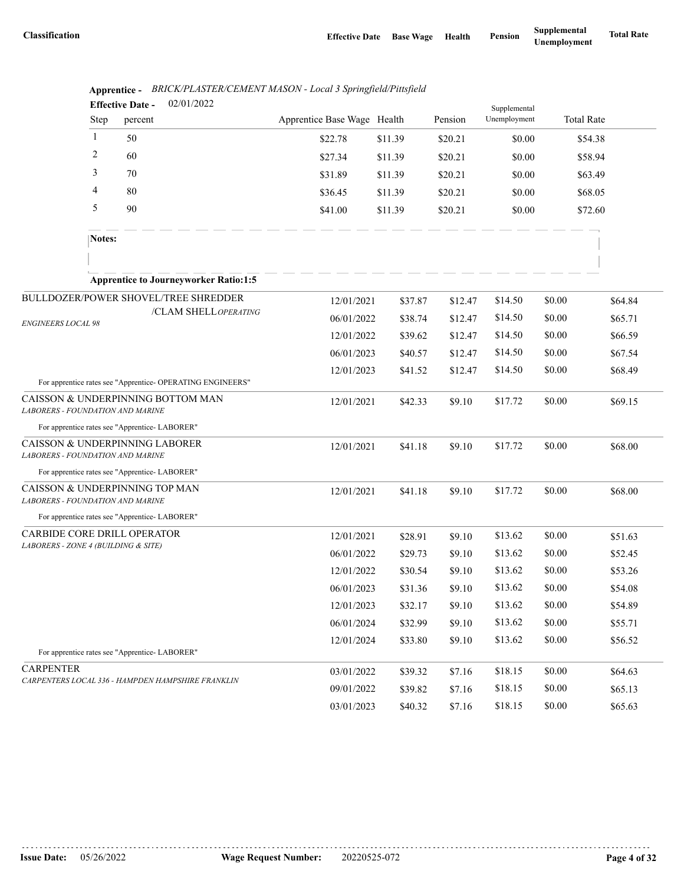| Classification | Effective Date | Base Wage | Health | Pension | Supplemental Unemployment | Total Rate |
|---|---|---|---|---|---|---|

**Apprentice -** *BRICK/PLASTER/CEMENT MASON - Local 3 Springfield/Pittsfield*

**Effective Date -** 02/01/2022

| Step | percent | Apprentice Base Wage | Health | Pension | Supplemental Unemployment | Total Rate |
|---|---|---|---|---|---|---|
| 1 | 50 | $22.78 | $11.39 | $20.21 | $0.00 | $54.38 |
| 2 | 60 | $27.34 | $11.39 | $20.21 | $0.00 | $58.94 |
| 3 | 70 | $31.89 | $11.39 | $20.21 | $0.00 | $63.49 |
| 4 | 80 | $36.45 | $11.39 | $20.21 | $0.00 | $68.05 |
| 5 | 90 | $41.00 | $11.39 | $20.21 | $0.00 | $72.60 |

**Notes:**

**Apprentice to Journeyworker Ratio:1:5**

| Classification | Effective Date | Base Wage | Health | Pension | Supplemental Unemployment | Total Rate |
|---|---|---|---|---|---|---|
| BULLDOZER/POWER SHOVEL/TREE SHREDDER /CLAM SHELL *OPERATING ENGINEERS LOCAL 98* | 12/01/2021 | $37.87 | $12.47 | $14.50 | $0.00 | $64.84 |
| | 06/01/2022 | $38.74 | $12.47 | $14.50 | $0.00 | $65.71 |
| | 12/01/2022 | $39.62 | $12.47 | $14.50 | $0.00 | $66.59 |
| | 06/01/2023 | $40.57 | $12.47 | $14.50 | $0.00 | $67.54 |
| | 12/01/2023 | $41.52 | $12.47 | $14.50 | $0.00 | $68.49 |
| For apprentice rates see "Apprentice- OPERATING ENGINEERS" | | | | | | |
| CAISSON & UNDERPINNING BOTTOM MAN *LABORERS - FOUNDATION AND MARINE* | 12/01/2021 | $42.33 | $9.10 | $17.72 | $0.00 | $69.15 |
| For apprentice rates see "Apprentice- LABORER" | | | | | | |
| CAISSON & UNDERPINNING LABORER *LABORERS - FOUNDATION AND MARINE* | 12/01/2021 | $41.18 | $9.10 | $17.72 | $0.00 | $68.00 |
| For apprentice rates see "Apprentice- LABORER" | | | | | | |
| CAISSON & UNDERPINNING TOP MAN *LABORERS - FOUNDATION AND MARINE* | 12/01/2021 | $41.18 | $9.10 | $17.72 | $0.00 | $68.00 |
| For apprentice rates see "Apprentice- LABORER" | | | | | | |
| CARBIDE CORE DRILL OPERATOR *LABORERS - ZONE 4 (BUILDING & SITE)* | 12/01/2021 | $28.91 | $9.10 | $13.62 | $0.00 | $51.63 |
| | 06/01/2022 | $29.73 | $9.10 | $13.62 | $0.00 | $52.45 |
| | 12/01/2022 | $30.54 | $9.10 | $13.62 | $0.00 | $53.26 |
| | 06/01/2023 | $31.36 | $9.10 | $13.62 | $0.00 | $54.08 |
| | 12/01/2023 | $32.17 | $9.10 | $13.62 | $0.00 | $54.89 |
| | 06/01/2024 | $32.99 | $9.10 | $13.62 | $0.00 | $55.71 |
| | 12/01/2024 | $33.80 | $9.10 | $13.62 | $0.00 | $56.52 |
| For apprentice rates see "Apprentice- LABORER" | | | | | | |
| CARPENTER *CARPENTERS LOCAL 336 - HAMPDEN HAMPSHIRE FRANKLIN* | 03/01/2022 | $39.32 | $7.16 | $18.15 | $0.00 | $64.63 |
| | 09/01/2022 | $39.82 | $7.16 | $18.15 | $0.00 | $65.13 |
| | 03/01/2023 | $40.32 | $7.16 | $18.15 | $0.00 | $65.63 |

**Issue Date:** 05/26/2022 **Wage Request Number:** 20220525-072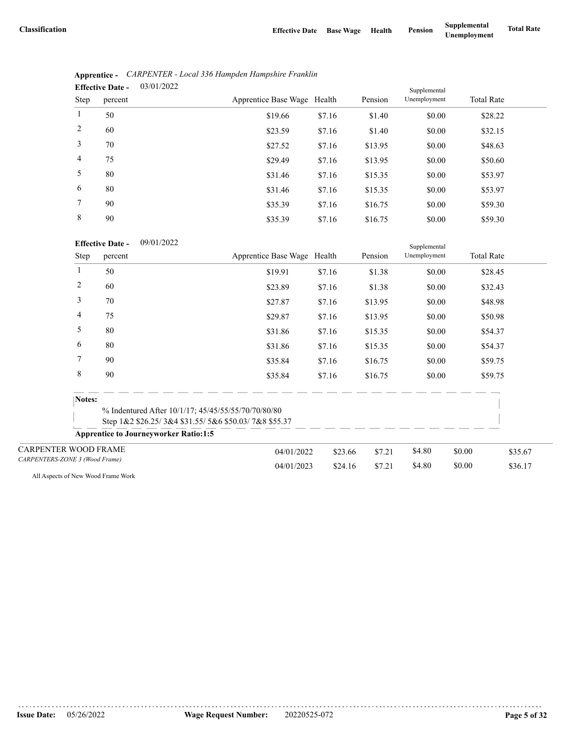| Classification | Effective Date | Base Wage | Health | Pension | Supplemental Unemployment | Total Rate |
|---|---|---|---|---|---|---|

**Apprentice -** *CARPENTER - Local 336 Hampden Hampshire Franklin*

**Effective Date -** 03/01/2022

| Step | percent | Apprentice Base Wage | Health | Pension | Supplemental Unemployment | Total Rate |
|---|---|---|---|---|---|---|
| 1 | 50 | $19.66 | $7.16 | $1.40 | $0.00 | $28.22 |
| 2 | 60 | $23.59 | $7.16 | $1.40 | $0.00 | $32.15 |
| 3 | 70 | $27.52 | $7.16 | $13.95 | $0.00 | $48.63 |
| 4 | 75 | $29.49 | $7.16 | $13.95 | $0.00 | $50.60 |
| 5 | 80 | $31.46 | $7.16 | $15.35 | $0.00 | $53.97 |
| 6 | 80 | $31.46 | $7.16 | $15.35 | $0.00 | $53.97 |
| 7 | 90 | $35.39 | $7.16 | $16.75 | $0.00 | $59.30 |
| 8 | 90 | $35.39 | $7.16 | $16.75 | $0.00 | $59.30 |

**Effective Date -** 09/01/2022

| Step | percent | Apprentice Base Wage | Health | Pension | Supplemental Unemployment | Total Rate |
|---|---|---|---|---|---|---|
| 1 | 50 | $19.91 | $7.16 | $1.38 | $0.00 | $28.45 |
| 2 | 60 | $23.89 | $7.16 | $1.38 | $0.00 | $32.43 |
| 3 | 70 | $27.87 | $7.16 | $13.95 | $0.00 | $48.98 |
| 4 | 75 | $29.87 | $7.16 | $13.95 | $0.00 | $50.98 |
| 5 | 80 | $31.86 | $7.16 | $15.35 | $0.00 | $54.37 |
| 6 | 80 | $31.86 | $7.16 | $15.35 | $0.00 | $54.37 |
| 7 | 90 | $35.84 | $7.16 | $16.75 | $0.00 | $59.75 |
| 8 | 90 | $35.84 | $7.16 | $16.75 | $0.00 | $59.75 |

**Notes:**

% Indentured After 10/1/17; 45/45/55/55/70/70/80/80
Step 1&2 $26.25/ 3&4 $31.55/ 5&6 $50.03/ 7&8 $55.37

**Apprentice to Journeyworker Ratio:1:5**

| Classification | Effective Date | Base Wage | Health | Pension | Supplemental Unemployment | Total Rate |
|---|---|---|---|---|---|---|
| CARPENTER WOOD FRAME *CARPENTERS-ZONE 3 (Wood Frame)* | 04/01/2022 | $23.66 | $7.21 | $4.80 | $0.00 | $35.67 |
| | 04/01/2023 | $24.16 | $7.21 | $4.80 | $0.00 | $36.17 |

All Aspects of New Wood Frame Work

**Issue Date:** 05/26/2022 **Wage Request Number:** 20220525-072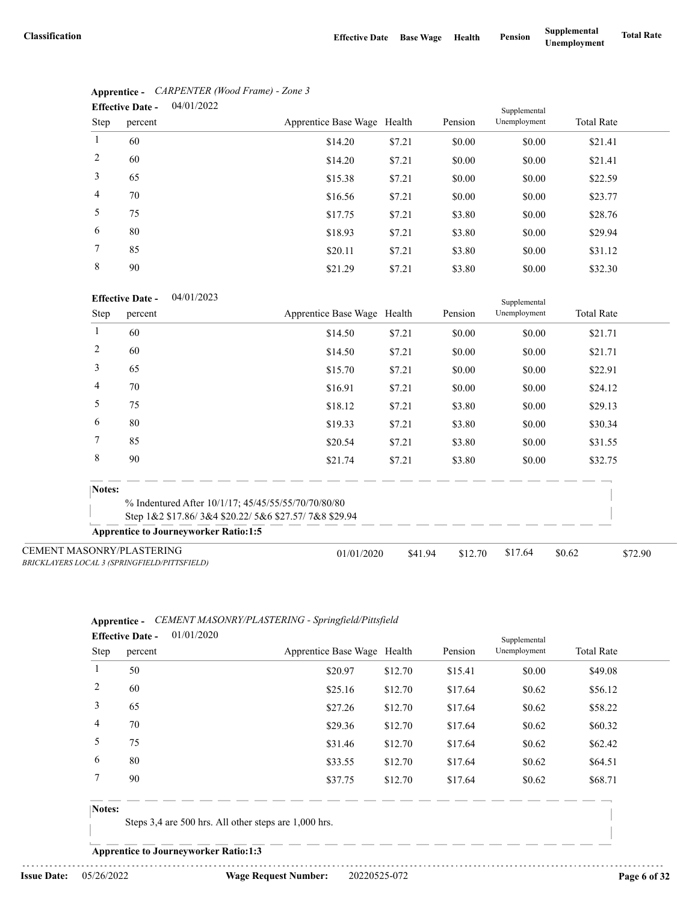**Apprentice -** *CARPENTER (Wood Frame) - Zone 3*

**Effective Date -** 04/01/2022

| Step | percent | Apprentice Base Wage | Health | Pension | Supplemental Unemployment | Total Rate |
|---|---|---|---|---|---|---|
| 1 | 60 | $14.20 | $7.21 | $0.00 | $0.00 | $21.41 |
| 2 | 60 | $14.20 | $7.21 | $0.00 | $0.00 | $21.41 |
| 3 | 65 | $15.38 | $7.21 | $0.00 | $0.00 | $22.59 |
| 4 | 70 | $16.56 | $7.21 | $0.00 | $0.00 | $23.77 |
| 5 | 75 | $17.75 | $7.21 | $3.80 | $0.00 | $28.76 |
| 6 | 80 | $18.93 | $7.21 | $3.80 | $0.00 | $29.94 |
| 7 | 85 | $20.11 | $7.21 | $3.80 | $0.00 | $31.12 |
| 8 | 90 | $21.29 | $7.21 | $3.80 | $0.00 | $32.30 |

**Effective Date -** 04/01/2023

| Step | percent | Apprentice Base Wage | Health | Pension | Supplemental Unemployment | Total Rate |
|---|---|---|---|---|---|---|
| 1 | 60 | $14.50 | $7.21 | $0.00 | $0.00 | $21.71 |
| 2 | 60 | $14.50 | $7.21 | $0.00 | $0.00 | $21.71 |
| 3 | 65 | $15.70 | $7.21 | $0.00 | $0.00 | $22.91 |
| 4 | 70 | $16.91 | $7.21 | $0.00 | $0.00 | $24.12 |
| 5 | 75 | $18.12 | $7.21 | $3.80 | $0.00 | $29.13 |
| 6 | 80 | $19.33 | $7.21 | $3.80 | $0.00 | $30.34 |
| 7 | 85 | $20.54 | $7.21 | $3.80 | $0.00 | $31.55 |
| 8 | 90 | $21.74 | $7.21 | $3.80 | $0.00 | $32.75 |

**Notes:**

% Indentured After 10/1/17; 45/45/55/55/70/70/80/80
Step 1&2 $17.86/ 3&4 $20.22/ 5&6 $27.57/ 7&8 $29.94

**Apprentice to Journeyworker Ratio:1:5**

| Classification | Effective Date | Base Wage | Health | Pension | Supplemental Unemployment | Total Rate |
|---|---|---|---|---|---|---|
| CEMENT MASONRY/PLASTERING *BRICKLAYERS LOCAL 3 (SPRINGFIELD/PITTSFIELD)* | 01/01/2020 | $41.94 | $12.70 | $17.64 | $0.62 | $72.90 |

**Apprentice -** *CEMENT MASONRY/PLASTERING - Springfield/Pittsfield*

**Effective Date -** 01/01/2020

| Step | percent | Apprentice Base Wage | Health | Pension | Supplemental Unemployment | Total Rate |
|---|---|---|---|---|---|---|
| 1 | 50 | $20.97 | $12.70 | $15.41 | $0.00 | $49.08 |
| 2 | 60 | $25.16 | $12.70 | $17.64 | $0.62 | $56.12 |
| 3 | 65 | $27.26 | $12.70 | $17.64 | $0.62 | $58.22 |
| 4 | 70 | $29.36 | $12.70 | $17.64 | $0.62 | $60.32 |
| 5 | 75 | $31.46 | $12.70 | $17.64 | $0.62 | $62.42 |
| 6 | 80 | $33.55 | $12.70 | $17.64 | $0.62 | $64.51 |
| 7 | 90 | $37.75 | $12.70 | $17.64 | $0.62 | $68.71 |

**Notes:**

Steps 3,4 are 500 hrs. All other steps are 1,000 hrs.

**Apprentice to Journeyworker Ratio:1:3**

**Issue Date:** 05/26/2022 **Wage Request Number:** 20220525-072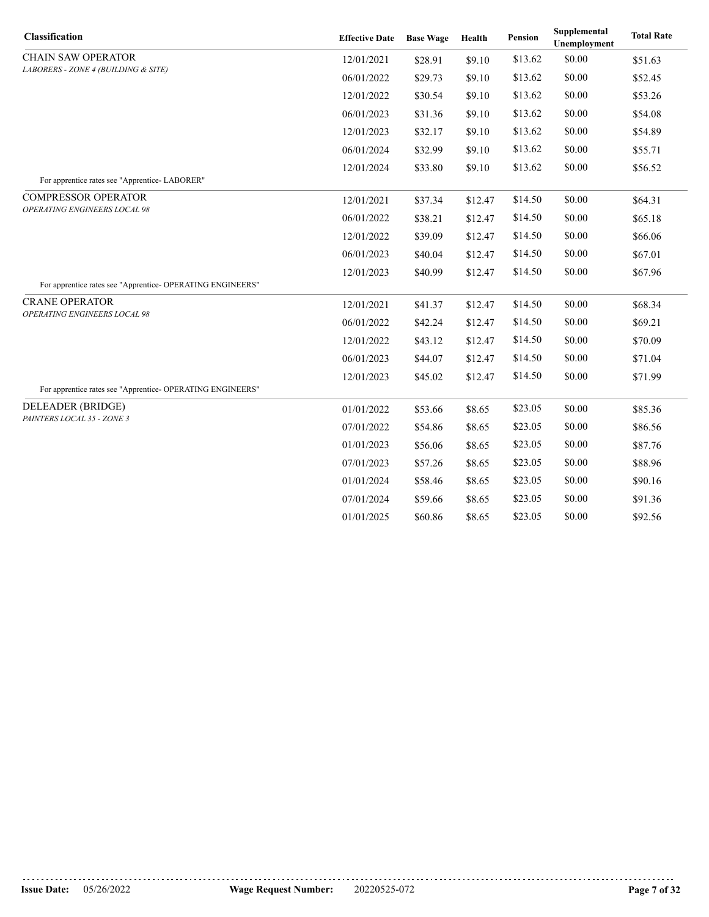| Classification | Effective Date | Base Wage | Health | Pension | Supplemental Unemployment | Total Rate |
|---|---|---|---|---|---|---|
| CHAIN SAW OPERATOR<br>*LABORERS - ZONE 4 (BUILDING & SITE)* | 12/01/2021 | $28.91 | $9.10 | $13.62 | $0.00 | $51.63 |
| | 06/01/2022 | $29.73 | $9.10 | $13.62 | $0.00 | $52.45 |
| | 12/01/2022 | $30.54 | $9.10 | $13.62 | $0.00 | $53.26 |
| | 06/01/2023 | $31.36 | $9.10 | $13.62 | $0.00 | $54.08 |
| | 12/01/2023 | $32.17 | $9.10 | $13.62 | $0.00 | $54.89 |
| | 06/01/2024 | $32.99 | $9.10 | $13.62 | $0.00 | $55.71 |
| | 12/01/2024 | $33.80 | $9.10 | $13.62 | $0.00 | $56.52 |
| For apprentice rates see "Apprentice- LABORER" | | | | | | |
| COMPRESSOR OPERATOR<br>*OPERATING ENGINEERS LOCAL 98* | 12/01/2021 | $37.34 | $12.47 | $14.50 | $0.00 | $64.31 |
| | 06/01/2022 | $38.21 | $12.47 | $14.50 | $0.00 | $65.18 |
| | 12/01/2022 | $39.09 | $12.47 | $14.50 | $0.00 | $66.06 |
| | 06/01/2023 | $40.04 | $12.47 | $14.50 | $0.00 | $67.01 |
| | 12/01/2023 | $40.99 | $12.47 | $14.50 | $0.00 | $67.96 |
| For apprentice rates see "Apprentice- OPERATING ENGINEERS" | | | | | | |
| CRANE OPERATOR<br>*OPERATING ENGINEERS LOCAL 98* | 12/01/2021 | $41.37 | $12.47 | $14.50 | $0.00 | $68.34 |
| | 06/01/2022 | $42.24 | $12.47 | $14.50 | $0.00 | $69.21 |
| | 12/01/2022 | $43.12 | $12.47 | $14.50 | $0.00 | $70.09 |
| | 06/01/2023 | $44.07 | $12.47 | $14.50 | $0.00 | $71.04 |
| | 12/01/2023 | $45.02 | $12.47 | $14.50 | $0.00 | $71.99 |
| For apprentice rates see "Apprentice- OPERATING ENGINEERS" | | | | | | |
| DELEADER (BRIDGE)<br>*PAINTERS LOCAL 35 - ZONE 3* | 01/01/2022 | $53.66 | $8.65 | $23.05 | $0.00 | $85.36 |
| | 07/01/2022 | $54.86 | $8.65 | $23.05 | $0.00 | $86.56 |
| | 01/01/2023 | $56.06 | $8.65 | $23.05 | $0.00 | $87.76 |
| | 07/01/2023 | $57.26 | $8.65 | $23.05 | $0.00 | $88.96 |
| | 01/01/2024 | $58.46 | $8.65 | $23.05 | $0.00 | $90.16 |
| | 07/01/2024 | $59.66 | $8.65 | $23.05 | $0.00 | $91.36 |
| | 01/01/2025 | $60.86 | $8.65 | $23.05 | $0.00 | $92.56 |

**Issue Date:** 05/26/2022 **Wage Request Number:** 20220525-072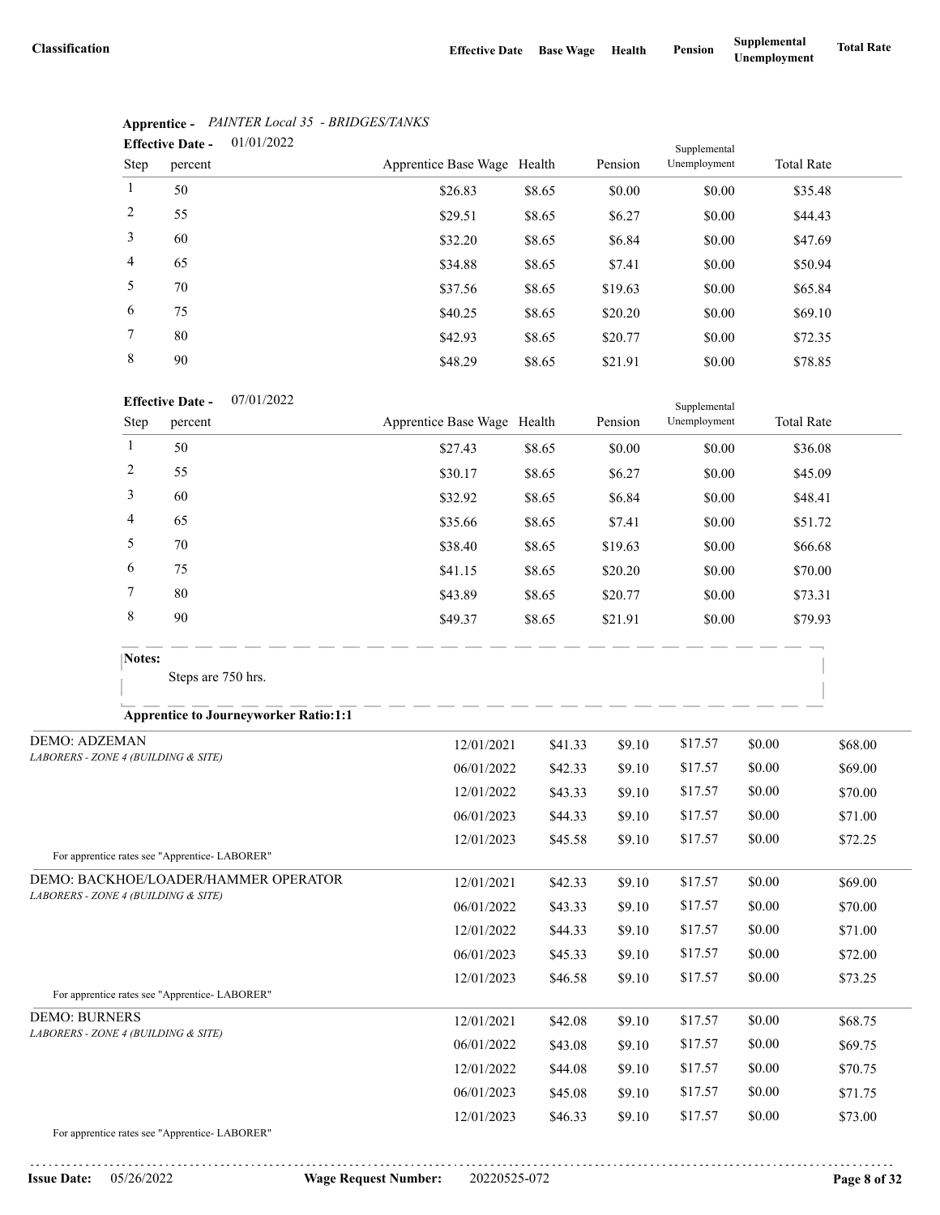| Classification | Effective Date | Base Wage | Health | Pension | Supplemental Unemployment | Total Rate |
|---|---|---|---|---|---|---|

**Apprentice -** *PAINTER Local 35 - BRIDGES/TANKS*

**Effective Date -** 01/01/2022

| Step | percent | Apprentice Base Wage | Health | Pension | Supplemental Unemployment | Total Rate |
|---|---|---|---|---|---|---|
| 1 | 50 | $26.83 | $8.65 | $0.00 | $0.00 | $35.48 |
| 2 | 55 | $29.51 | $8.65 | $6.27 | $0.00 | $44.43 |
| 3 | 60 | $32.20 | $8.65 | $6.84 | $0.00 | $47.69 |
| 4 | 65 | $34.88 | $8.65 | $7.41 | $0.00 | $50.94 |
| 5 | 70 | $37.56 | $8.65 | $19.63 | $0.00 | $65.84 |
| 6 | 75 | $40.25 | $8.65 | $20.20 | $0.00 | $69.10 |
| 7 | 80 | $42.93 | $8.65 | $20.77 | $0.00 | $72.35 |
| 8 | 90 | $48.29 | $8.65 | $21.91 | $0.00 | $78.85 |

**Effective Date -** 07/01/2022

| Step | percent | Apprentice Base Wage | Health | Pension | Supplemental Unemployment | Total Rate |
|---|---|---|---|---|---|---|
| 1 | 50 | $27.43 | $8.65 | $0.00 | $0.00 | $36.08 |
| 2 | 55 | $30.17 | $8.65 | $6.27 | $0.00 | $45.09 |
| 3 | 60 | $32.92 | $8.65 | $6.84 | $0.00 | $48.41 |
| 4 | 65 | $35.66 | $8.65 | $7.41 | $0.00 | $51.72 |
| 5 | 70 | $38.40 | $8.65 | $19.63 | $0.00 | $66.68 |
| 6 | 75 | $41.15 | $8.65 | $20.20 | $0.00 | $70.00 |
| 7 | 80 | $43.89 | $8.65 | $20.77 | $0.00 | $73.31 |
| 8 | 90 | $49.37 | $8.65 | $21.91 | $0.00 | $79.93 |

**Notes:**

Steps are 750 hrs.

**Apprentice to Journeyworker Ratio:1:1**

| Classification | Effective Date | Base Wage | Health | Pension | Supplemental Unemployment | Total Rate |
|---|---|---|---|---|---|---|
| DEMO: ADZEMAN<br>*LABORERS - ZONE 4 (BUILDING & SITE)* | 12/01/2021 | $41.33 | $9.10 | $17.57 | $0.00 | $68.00 |
| | 06/01/2022 | $42.33 | $9.10 | $17.57 | $0.00 | $69.00 |
| | 12/01/2022 | $43.33 | $9.10 | $17.57 | $0.00 | $70.00 |
| | 06/01/2023 | $44.33 | $9.10 | $17.57 | $0.00 | $71.00 |
| | 12/01/2023 | $45.58 | $9.10 | $17.57 | $0.00 | $72.25 |
| For apprentice rates see "Apprentice- LABORER" | | | | | | |
| DEMO: BACKHOE/LOADER/HAMMER OPERATOR<br>*LABORERS - ZONE 4 (BUILDING & SITE)* | 12/01/2021 | $42.33 | $9.10 | $17.57 | $0.00 | $69.00 |
| | 06/01/2022 | $43.33 | $9.10 | $17.57 | $0.00 | $70.00 |
| | 12/01/2022 | $44.33 | $9.10 | $17.57 | $0.00 | $71.00 |
| | 06/01/2023 | $45.33 | $9.10 | $17.57 | $0.00 | $72.00 |
| | 12/01/2023 | $46.58 | $9.10 | $17.57 | $0.00 | $73.25 |
| For apprentice rates see "Apprentice- LABORER" | | | | | | |
| DEMO: BURNERS<br>*LABORERS - ZONE 4 (BUILDING & SITE)* | 12/01/2021 | $42.08 | $9.10 | $17.57 | $0.00 | $68.75 |
| | 06/01/2022 | $43.08 | $9.10 | $17.57 | $0.00 | $69.75 |
| | 12/01/2022 | $44.08 | $9.10 | $17.57 | $0.00 | $70.75 |
| | 06/01/2023 | $45.08 | $9.10 | $17.57 | $0.00 | $71.75 |
| | 12/01/2023 | $46.33 | $9.10 | $17.57 | $0.00 | $73.00 |
| For apprentice rates see "Apprentice- LABORER" | | | | | | |

**Issue Date:** 05/26/2022 **Wage Request Number:** 20220525-072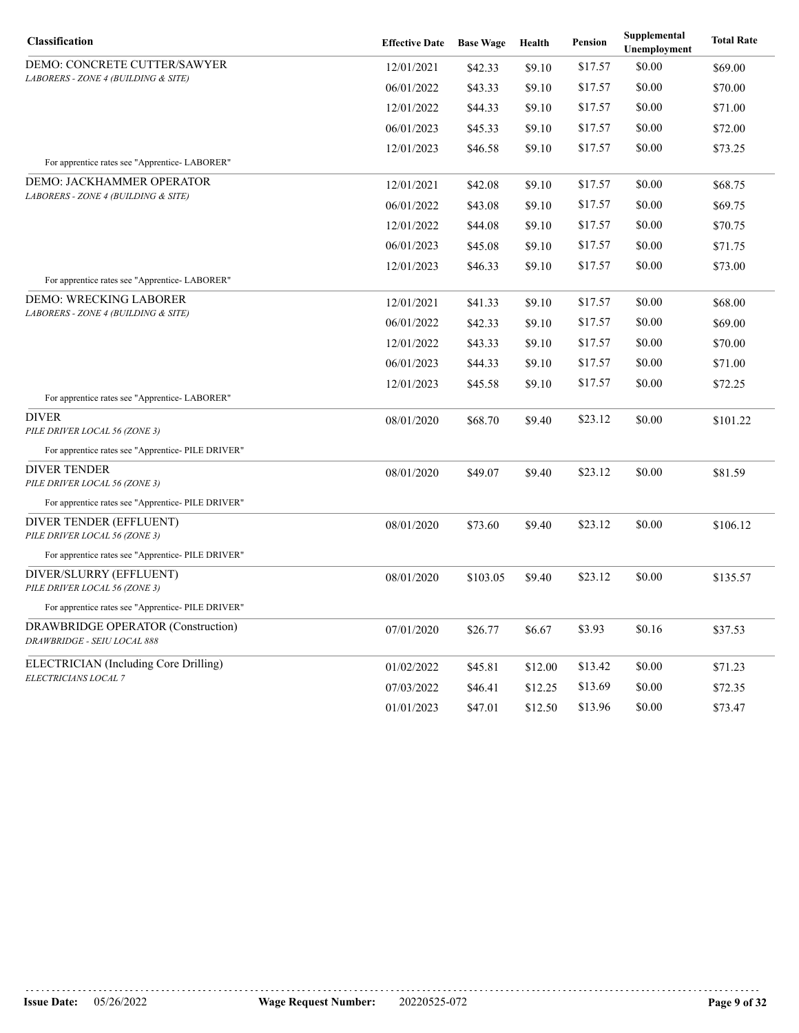| Classification | Effective Date | Base Wage | Health | Pension | Supplemental Unemployment | Total Rate |
|---|---|---|---|---|---|---|
| DEMO: CONCRETE CUTTER/SAWYER<br>*LABORERS - ZONE 4 (BUILDING & SITE)* | 12/01/2021 | $42.33 | $9.10 | $17.57 | $0.00 | $69.00 |
| | 06/01/2022 | $43.33 | $9.10 | $17.57 | $0.00 | $70.00 |
| | 12/01/2022 | $44.33 | $9.10 | $17.57 | $0.00 | $71.00 |
| | 06/01/2023 | $45.33 | $9.10 | $17.57 | $0.00 | $72.00 |
| | 12/01/2023 | $46.58 | $9.10 | $17.57 | $0.00 | $73.25 |
| For apprentice rates see "Apprentice- LABORER" | | | | | | |
| DEMO: JACKHAMMER OPERATOR<br>*LABORERS - ZONE 4 (BUILDING & SITE)* | 12/01/2021 | $42.08 | $9.10 | $17.57 | $0.00 | $68.75 |
| | 06/01/2022 | $43.08 | $9.10 | $17.57 | $0.00 | $69.75 |
| | 12/01/2022 | $44.08 | $9.10 | $17.57 | $0.00 | $70.75 |
| | 06/01/2023 | $45.08 | $9.10 | $17.57 | $0.00 | $71.75 |
| | 12/01/2023 | $46.33 | $9.10 | $17.57 | $0.00 | $73.00 |
| For apprentice rates see "Apprentice- LABORER" | | | | | | |
| DEMO: WRECKING LABORER<br>*LABORERS - ZONE 4 (BUILDING & SITE)* | 12/01/2021 | $41.33 | $9.10 | $17.57 | $0.00 | $68.00 |
| | 06/01/2022 | $42.33 | $9.10 | $17.57 | $0.00 | $69.00 |
| | 12/01/2022 | $43.33 | $9.10 | $17.57 | $0.00 | $70.00 |
| | 06/01/2023 | $44.33 | $9.10 | $17.57 | $0.00 | $71.00 |
| | 12/01/2023 | $45.58 | $9.10 | $17.57 | $0.00 | $72.25 |
| For apprentice rates see "Apprentice- LABORER" | | | | | | |
| DIVER<br>*PILE DRIVER LOCAL 56 (ZONE 3)* | 08/01/2020 | $68.70 | $9.40 | $23.12 | $0.00 | $101.22 |
| For apprentice rates see "Apprentice- PILE DRIVER" | | | | | | |
| DIVER TENDER<br>*PILE DRIVER LOCAL 56 (ZONE 3)* | 08/01/2020 | $49.07 | $9.40 | $23.12 | $0.00 | $81.59 |
| For apprentice rates see "Apprentice- PILE DRIVER" | | | | | | |
| DIVER TENDER (EFFLUENT)<br>*PILE DRIVER LOCAL 56 (ZONE 3)* | 08/01/2020 | $73.60 | $9.40 | $23.12 | $0.00 | $106.12 |
| For apprentice rates see "Apprentice- PILE DRIVER" | | | | | | |
| DIVER/SLURRY (EFFLUENT)<br>*PILE DRIVER LOCAL 56 (ZONE 3)* | 08/01/2020 | $103.05 | $9.40 | $23.12 | $0.00 | $135.57 |
| For apprentice rates see "Apprentice- PILE DRIVER" | | | | | | |
| DRAWBRIDGE OPERATOR (Construction)<br>*DRAWBRIDGE - SEIU LOCAL 888* | 07/01/2020 | $26.77 | $6.67 | $3.93 | $0.16 | $37.53 |
| ELECTRICIAN (Including Core Drilling)<br>*ELECTRICIANS LOCAL 7* | 01/02/2022 | $45.81 | $12.00 | $13.42 | $0.00 | $71.23 |
| | 07/03/2022 | $46.41 | $12.25 | $13.69 | $0.00 | $72.35 |
| | 01/01/2023 | $47.01 | $12.50 | $13.96 | $0.00 | $73.47 |

**Issue Date:** 05/26/2022 **Wage Request Number:** 20220525-072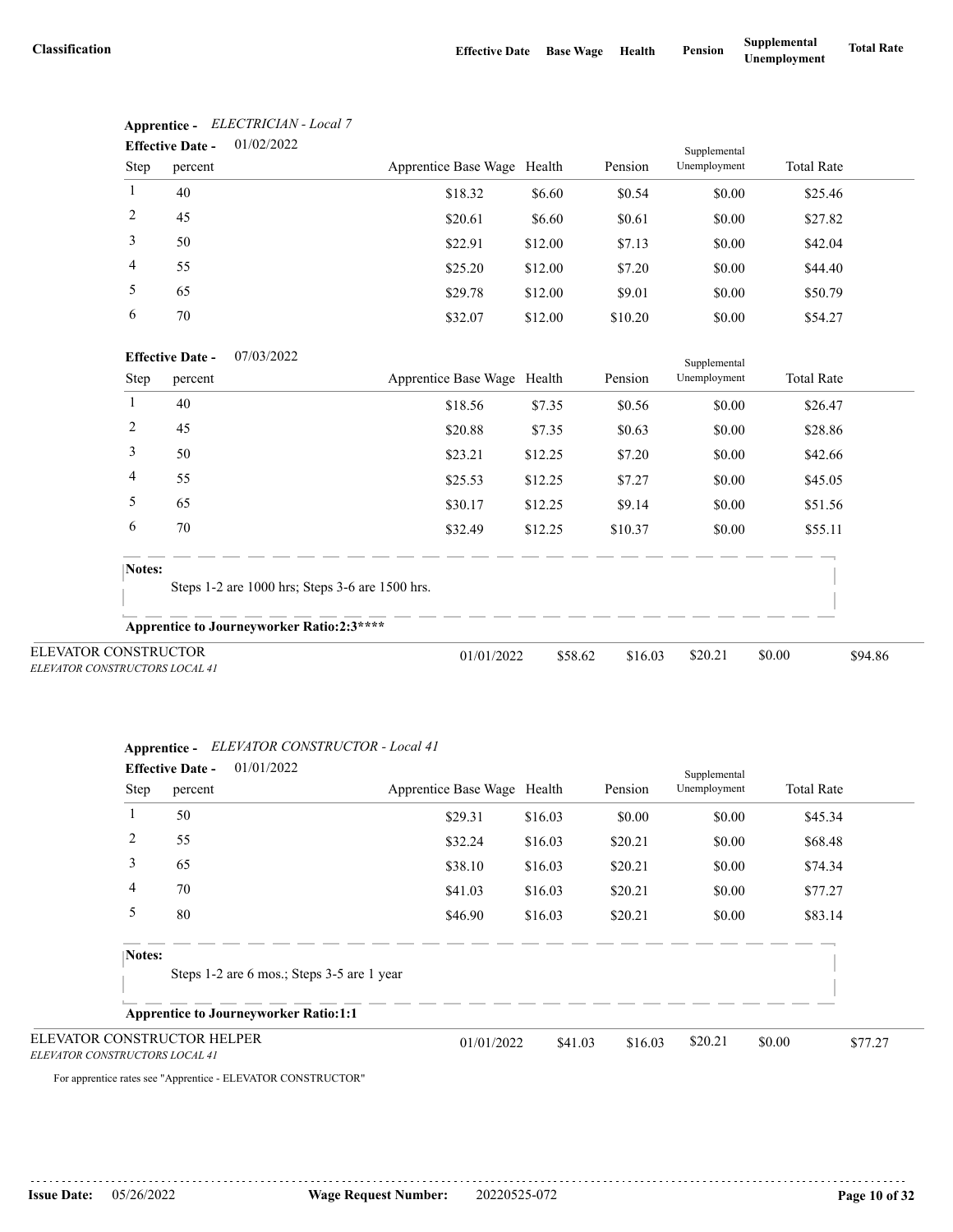| Classification | Effective Date | Base Wage | Health | Pension | Supplemental Unemployment | Total Rate |
|---|---|---|---|---|---|---|

**Apprentice -** *ELECTRICIAN - Local 7*

**Effective Date -** 01/02/2022

| Step | percent | Apprentice Base Wage | Health | Pension | Supplemental Unemployment | Total Rate |
|---|---|---|---|---|---|---|
| 1 | 40 | $18.32 | $6.60 | $0.54 | $0.00 | $25.46 |
| 2 | 45 | $20.61 | $6.60 | $0.61 | $0.00 | $27.82 |
| 3 | 50 | $22.91 | $12.00 | $7.13 | $0.00 | $42.04 |
| 4 | 55 | $25.20 | $12.00 | $7.20 | $0.00 | $44.40 |
| 5 | 65 | $29.78 | $12.00 | $9.01 | $0.00 | $50.79 |
| 6 | 70 | $32.07 | $12.00 | $10.20 | $0.00 | $54.27 |

**Effective Date -** 07/03/2022

| Step | percent | Apprentice Base Wage | Health | Pension | Supplemental Unemployment | Total Rate |
|---|---|---|---|---|---|---|
| 1 | 40 | $18.56 | $7.35 | $0.56 | $0.00 | $26.47 |
| 2 | 45 | $20.88 | $7.35 | $0.63 | $0.00 | $28.86 |
| 3 | 50 | $23.21 | $12.25 | $7.20 | $0.00 | $42.66 |
| 4 | 55 | $25.53 | $12.25 | $7.27 | $0.00 | $45.05 |
| 5 | 65 | $30.17 | $12.25 | $9.14 | $0.00 | $51.56 |
| 6 | 70 | $32.49 | $12.25 | $10.37 | $0.00 | $55.11 |

**Notes:**

Steps 1-2 are 1000 hrs; Steps 3-6 are 1500 hrs.

**Apprentice to Journeyworker Ratio:2:3****

| Classification | Effective Date | Base Wage | Health | Pension | Supplemental Unemployment | Total Rate |
|---|---|---|---|---|---|---|
| ELEVATOR CONSTRUCTOR<br>*ELEVATOR CONSTRUCTORS LOCAL 41* | 01/01/2022 | $58.62 | $16.03 | $20.21 | $0.00 | $94.86 |

**Apprentice -** *ELEVATOR CONSTRUCTOR - Local 41*

**Effective Date -** 01/01/2022

| Step | percent | Apprentice Base Wage | Health | Pension | Supplemental Unemployment | Total Rate |
|---|---|---|---|---|---|---|
| 1 | 50 | $29.31 | $16.03 | $0.00 | $0.00 | $45.34 |
| 2 | 55 | $32.24 | $16.03 | $20.21 | $0.00 | $68.48 |
| 3 | 65 | $38.10 | $16.03 | $20.21 | $0.00 | $74.34 |
| 4 | 70 | $41.03 | $16.03 | $20.21 | $0.00 | $77.27 |
| 5 | 80 | $46.90 | $16.03 | $20.21 | $0.00 | $83.14 |

**Notes:**

Steps 1-2 are 6 mos.; Steps 3-5 are 1 year

**Apprentice to Journeyworker Ratio:1:1**

| Classification | Effective Date | Base Wage | Health | Pension | Supplemental Unemployment | Total Rate |
|---|---|---|---|---|---|---|
| ELEVATOR CONSTRUCTOR HELPER<br>*ELEVATOR CONSTRUCTORS LOCAL 41* | 01/01/2022 | $41.03 | $16.03 | $20.21 | $0.00 | $77.27 |

For apprentice rates see "Apprentice - ELEVATOR CONSTRUCTOR"

**Issue Date:** 05/26/2022 **Wage Request Number:** 20220525-072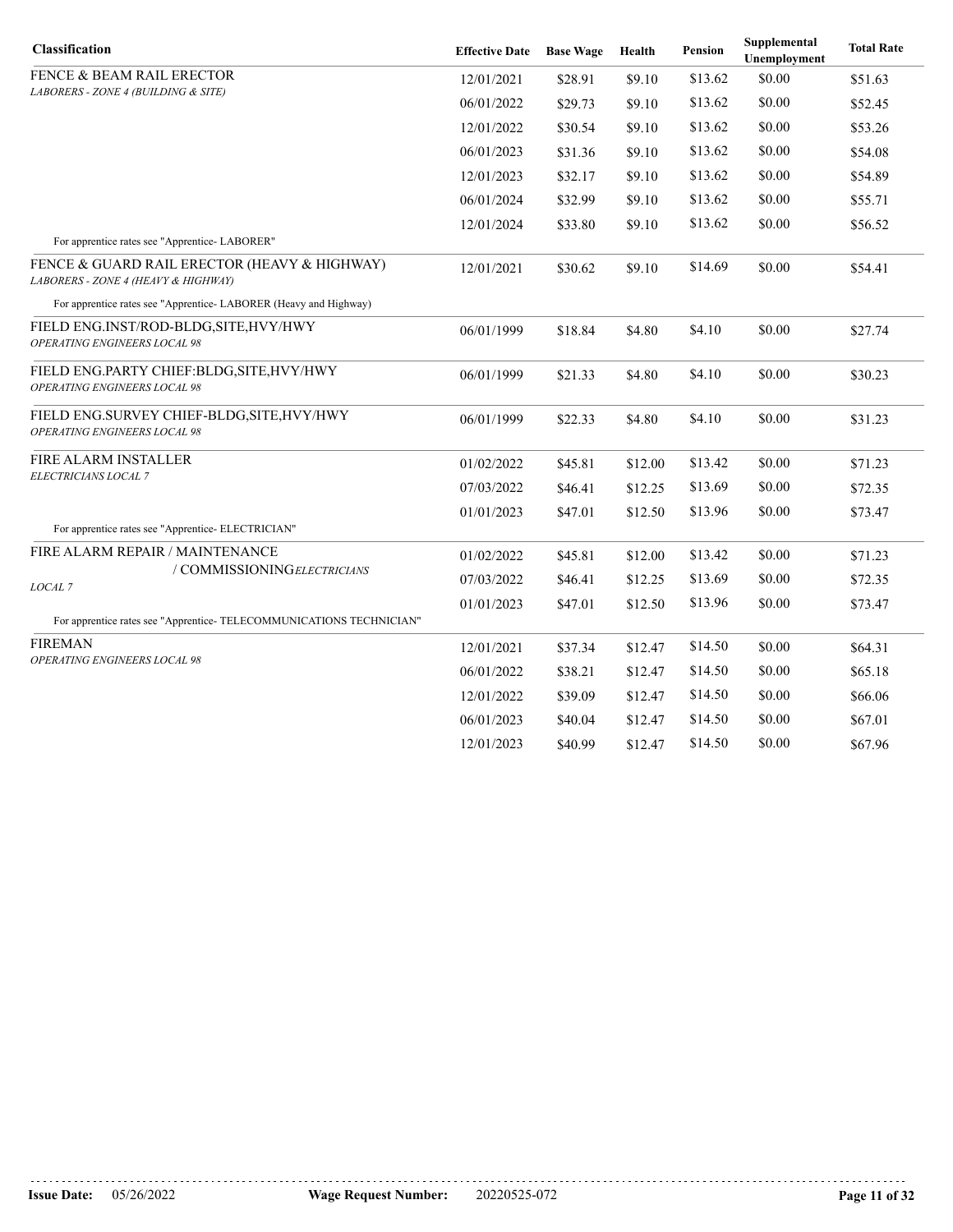| Classification | Effective Date | Base Wage | Health | Pension | Supplemental Unemployment | Total Rate |
|---|---|---|---|---|---|---|
| FENCE & BEAM RAIL ERECTOR<br>*LABORERS - ZONE 4 (BUILDING & SITE)* | 12/01/2021 | $28.91 | $9.10 | $13.62 | $0.00 | $51.63 |
| | 06/01/2022 | $29.73 | $9.10 | $13.62 | $0.00 | $52.45 |
| | 12/01/2022 | $30.54 | $9.10 | $13.62 | $0.00 | $53.26 |
| | 06/01/2023 | $31.36 | $9.10 | $13.62 | $0.00 | $54.08 |
| | 12/01/2023 | $32.17 | $9.10 | $13.62 | $0.00 | $54.89 |
| | 06/01/2024 | $32.99 | $9.10 | $13.62 | $0.00 | $55.71 |
| | 12/01/2024 | $33.80 | $9.10 | $13.62 | $0.00 | $56.52 |
| For apprentice rates see "Apprentice- LABORER" | | | | | | |
| FENCE & GUARD RAIL ERECTOR (HEAVY & HIGHWAY)<br>*LABORERS - ZONE 4 (HEAVY & HIGHWAY)* | 12/01/2021 | $30.62 | $9.10 | $14.69 | $0.00 | $54.41 |
| For apprentice rates see "Apprentice- LABORER (Heavy and Highway) | | | | | | |
| FIELD ENG.INST/ROD-BLDG,SITE,HVY/HWY<br>*OPERATING ENGINEERS LOCAL 98* | 06/01/1999 | $18.84 | $4.80 | $4.10 | $0.00 | $27.74 |
| FIELD ENG.PARTY CHIEF:BLDG,SITE,HVY/HWY<br>*OPERATING ENGINEERS LOCAL 98* | 06/01/1999 | $21.33 | $4.80 | $4.10 | $0.00 | $30.23 |
| FIELD ENG.SURVEY CHIEF-BLDG,SITE,HVY/HWY<br>*OPERATING ENGINEERS LOCAL 98* | 06/01/1999 | $22.33 | $4.80 | $4.10 | $0.00 | $31.23 |
| FIRE ALARM INSTALLER<br>*ELECTRICIANS LOCAL 7* | 01/02/2022 | $45.81 | $12.00 | $13.42 | $0.00 | $71.23 |
| | 07/03/2022 | $46.41 | $12.25 | $13.69 | $0.00 | $72.35 |
| | 01/01/2023 | $47.01 | $12.50 | $13.96 | $0.00 | $73.47 |
| For apprentice rates see "Apprentice- ELECTRICIAN" | | | | | | |
| FIRE ALARM REPAIR / MAINTENANCE / COMMISSIONING<br>*ELECTRICIANS LOCAL 7* | 01/02/2022 | $45.81 | $12.00 | $13.42 | $0.00 | $71.23 |
| | 07/03/2022 | $46.41 | $12.25 | $13.69 | $0.00 | $72.35 |
| | 01/01/2023 | $47.01 | $12.50 | $13.96 | $0.00 | $73.47 |
| For apprentice rates see "Apprentice- TELECOMMUNICATIONS TECHNICIAN" | | | | | | |
| FIREMAN<br>*OPERATING ENGINEERS LOCAL 98* | 12/01/2021 | $37.34 | $12.47 | $14.50 | $0.00 | $64.31 |
| | 06/01/2022 | $38.21 | $12.47 | $14.50 | $0.00 | $65.18 |
| | 12/01/2022 | $39.09 | $12.47 | $14.50 | $0.00 | $66.06 |
| | 06/01/2023 | $40.04 | $12.47 | $14.50 | $0.00 | $67.01 |
| | 12/01/2023 | $40.99 | $12.47 | $14.50 | $0.00 | $67.96 |

**Issue Date:** 05/26/2022 **Wage Request Number:** 20220525-072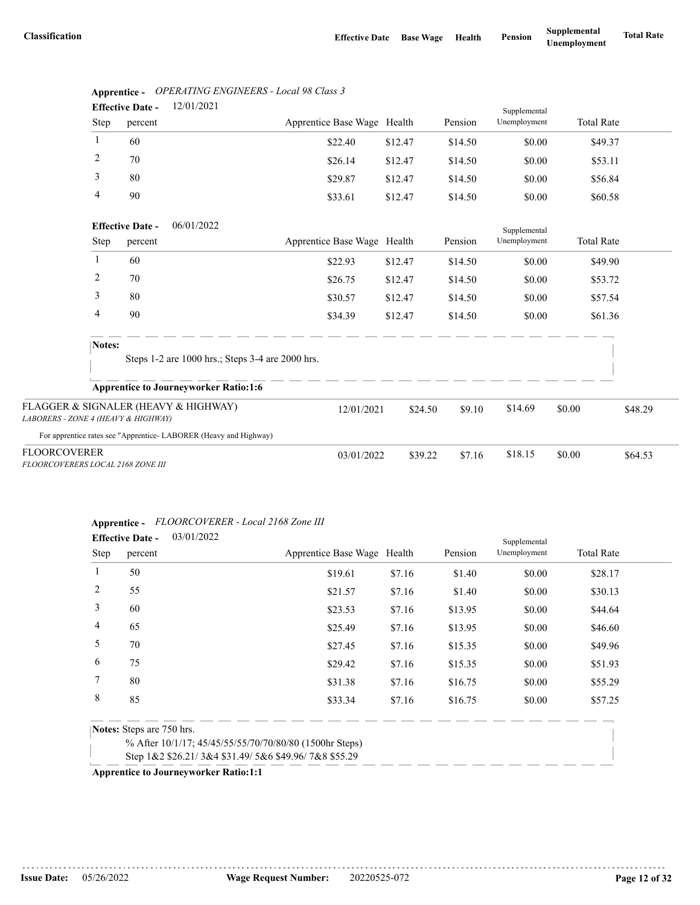| Classification | Effective Date | Base Wage | Health | Pension | Supplemental Unemployment | Total Rate |
|---|---|---|---|---|---|---|

**Apprentice -** *OPERATING ENGINEERS - Local 98 Class 3*

**Effective Date -** 12/01/2021

| Step | percent | Apprentice Base Wage | Health | Pension | Supplemental Unemployment | Total Rate |
|---|---|---|---|---|---|---|
| 1 | 60 | $22.40 | $12.47 | $14.50 | $0.00 | $49.37 |
| 2 | 70 | $26.14 | $12.47 | $14.50 | $0.00 | $53.11 |
| 3 | 80 | $29.87 | $12.47 | $14.50 | $0.00 | $56.84 |
| 4 | 90 | $33.61 | $12.47 | $14.50 | $0.00 | $60.58 |

**Effective Date -** 06/01/2022

| Step | percent | Apprentice Base Wage | Health | Pension | Supplemental Unemployment | Total Rate |
|---|---|---|---|---|---|---|
| 1 | 60 | $22.93 | $12.47 | $14.50 | $0.00 | $49.90 |
| 2 | 70 | $26.75 | $12.47 | $14.50 | $0.00 | $53.72 |
| 3 | 80 | $30.57 | $12.47 | $14.50 | $0.00 | $57.54 |
| 4 | 90 | $34.39 | $12.47 | $14.50 | $0.00 | $61.36 |

**Notes:**
Steps 1-2 are 1000 hrs.; Steps 3-4 are 2000 hrs.

**Apprentice to Journeyworker Ratio:1:6**

| Classification | Effective Date | Base Wage | Health | Pension | Supplemental Unemployment | Total Rate |
|---|---|---|---|---|---|---|
| FLAGGER & SIGNALER (HEAVY & HIGHWAY)<br>*LABORERS - ZONE 4 (HEAVY & HIGHWAY)* | 12/01/2021 | $24.50 | $9.10 | $14.69 | $0.00 | $48.29 |

For apprentice rates see "Apprentice- LABORER (Heavy and Highway)

| Classification | Effective Date | Base Wage | Health | Pension | Supplemental Unemployment | Total Rate |
|---|---|---|---|---|---|---|
| FLOORCOVERER<br>*FLOORCOVERERS LOCAL 2168 ZONE III* | 03/01/2022 | $39.22 | $7.16 | $18.15 | $0.00 | $64.53 |

**Apprentice -** *FLOORCOVERER - Local 2168 Zone III*

**Effective Date -** 03/01/2022

| Step | percent | Apprentice Base Wage | Health | Pension | Supplemental Unemployment | Total Rate |
|---|---|---|---|---|---|---|
| 1 | 50 | $19.61 | $7.16 | $1.40 | $0.00 | $28.17 |
| 2 | 55 | $21.57 | $7.16 | $1.40 | $0.00 | $30.13 |
| 3 | 60 | $23.53 | $7.16 | $13.95 | $0.00 | $44.64 |
| 4 | 65 | $25.49 | $7.16 | $13.95 | $0.00 | $46.60 |
| 5 | 70 | $27.45 | $7.16 | $15.35 | $0.00 | $49.96 |
| 6 | 75 | $29.42 | $7.16 | $15.35 | $0.00 | $51.93 |
| 7 | 80 | $31.38 | $7.16 | $16.75 | $0.00 | $55.29 |
| 8 | 85 | $33.34 | $7.16 | $16.75 | $0.00 | $57.25 |

**Notes:** Steps are 750 hrs.
% After 10/1/17; 45/45/55/55/70/70/80/80 (1500hr Steps)
Step 1&2 $26.21/ 3&4 $31.49/ 5&6 $49.96/ 7&8 $55.29

**Apprentice to Journeyworker Ratio:1:1**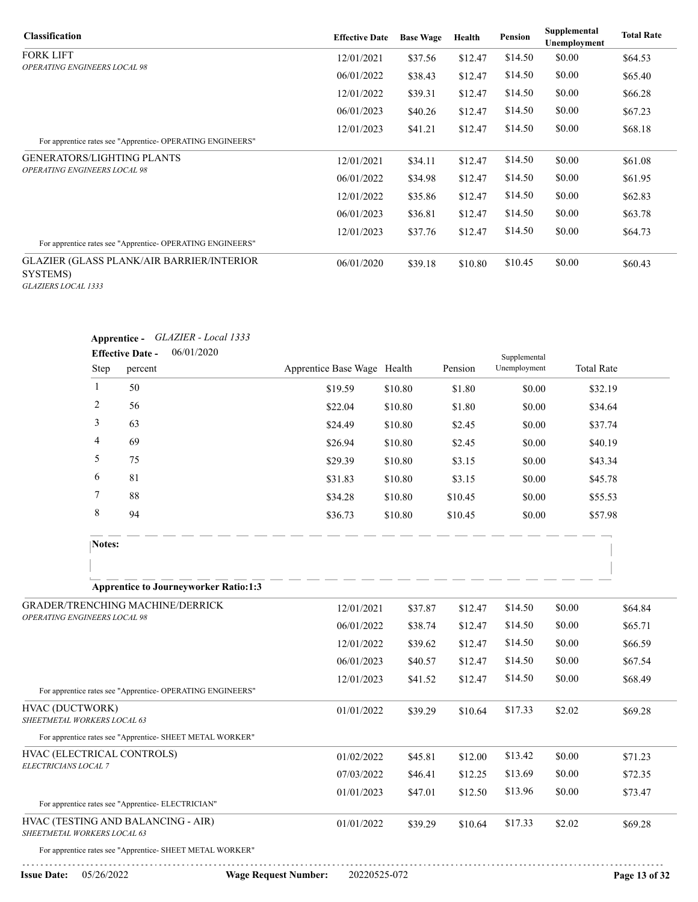| Classification | Effective Date | Base Wage | Health | Pension | Supplemental Unemployment | Total Rate |
|---|---|---|---|---|---|---|
| FORK LIFT<br>*OPERATING ENGINEERS LOCAL 98* | 12/01/2021 | $37.56 | $12.47 | $14.50 | $0.00 | $64.53 |
| | 06/01/2022 | $38.43 | $12.47 | $14.50 | $0.00 | $65.40 |
| | 12/01/2022 | $39.31 | $12.47 | $14.50 | $0.00 | $66.28 |
| | 06/01/2023 | $40.26 | $12.47 | $14.50 | $0.00 | $67.23 |
| | 12/01/2023 | $41.21 | $12.47 | $14.50 | $0.00 | $68.18 |
| For apprentice rates see "Apprentice- OPERATING ENGINEERS" | | | | | | |
| GENERATORS/LIGHTING PLANTS<br>*OPERATING ENGINEERS LOCAL 98* | 12/01/2021 | $34.11 | $12.47 | $14.50 | $0.00 | $61.08 |
| | 06/01/2022 | $34.98 | $12.47 | $14.50 | $0.00 | $61.95 |
| | 12/01/2022 | $35.86 | $12.47 | $14.50 | $0.00 | $62.83 |
| | 06/01/2023 | $36.81 | $12.47 | $14.50 | $0.00 | $63.78 |
| | 12/01/2023 | $37.76 | $12.47 | $14.50 | $0.00 | $64.73 |
| For apprentice rates see "Apprentice- OPERATING ENGINEERS" | | | | | | |
| GLAZIER (GLASS PLANK/AIR BARRIER/INTERIOR SYSTEMS)<br>*GLAZIERS LOCAL 1333* | 06/01/2020 | $39.18 | $10.80 | $10.45 | $0.00 | $60.43 |

**Apprentice -** *GLAZIER - Local 1333*

**Effective Date -** 06/01/2020

| Step | percent | Apprentice Base Wage | Health | Pension | Supplemental Unemployment | Total Rate |
|---|---|---|---|---|---|---|
| 1 | 50 | $19.59 | $10.80 | $1.80 | $0.00 | $32.19 |
| 2 | 56 | $22.04 | $10.80 | $1.80 | $0.00 | $34.64 |
| 3 | 63 | $24.49 | $10.80 | $2.45 | $0.00 | $37.74 |
| 4 | 69 | $26.94 | $10.80 | $2.45 | $0.00 | $40.19 |
| 5 | 75 | $29.39 | $10.80 | $3.15 | $0.00 | $43.34 |
| 6 | 81 | $31.83 | $10.80 | $3.15 | $0.00 | $45.78 |
| 7 | 88 | $34.28 | $10.80 | $10.45 | $0.00 | $55.53 |
| 8 | 94 | $36.73 | $10.80 | $10.45 | $0.00 | $57.98 |

**Notes:**

**Apprentice to Journeyworker Ratio:1:3**

| Classification | Effective Date | Base Wage | Health | Pension | Supplemental Unemployment | Total Rate |
|---|---|---|---|---|---|---|
| GRADER/TRENCHING MACHINE/DERRICK<br>*OPERATING ENGINEERS LOCAL 98* | 12/01/2021 | $37.87 | $12.47 | $14.50 | $0.00 | $64.84 |
| | 06/01/2022 | $38.74 | $12.47 | $14.50 | $0.00 | $65.71 |
| | 12/01/2022 | $39.62 | $12.47 | $14.50 | $0.00 | $66.59 |
| | 06/01/2023 | $40.57 | $12.47 | $14.50 | $0.00 | $67.54 |
| | 12/01/2023 | $41.52 | $12.47 | $14.50 | $0.00 | $68.49 |
| For apprentice rates see "Apprentice- OPERATING ENGINEERS" | | | | | | |
| HVAC (DUCTWORK)<br>*SHEETMETAL WORKERS LOCAL 63* | 01/01/2022 | $39.29 | $10.64 | $17.33 | $2.02 | $69.28 |
| For apprentice rates see "Apprentice- SHEET METAL WORKER" | | | | | | |
| HVAC (ELECTRICAL CONTROLS)<br>*ELECTRICIANS LOCAL 7* | 01/02/2022 | $45.81 | $12.00 | $13.42 | $0.00 | $71.23 |
| | 07/03/2022 | $46.41 | $12.25 | $13.69 | $0.00 | $72.35 |
| | 01/01/2023 | $47.01 | $12.50 | $13.96 | $0.00 | $73.47 |
| For apprentice rates see "Apprentice- ELECTRICIAN" | | | | | | |
| HVAC (TESTING AND BALANCING - AIR)<br>*SHEETMETAL WORKERS LOCAL 63* | 01/01/2022 | $39.29 | $10.64 | $17.33 | $2.02 | $69.28 |
| For apprentice rates see "Apprentice- SHEET METAL WORKER" | | | | | | |

**Issue Date:** 05/26/2022 **Wage Request Number:** 20220525-072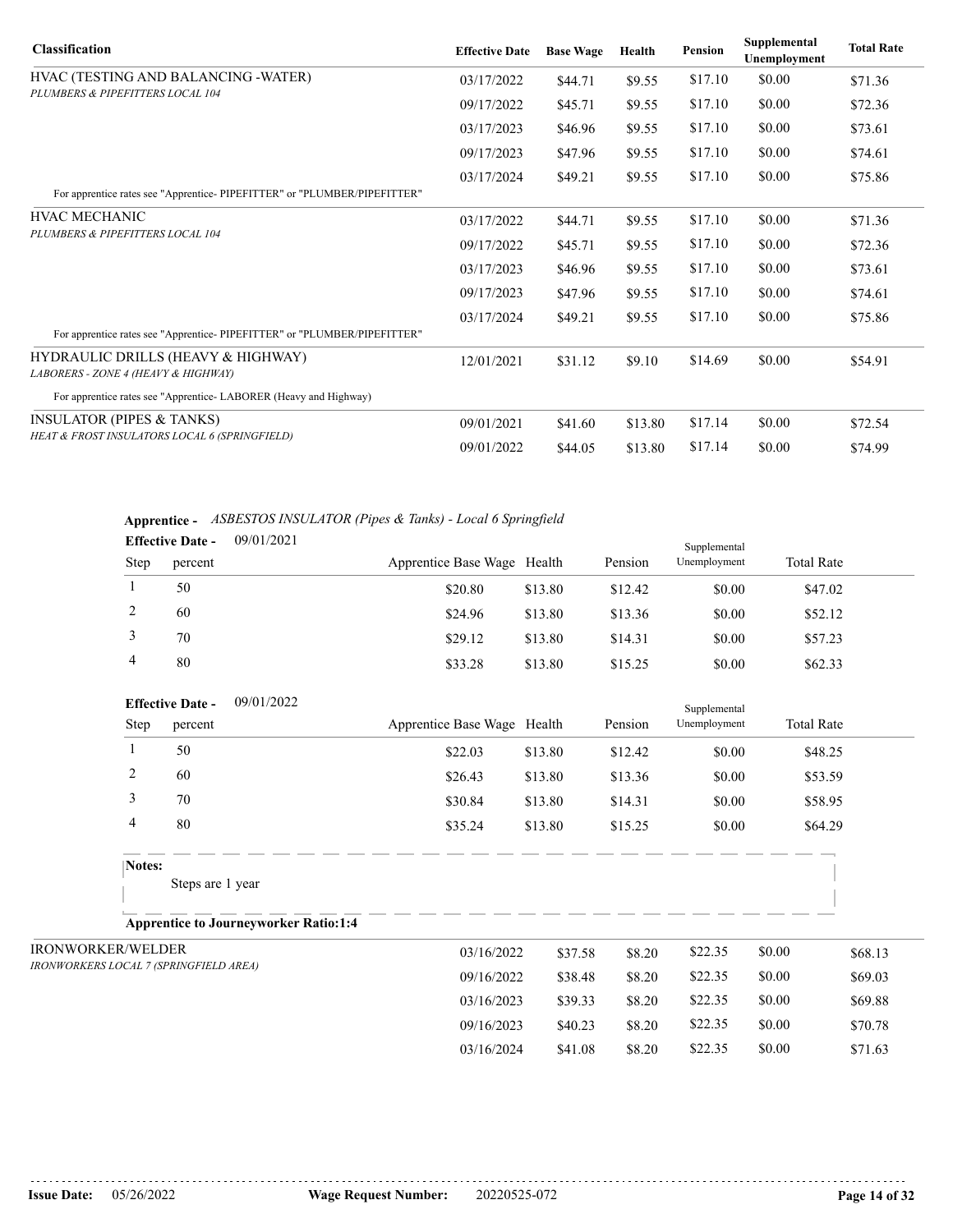| Classification | Effective Date | Base Wage | Health | Pension | Supplemental Unemployment | Total Rate |
|---|---|---|---|---|---|---|
| HVAC (TESTING AND BALANCING -WATER) | 03/17/2022 | $44.71 | $9.55 | $17.10 | $0.00 | $71.36 |
| *PLUMBERS & PIPEFITTERS LOCAL 104* | 09/17/2022 | $45.71 | $9.55 | $17.10 | $0.00 | $72.36 |
| | 03/17/2023 | $46.96 | $9.55 | $17.10 | $0.00 | $73.61 |
| | 09/17/2023 | $47.96 | $9.55 | $17.10 | $0.00 | $74.61 |
| | 03/17/2024 | $49.21 | $9.55 | $17.10 | $0.00 | $75.86 |
| For apprentice rates see "Apprentice- PIPEFITTER" or "PLUMBER/PIPEFITTER" | | | | | | |
| HVAC MECHANIC | 03/17/2022 | $44.71 | $9.55 | $17.10 | $0.00 | $71.36 |
| *PLUMBERS & PIPEFITTERS LOCAL 104* | 09/17/2022 | $45.71 | $9.55 | $17.10 | $0.00 | $72.36 |
| | 03/17/2023 | $46.96 | $9.55 | $17.10 | $0.00 | $73.61 |
| | 09/17/2023 | $47.96 | $9.55 | $17.10 | $0.00 | $74.61 |
| | 03/17/2024 | $49.21 | $9.55 | $17.10 | $0.00 | $75.86 |
| For apprentice rates see "Apprentice- PIPEFITTER" or "PLUMBER/PIPEFITTER" | | | | | | |
| HYDRAULIC DRILLS (HEAVY & HIGHWAY) *LABORERS - ZONE 4 (HEAVY & HIGHWAY)* | 12/01/2021 | $31.12 | $9.10 | $14.69 | $0.00 | $54.91 |
| For apprentice rates see "Apprentice- LABORER (Heavy and Highway) | | | | | | |
| INSULATOR (PIPES & TANKS) | 09/01/2021 | $41.60 | $13.80 | $17.14 | $0.00 | $72.54 |
| *HEAT & FROST INSULATORS LOCAL 6 (SPRINGFIELD)* | 09/01/2022 | $44.05 | $13.80 | $17.14 | $0.00 | $74.99 |

**Apprentice -** *ASBESTOS INSULATOR (Pipes & Tanks) - Local 6 Springfield*

**Effective Date -** 09/01/2021

| Step | percent | Apprentice Base Wage | Health | Pension | Supplemental Unemployment | Total Rate |
|---|---|---|---|---|---|---|
| 1 | 50 | $20.80 | $13.80 | $12.42 | $0.00 | $47.02 |
| 2 | 60 | $24.96 | $13.80 | $13.36 | $0.00 | $52.12 |
| 3 | 70 | $29.12 | $13.80 | $14.31 | $0.00 | $57.23 |
| 4 | 80 | $33.28 | $13.80 | $15.25 | $0.00 | $62.33 |

**Effective Date -** 09/01/2022

| Step | percent | Apprentice Base Wage | Health | Pension | Supplemental Unemployment | Total Rate |
|---|---|---|---|---|---|---|
| 1 | 50 | $22.03 | $13.80 | $12.42 | $0.00 | $48.25 |
| 2 | 60 | $26.43 | $13.80 | $13.36 | $0.00 | $53.59 |
| 3 | 70 | $30.84 | $13.80 | $14.31 | $0.00 | $58.95 |
| 4 | 80 | $35.24 | $13.80 | $15.25 | $0.00 | $64.29 |

**Notes:**

Steps are 1 year

**Apprentice to Journeyworker Ratio:1:4**

| Classification | Effective Date | Base Wage | Health | Pension | Supplemental Unemployment | Total Rate |
|---|---|---|---|---|---|---|
| IRONWORKER/WELDER | 03/16/2022 | $37.58 | $8.20 | $22.35 | $0.00 | $68.13 |
| *IRONWORKERS LOCAL 7 (SPRINGFIELD AREA)* | 09/16/2022 | $38.48 | $8.20 | $22.35 | $0.00 | $69.03 |
| | 03/16/2023 | $39.33 | $8.20 | $22.35 | $0.00 | $69.88 |
| | 09/16/2023 | $40.23 | $8.20 | $22.35 | $0.00 | $70.78 |
| | 03/16/2024 | $41.08 | $8.20 | $22.35 | $0.00 | $71.63 |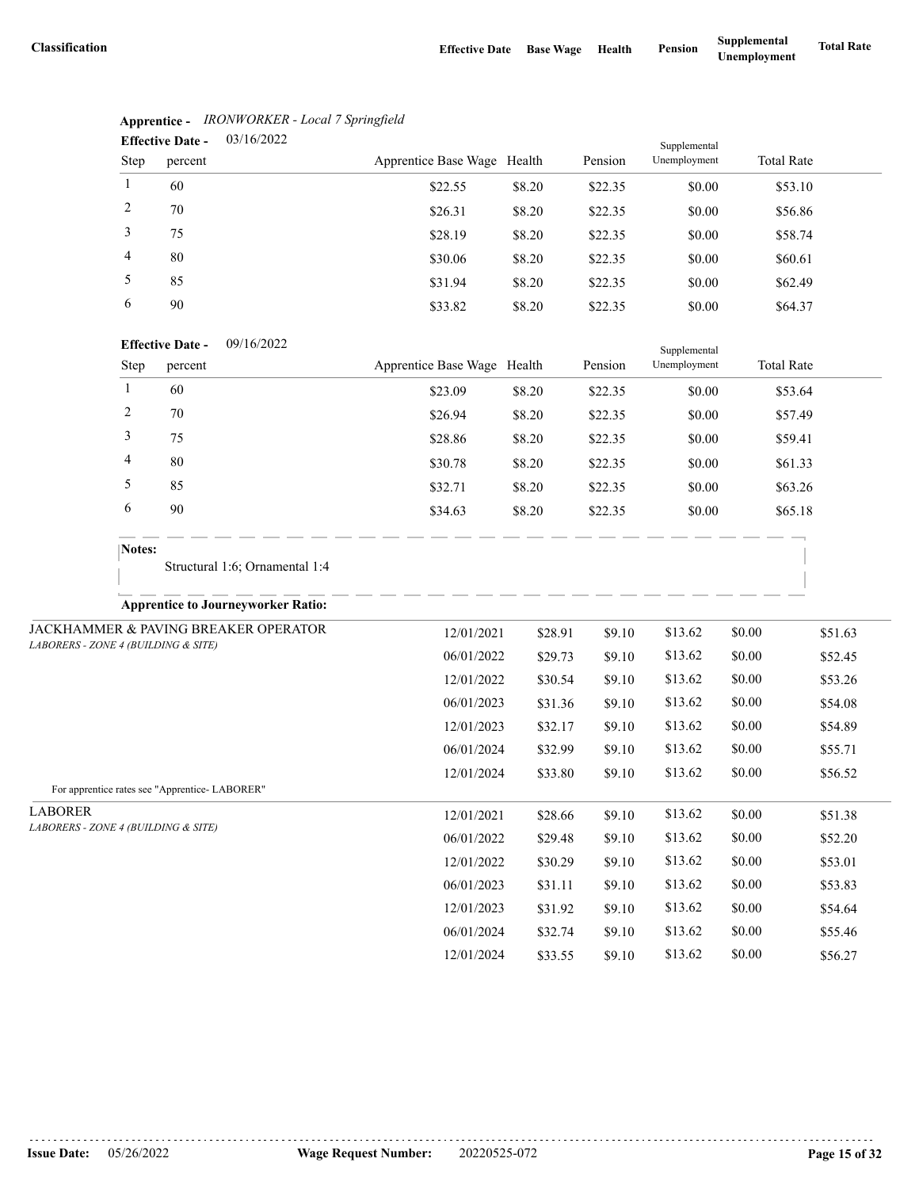| Classification | Effective Date | Base Wage | Health | Pension | Supplemental Unemployment | Total Rate |
|---|---|---|---|---|---|---|

**Apprentice -** *IRONWORKER - Local 7 Springfield*

**Effective Date -** 03/16/2022

| Step | percent | Apprentice Base Wage | Health | Pension | Supplemental Unemployment | Total Rate |
|---|---|---|---|---|---|---|
| 1 | 60 | $22.55 | $8.20 | $22.35 | $0.00 | $53.10 |
| 2 | 70 | $26.31 | $8.20 | $22.35 | $0.00 | $56.86 |
| 3 | 75 | $28.19 | $8.20 | $22.35 | $0.00 | $58.74 |
| 4 | 80 | $30.06 | $8.20 | $22.35 | $0.00 | $60.61 |
| 5 | 85 | $31.94 | $8.20 | $22.35 | $0.00 | $62.49 |
| 6 | 90 | $33.82 | $8.20 | $22.35 | $0.00 | $64.37 |

**Effective Date -** 09/16/2022

| Step | percent | Apprentice Base Wage | Health | Pension | Supplemental Unemployment | Total Rate |
|---|---|---|---|---|---|---|
| 1 | 60 | $23.09 | $8.20 | $22.35 | $0.00 | $53.64 |
| 2 | 70 | $26.94 | $8.20 | $22.35 | $0.00 | $57.49 |
| 3 | 75 | $28.86 | $8.20 | $22.35 | $0.00 | $59.41 |
| 4 | 80 | $30.78 | $8.20 | $22.35 | $0.00 | $61.33 |
| 5 | 85 | $32.71 | $8.20 | $22.35 | $0.00 | $63.26 |
| 6 | 90 | $34.63 | $8.20 | $22.35 | $0.00 | $65.18 |

**Notes:**

Structural 1:6; Ornamental 1:4

**Apprentice to Journeyworker Ratio:**

| Classification | Effective Date | Base Wage | Health | Pension | Supplemental Unemployment | Total Rate |
|---|---|---|---|---|---|---|
| JACKHAMMER & PAVING BREAKER OPERATOR<br>*LABORERS - ZONE 4 (BUILDING & SITE)* | 12/01/2021 | $28.91 | $9.10 | $13.62 | $0.00 | $51.63 |
| | 06/01/2022 | $29.73 | $9.10 | $13.62 | $0.00 | $52.45 |
| | 12/01/2022 | $30.54 | $9.10 | $13.62 | $0.00 | $53.26 |
| | 06/01/2023 | $31.36 | $9.10 | $13.62 | $0.00 | $54.08 |
| | 12/01/2023 | $32.17 | $9.10 | $13.62 | $0.00 | $54.89 |
| | 06/01/2024 | $32.99 | $9.10 | $13.62 | $0.00 | $55.71 |
| | 12/01/2024 | $33.80 | $9.10 | $13.62 | $0.00 | $56.52 |

For apprentice rates see "Apprentice- LABORER"

| Classification | Effective Date | Base Wage | Health | Pension | Supplemental Unemployment | Total Rate |
|---|---|---|---|---|---|---|
| LABORER<br>*LABORERS - ZONE 4 (BUILDING & SITE)* | 12/01/2021 | $28.66 | $9.10 | $13.62 | $0.00 | $51.38 |
| | 06/01/2022 | $29.48 | $9.10 | $13.62 | $0.00 | $52.20 |
| | 12/01/2022 | $30.29 | $9.10 | $13.62 | $0.00 | $53.01 |
| | 06/01/2023 | $31.11 | $9.10 | $13.62 | $0.00 | $53.83 |
| | 12/01/2023 | $31.92 | $9.10 | $13.62 | $0.00 | $54.64 |
| | 06/01/2024 | $32.74 | $9.10 | $13.62 | $0.00 | $55.46 |
| | 12/01/2024 | $33.55 | $9.10 | $13.62 | $0.00 | $56.27 |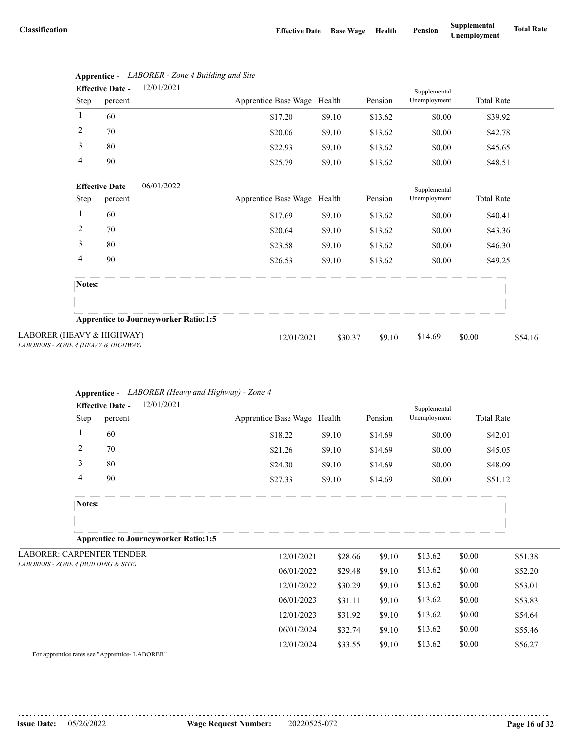| Classification | Effective Date | Base Wage | Health | Pension | Supplemental Unemployment | Total Rate |
|---|---|---|---|---|---|---|

**Apprentice -** *LABORER - Zone 4 Building and Site*

**Effective Date -** 12/01/2021

| Step | percent | Apprentice Base Wage | Health | Pension | Supplemental Unemployment | Total Rate |
|---|---|---|---|---|---|---|
| 1 | 60 | $17.20 | $9.10 | $13.62 | $0.00 | $39.92 |
| 2 | 70 | $20.06 | $9.10 | $13.62 | $0.00 | $42.78 |
| 3 | 80 | $22.93 | $9.10 | $13.62 | $0.00 | $45.65 |
| 4 | 90 | $25.79 | $9.10 | $13.62 | $0.00 | $48.51 |

**Effective Date -** 06/01/2022

| Step | percent | Apprentice Base Wage | Health | Pension | Supplemental Unemployment | Total Rate |
|---|---|---|---|---|---|---|
| 1 | 60 | $17.69 | $9.10 | $13.62 | $0.00 | $40.41 |
| 2 | 70 | $20.64 | $9.10 | $13.62 | $0.00 | $43.36 |
| 3 | 80 | $23.58 | $9.10 | $13.62 | $0.00 | $46.30 |
| 4 | 90 | $26.53 | $9.10 | $13.62 | $0.00 | $49.25 |

**Notes:**

**Apprentice to Journeyworker Ratio:1:5**

| Classification | Effective Date | Base Wage | Health | Pension | Supplemental Unemployment | Total Rate |
|---|---|---|---|---|---|---|
| LABORER (HEAVY & HIGHWAY)<br>*LABORERS - ZONE 4 (HEAVY & HIGHWAY)* | 12/01/2021 | $30.37 | $9.10 | $14.69 | $0.00 | $54.16 |

**Apprentice -** *LABORER (Heavy and Highway) - Zone 4*

**Effective Date -** 12/01/2021

| Step | percent | Apprentice Base Wage | Health | Pension | Supplemental Unemployment | Total Rate |
|---|---|---|---|---|---|---|
| 1 | 60 | $18.22 | $9.10 | $14.69 | $0.00 | $42.01 |
| 2 | 70 | $21.26 | $9.10 | $14.69 | $0.00 | $45.05 |
| 3 | 80 | $24.30 | $9.10 | $14.69 | $0.00 | $48.09 |
| 4 | 90 | $27.33 | $9.10 | $14.69 | $0.00 | $51.12 |

**Notes:**

**Apprentice to Journeyworker Ratio:1:5**

| Classification | Effective Date | Base Wage | Health | Pension | Supplemental Unemployment | Total Rate |
|---|---|---|---|---|---|---|
| LABORER: CARPENTER TENDER<br>*LABORERS - ZONE 4 (BUILDING & SITE)* | 12/01/2021 | $28.66 | $9.10 | $13.62 | $0.00 | $51.38 |
| | 06/01/2022 | $29.48 | $9.10 | $13.62 | $0.00 | $52.20 |
| | 12/01/2022 | $30.29 | $9.10 | $13.62 | $0.00 | $53.01 |
| | 06/01/2023 | $31.11 | $9.10 | $13.62 | $0.00 | $53.83 |
| | 12/01/2023 | $31.92 | $9.10 | $13.62 | $0.00 | $54.64 |
| | 06/01/2024 | $32.74 | $9.10 | $13.62 | $0.00 | $55.46 |
| | 12/01/2024 | $33.55 | $9.10 | $13.62 | $0.00 | $56.27 |

For apprentice rates see "Apprentice- LABORER"

**Issue Date:** 05/26/2022 **Wage Request Number:** 20220525-072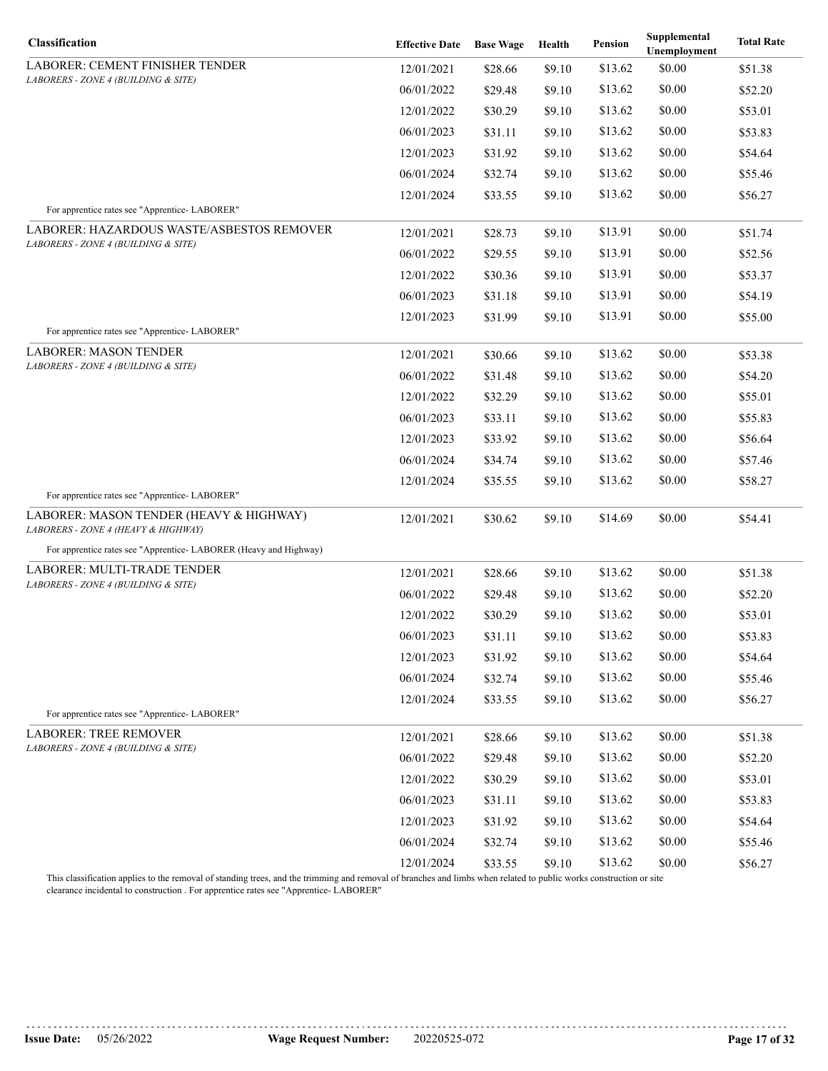| Classification | Effective Date | Base Wage | Health | Pension | Supplemental Unemployment | Total Rate |
|---|---|---|---|---|---|---|
| LABORER: CEMENT FINISHER TENDER<br>*LABORERS - ZONE 4 (BUILDING & SITE)* | 12/01/2021 | $28.66 | $9.10 | $13.62 | $0.00 | $51.38 |
| | 06/01/2022 | $29.48 | $9.10 | $13.62 | $0.00 | $52.20 |
| | 12/01/2022 | $30.29 | $9.10 | $13.62 | $0.00 | $53.01 |
| | 06/01/2023 | $31.11 | $9.10 | $13.62 | $0.00 | $53.83 |
| | 12/01/2023 | $31.92 | $9.10 | $13.62 | $0.00 | $54.64 |
| | 06/01/2024 | $32.74 | $9.10 | $13.62 | $0.00 | $55.46 |
| | 12/01/2024 | $33.55 | $9.10 | $13.62 | $0.00 | $56.27 |
| For apprentice rates see "Apprentice- LABORER" | | | | | | |
| LABORER: HAZARDOUS WASTE/ASBESTOS REMOVER<br>*LABORERS - ZONE 4 (BUILDING & SITE)* | 12/01/2021 | $28.73 | $9.10 | $13.91 | $0.00 | $51.74 |
| | 06/01/2022 | $29.55 | $9.10 | $13.91 | $0.00 | $52.56 |
| | 12/01/2022 | $30.36 | $9.10 | $13.91 | $0.00 | $53.37 |
| | 06/01/2023 | $31.18 | $9.10 | $13.91 | $0.00 | $54.19 |
| | 12/01/2023 | $31.99 | $9.10 | $13.91 | $0.00 | $55.00 |
| For apprentice rates see "Apprentice- LABORER" | | | | | | |
| LABORER: MASON TENDER<br>*LABORERS - ZONE 4 (BUILDING & SITE)* | 12/01/2021 | $30.66 | $9.10 | $13.62 | $0.00 | $53.38 |
| | 06/01/2022 | $31.48 | $9.10 | $13.62 | $0.00 | $54.20 |
| | 12/01/2022 | $32.29 | $9.10 | $13.62 | $0.00 | $55.01 |
| | 06/01/2023 | $33.11 | $9.10 | $13.62 | $0.00 | $55.83 |
| | 12/01/2023 | $33.92 | $9.10 | $13.62 | $0.00 | $56.64 |
| | 06/01/2024 | $34.74 | $9.10 | $13.62 | $0.00 | $57.46 |
| | 12/01/2024 | $35.55 | $9.10 | $13.62 | $0.00 | $58.27 |
| For apprentice rates see "Apprentice- LABORER" | | | | | | |
| LABORER: MASON TENDER (HEAVY & HIGHWAY)<br>*LABORERS - ZONE 4 (HEAVY & HIGHWAY)* | 12/01/2021 | $30.62 | $9.10 | $14.69 | $0.00 | $54.41 |
| For apprentice rates see "Apprentice- LABORER (Heavy and Highway) | | | | | | |
| LABORER: MULTI-TRADE TENDER<br>*LABORERS - ZONE 4 (BUILDING & SITE)* | 12/01/2021 | $28.66 | $9.10 | $13.62 | $0.00 | $51.38 |
| | 06/01/2022 | $29.48 | $9.10 | $13.62 | $0.00 | $52.20 |
| | 12/01/2022 | $30.29 | $9.10 | $13.62 | $0.00 | $53.01 |
| | 06/01/2023 | $31.11 | $9.10 | $13.62 | $0.00 | $53.83 |
| | 12/01/2023 | $31.92 | $9.10 | $13.62 | $0.00 | $54.64 |
| | 06/01/2024 | $32.74 | $9.10 | $13.62 | $0.00 | $55.46 |
| | 12/01/2024 | $33.55 | $9.10 | $13.62 | $0.00 | $56.27 |
| For apprentice rates see "Apprentice- LABORER" | | | | | | |
| LABORER: TREE REMOVER<br>*LABORERS - ZONE 4 (BUILDING & SITE)* | 12/01/2021 | $28.66 | $9.10 | $13.62 | $0.00 | $51.38 |
| | 06/01/2022 | $29.48 | $9.10 | $13.62 | $0.00 | $52.20 |
| | 12/01/2022 | $30.29 | $9.10 | $13.62 | $0.00 | $53.01 |
| | 06/01/2023 | $31.11 | $9.10 | $13.62 | $0.00 | $53.83 |
| | 12/01/2023 | $31.92 | $9.10 | $13.62 | $0.00 | $54.64 |
| | 06/01/2024 | $32.74 | $9.10 | $13.62 | $0.00 | $55.46 |
| | 12/01/2024 | $33.55 | $9.10 | $13.62 | $0.00 | $56.27 |
| This classification applies to the removal of standing trees, and the trimming and removal of branches and limbs when related to public works construction or site clearance incidental to construction . For apprentice rates see "Apprentice- LABORER" | | | | | | |

**Issue Date:** 05/26/2022 **Wage Request Number:** 20220525-072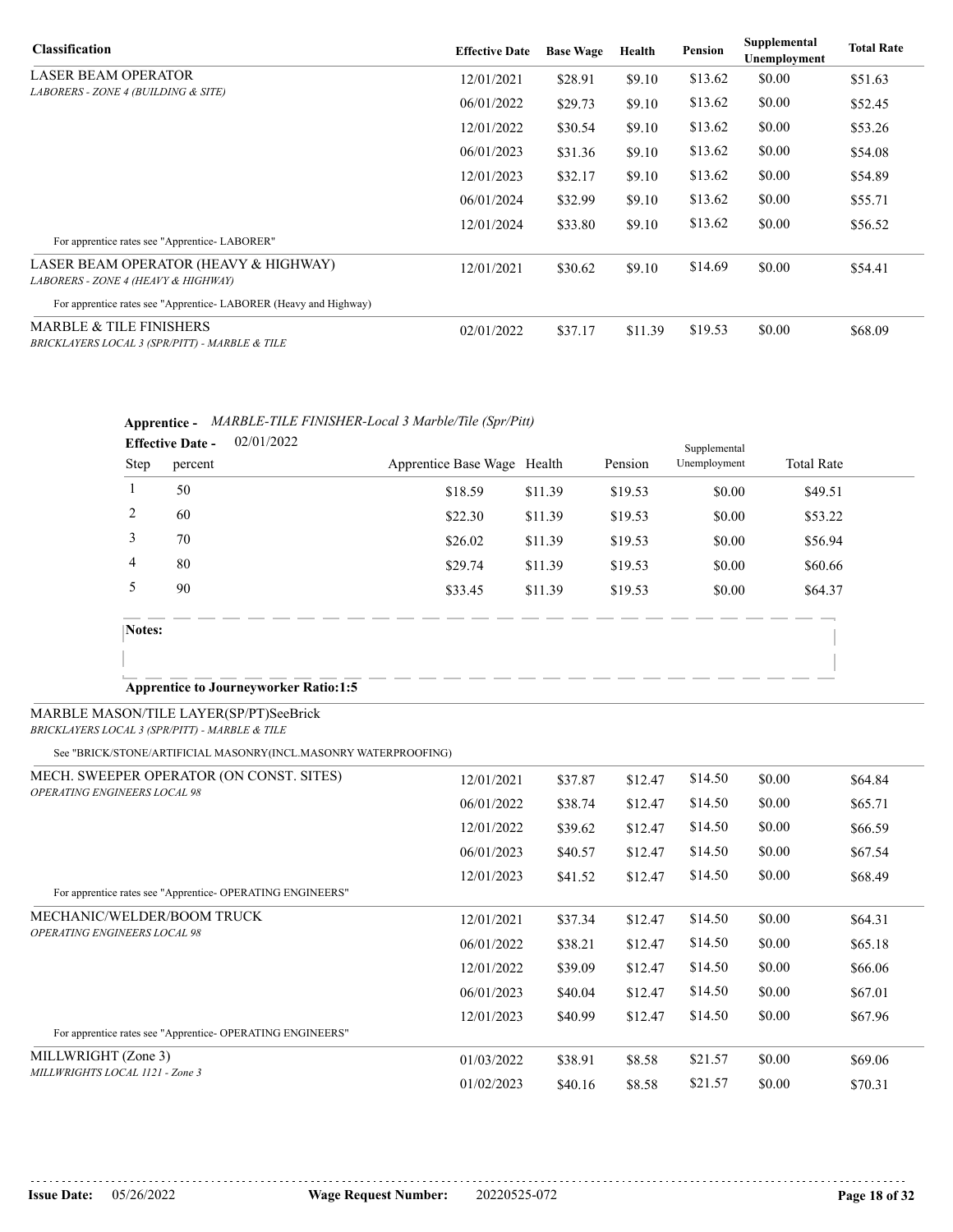| Classification | Effective Date | Base Wage | Health | Pension | Supplemental Unemployment | Total Rate |
|---|---|---|---|---|---|---|
| LASER BEAM OPERATOR *LABORERS - ZONE 4 (BUILDING & SITE)* | 12/01/2021 | $28.91 | $9.10 | $13.62 | $0.00 | $51.63 |
| | 06/01/2022 | $29.73 | $9.10 | $13.62 | $0.00 | $52.45 |
| | 12/01/2022 | $30.54 | $9.10 | $13.62 | $0.00 | $53.26 |
| | 06/01/2023 | $31.36 | $9.10 | $13.62 | $0.00 | $54.08 |
| | 12/01/2023 | $32.17 | $9.10 | $13.62 | $0.00 | $54.89 |
| | 06/01/2024 | $32.99 | $9.10 | $13.62 | $0.00 | $55.71 |
| | 12/01/2024 | $33.80 | $9.10 | $13.62 | $0.00 | $56.52 |
| For apprentice rates see "Apprentice- LABORER" | | | | | | |
| LASER BEAM OPERATOR (HEAVY & HIGHWAY) *LABORERS - ZONE 4 (HEAVY & HIGHWAY)* | 12/01/2021 | $30.62 | $9.10 | $14.69 | $0.00 | $54.41 |
| For apprentice rates see "Apprentice- LABORER (Heavy and Highway) | | | | | | |
| MARBLE & TILE FINISHERS *BRICKLAYERS LOCAL 3 (SPR/PITT) - MARBLE & TILE* | 02/01/2022 | $37.17 | $11.39 | $19.53 | $0.00 | $68.09 |

**Apprentice -** *MARBLE-TILE FINISHER-Local 3 Marble/Tile (Spr/Pitt)*

**Effective Date -** 02/01/2022

| Step | percent | Apprentice Base Wage | Health | Pension | Supplemental Unemployment | Total Rate |
|---|---|---|---|---|---|---|
| 1 | 50 | $18.59 | $11.39 | $19.53 | $0.00 | $49.51 |
| 2 | 60 | $22.30 | $11.39 | $19.53 | $0.00 | $53.22 |
| 3 | 70 | $26.02 | $11.39 | $19.53 | $0.00 | $56.94 |
| 4 | 80 | $29.74 | $11.39 | $19.53 | $0.00 | $60.66 |
| 5 | 90 | $33.45 | $11.39 | $19.53 | $0.00 | $64.37 |

**Notes:**

**Apprentice to Journeyworker Ratio:1:5**

MARBLE MASON/TILE LAYER(SP/PT)SeeBrick
*BRICKLAYERS LOCAL 3 (SPR/PITT) - MARBLE & TILE*

See "BRICK/STONE/ARTIFICIAL MASONRY(INCL.MASONRY WATERPROOFING)

| Classification | Effective Date | Base Wage | Health | Pension | Supplemental Unemployment | Total Rate |
|---|---|---|---|---|---|---|
| MECH. SWEEPER OPERATOR (ON CONST. SITES) *OPERATING ENGINEERS LOCAL 98* | 12/01/2021 | $37.87 | $12.47 | $14.50 | $0.00 | $64.84 |
| | 06/01/2022 | $38.74 | $12.47 | $14.50 | $0.00 | $65.71 |
| | 12/01/2022 | $39.62 | $12.47 | $14.50 | $0.00 | $66.59 |
| | 06/01/2023 | $40.57 | $12.47 | $14.50 | $0.00 | $67.54 |
| | 12/01/2023 | $41.52 | $12.47 | $14.50 | $0.00 | $68.49 |
| For apprentice rates see "Apprentice- OPERATING ENGINEERS" | | | | | | |
| MECHANIC/WELDER/BOOM TRUCK *OPERATING ENGINEERS LOCAL 98* | 12/01/2021 | $37.34 | $12.47 | $14.50 | $0.00 | $64.31 |
| | 06/01/2022 | $38.21 | $12.47 | $14.50 | $0.00 | $65.18 |
| | 12/01/2022 | $39.09 | $12.47 | $14.50 | $0.00 | $66.06 |
| | 06/01/2023 | $40.04 | $12.47 | $14.50 | $0.00 | $67.01 |
| | 12/01/2023 | $40.99 | $12.47 | $14.50 | $0.00 | $67.96 |
| For apprentice rates see "Apprentice- OPERATING ENGINEERS" | | | | | | |
| MILLWRIGHT (Zone 3) *MILLWRIGHTS LOCAL 1121 - Zone 3* | 01/03/2022 | $38.91 | $8.58 | $21.57 | $0.00 | $69.06 |
| | 01/02/2023 | $40.16 | $8.58 | $21.57 | $0.00 | $70.31 |

**Issue Date:** 05/26/2022 **Wage Request Number:** 20220525-072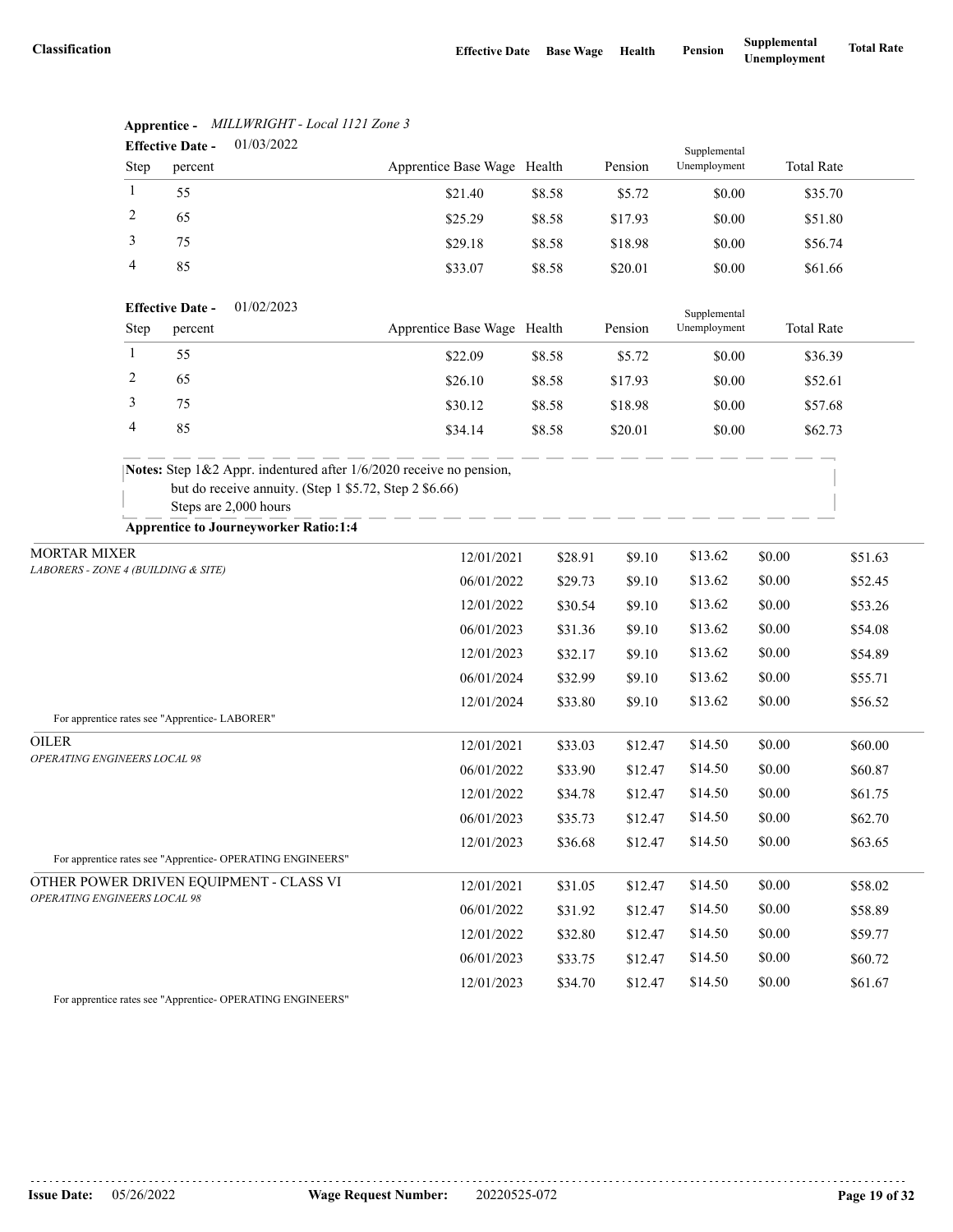| Classification | Effective Date | Base Wage | Health | Pension | Supplemental Unemployment | Total Rate |
|---|---|---|---|---|---|---|

**Apprentice -** *MILLWRIGHT - Local 1121 Zone 3*

**Effective Date -** 01/03/2022

| Step | percent | Apprentice Base Wage | Health | Pension | Supplemental Unemployment | Total Rate |
|---|---|---|---|---|---|---|
| 1 | 55 | $21.40 | $8.58 | $5.72 | $0.00 | $35.70 |
| 2 | 65 | $25.29 | $8.58 | $17.93 | $0.00 | $51.80 |
| 3 | 75 | $29.18 | $8.58 | $18.98 | $0.00 | $56.74 |
| 4 | 85 | $33.07 | $8.58 | $20.01 | $0.00 | $61.66 |

**Effective Date -** 01/02/2023

| Step | percent | Apprentice Base Wage | Health | Pension | Supplemental Unemployment | Total Rate |
|---|---|---|---|---|---|---|
| 1 | 55 | $22.09 | $8.58 | $5.72 | $0.00 | $36.39 |
| 2 | 65 | $26.10 | $8.58 | $17.93 | $0.00 | $52.61 |
| 3 | 75 | $30.12 | $8.58 | $18.98 | $0.00 | $57.68 |
| 4 | 85 | $34.14 | $8.58 | $20.01 | $0.00 | $62.73 |

**Notes:** Step 1&2 Appr. indentured after 1/6/2020 receive no pension, but do receive annuity. (Step 1 $5.72, Step 2 $6.66)
Steps are 2,000 hours

**Apprentice to Journeyworker Ratio:1:4**

| Classification | Effective Date | Base Wage | Health | Pension | Supplemental Unemployment | Total Rate |
|---|---|---|---|---|---|---|
| MORTAR MIXER<br>*LABORERS - ZONE 4 (BUILDING & SITE)* | 12/01/2021 | $28.91 | $9.10 | $13.62 | $0.00 | $51.63 |
| | 06/01/2022 | $29.73 | $9.10 | $13.62 | $0.00 | $52.45 |
| | 12/01/2022 | $30.54 | $9.10 | $13.62 | $0.00 | $53.26 |
| | 06/01/2023 | $31.36 | $9.10 | $13.62 | $0.00 | $54.08 |
| | 12/01/2023 | $32.17 | $9.10 | $13.62 | $0.00 | $54.89 |
| | 06/01/2024 | $32.99 | $9.10 | $13.62 | $0.00 | $55.71 |
| | 12/01/2024 | $33.80 | $9.10 | $13.62 | $0.00 | $56.52 |

For apprentice rates see "Apprentice- LABORER"

| Classification | Effective Date | Base Wage | Health | Pension | Supplemental Unemployment | Total Rate |
|---|---|---|---|---|---|---|
| OILER<br>*OPERATING ENGINEERS LOCAL 98* | 12/01/2021 | $33.03 | $12.47 | $14.50 | $0.00 | $60.00 |
| | 06/01/2022 | $33.90 | $12.47 | $14.50 | $0.00 | $60.87 |
| | 12/01/2022 | $34.78 | $12.47 | $14.50 | $0.00 | $61.75 |
| | 06/01/2023 | $35.73 | $12.47 | $14.50 | $0.00 | $62.70 |
| | 12/01/2023 | $36.68 | $12.47 | $14.50 | $0.00 | $63.65 |

For apprentice rates see "Apprentice- OPERATING ENGINEERS"

| Classification | Effective Date | Base Wage | Health | Pension | Supplemental Unemployment | Total Rate |
|---|---|---|---|---|---|---|
| OTHER POWER DRIVEN EQUIPMENT - CLASS VI<br>*OPERATING ENGINEERS LOCAL 98* | 12/01/2021 | $31.05 | $12.47 | $14.50 | $0.00 | $58.02 |
| | 06/01/2022 | $31.92 | $12.47 | $14.50 | $0.00 | $58.89 |
| | 12/01/2022 | $32.80 | $12.47 | $14.50 | $0.00 | $59.77 |
| | 06/01/2023 | $33.75 | $12.47 | $14.50 | $0.00 | $60.72 |
| | 12/01/2023 | $34.70 | $12.47 | $14.50 | $0.00 | $61.67 |

For apprentice rates see "Apprentice- OPERATING ENGINEERS"

**Issue Date:** 05/26/2022 **Wage Request Number:** 20220525-072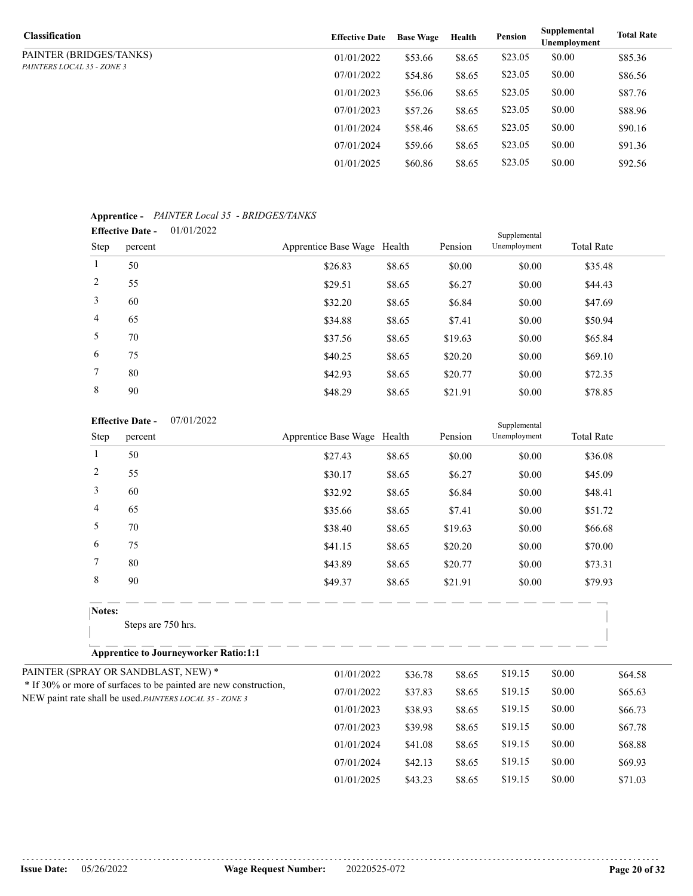| Classification | Effective Date | Base Wage | Health | Pension | Supplemental Unemployment | Total Rate |
|---|---|---|---|---|---|---|
| PAINTER (BRIDGES/TANKS) *PAINTERS LOCAL 35 - ZONE 3* | 01/01/2022 | $53.66 | $8.65 | $23.05 | $0.00 | $85.36 |
| | 07/01/2022 | $54.86 | $8.65 | $23.05 | $0.00 | $86.56 |
| | 01/01/2023 | $56.06 | $8.65 | $23.05 | $0.00 | $87.76 |
| | 07/01/2023 | $57.26 | $8.65 | $23.05 | $0.00 | $88.96 |
| | 01/01/2024 | $58.46 | $8.65 | $23.05 | $0.00 | $90.16 |
| | 07/01/2024 | $59.66 | $8.65 | $23.05 | $0.00 | $91.36 |
| | 01/01/2025 | $60.86 | $8.65 | $23.05 | $0.00 | $92.56 |

**Apprentice -** *PAINTER Local 35 - BRIDGES/TANKS*

**Effective Date -** 01/01/2022

| Step | percent | Apprentice Base Wage | Health | Pension | Supplemental Unemployment | Total Rate |
|---|---|---|---|---|---|---|
| 1 | 50 | $26.83 | $8.65 | $0.00 | $0.00 | $35.48 |
| 2 | 55 | $29.51 | $8.65 | $6.27 | $0.00 | $44.43 |
| 3 | 60 | $32.20 | $8.65 | $6.84 | $0.00 | $47.69 |
| 4 | 65 | $34.88 | $8.65 | $7.41 | $0.00 | $50.94 |
| 5 | 70 | $37.56 | $8.65 | $19.63 | $0.00 | $65.84 |
| 6 | 75 | $40.25 | $8.65 | $20.20 | $0.00 | $69.10 |
| 7 | 80 | $42.93 | $8.65 | $20.77 | $0.00 | $72.35 |
| 8 | 90 | $48.29 | $8.65 | $21.91 | $0.00 | $78.85 |

**Effective Date -** 07/01/2022

| Step | percent | Apprentice Base Wage | Health | Pension | Supplemental Unemployment | Total Rate |
|---|---|---|---|---|---|---|
| 1 | 50 | $27.43 | $8.65 | $0.00 | $0.00 | $36.08 |
| 2 | 55 | $30.17 | $8.65 | $6.27 | $0.00 | $45.09 |
| 3 | 60 | $32.92 | $8.65 | $6.84 | $0.00 | $48.41 |
| 4 | 65 | $35.66 | $8.65 | $7.41 | $0.00 | $51.72 |
| 5 | 70 | $38.40 | $8.65 | $19.63 | $0.00 | $66.68 |
| 6 | 75 | $41.15 | $8.65 | $20.20 | $0.00 | $70.00 |
| 7 | 80 | $43.89 | $8.65 | $20.77 | $0.00 | $73.31 |
| 8 | 90 | $49.37 | $8.65 | $21.91 | $0.00 | $79.93 |

**Notes:**

Steps are 750 hrs.

**Apprentice to Journeyworker Ratio:1:1**

| Classification | Effective Date | Base Wage | Health | Pension | Supplemental Unemployment | Total Rate |
|---|---|---|---|---|---|---|
| PAINTER (SPRAY OR SANDBLAST, NEW) * <br> * If 30% or more of surfaces to be painted are new construction, NEW paint rate shall be used. *PAINTERS LOCAL 35 - ZONE 3* | 01/01/2022 | $36.78 | $8.65 | $19.15 | $0.00 | $64.58 |
| | 07/01/2022 | $37.83 | $8.65 | $19.15 | $0.00 | $65.63 |
| | 01/01/2023 | $38.93 | $8.65 | $19.15 | $0.00 | $66.73 |
| | 07/01/2023 | $39.98 | $8.65 | $19.15 | $0.00 | $67.78 |
| | 01/01/2024 | $41.08 | $8.65 | $19.15 | $0.00 | $68.88 |
| | 07/01/2024 | $42.13 | $8.65 | $19.15 | $0.00 | $69.93 |
| | 01/01/2025 | $43.23 | $8.65 | $19.15 | $0.00 | $71.03 |

**Issue Date:** 05/26/2022 **Wage Request Number:** 20220525-072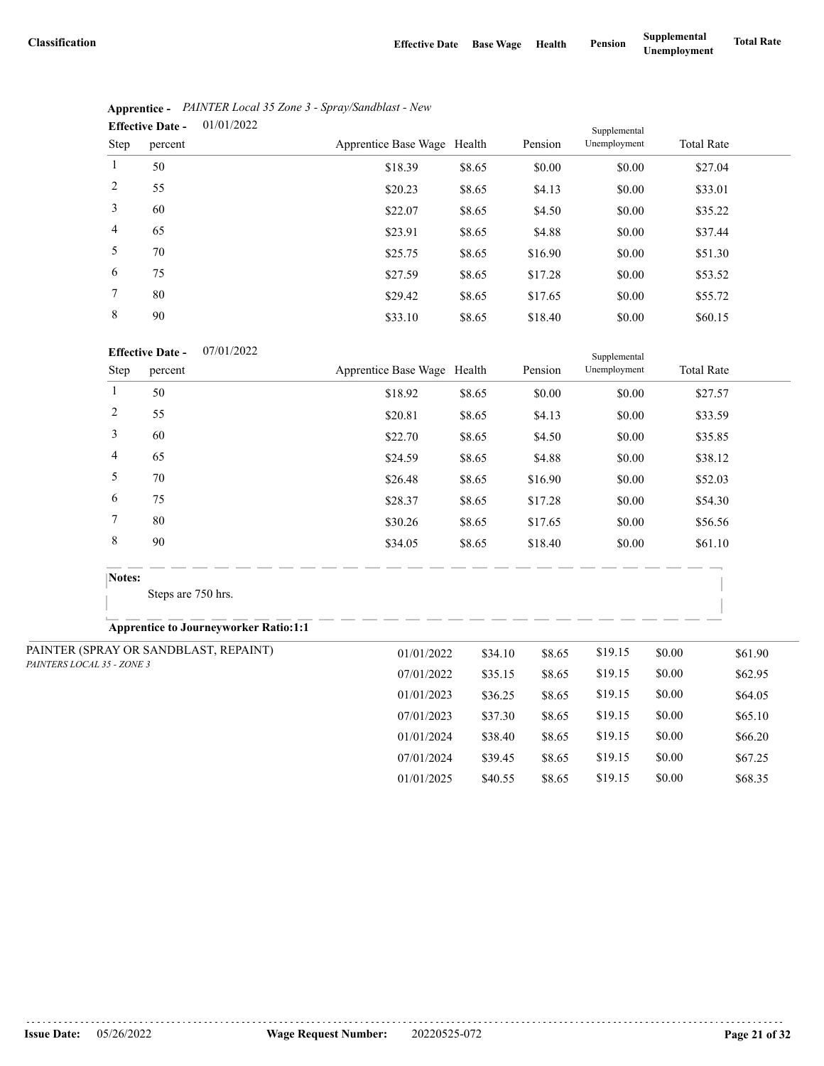| Classification | Effective Date | Base Wage | Health | Pension | Supplemental Unemployment | Total Rate |
|---|---|---|---|---|---|---|

**Apprentice -** *PAINTER Local 35 Zone 3 - Spray/Sandblast - New*

**Effective Date -** 01/01/2022

| Step | percent | Apprentice Base Wage | Health | Pension | Supplemental Unemployment | Total Rate |
|---|---|---|---|---|---|---|
| 1 | 50 | $18.39 | $8.65 | $0.00 | $0.00 | $27.04 |
| 2 | 55 | $20.23 | $8.65 | $4.13 | $0.00 | $33.01 |
| 3 | 60 | $22.07 | $8.65 | $4.50 | $0.00 | $35.22 |
| 4 | 65 | $23.91 | $8.65 | $4.88 | $0.00 | $37.44 |
| 5 | 70 | $25.75 | $8.65 | $16.90 | $0.00 | $51.30 |
| 6 | 75 | $27.59 | $8.65 | $17.28 | $0.00 | $53.52 |
| 7 | 80 | $29.42 | $8.65 | $17.65 | $0.00 | $55.72 |
| 8 | 90 | $33.10 | $8.65 | $18.40 | $0.00 | $60.15 |

**Effective Date -** 07/01/2022

| Step | percent | Apprentice Base Wage | Health | Pension | Supplemental Unemployment | Total Rate |
|---|---|---|---|---|---|---|
| 1 | 50 | $18.92 | $8.65 | $0.00 | $0.00 | $27.57 |
| 2 | 55 | $20.81 | $8.65 | $4.13 | $0.00 | $33.59 |
| 3 | 60 | $22.70 | $8.65 | $4.50 | $0.00 | $35.85 |
| 4 | 65 | $24.59 | $8.65 | $4.88 | $0.00 | $38.12 |
| 5 | 70 | $26.48 | $8.65 | $16.90 | $0.00 | $52.03 |
| 6 | 75 | $28.37 | $8.65 | $17.28 | $0.00 | $54.30 |
| 7 | 80 | $30.26 | $8.65 | $17.65 | $0.00 | $56.56 |
| 8 | 90 | $34.05 | $8.65 | $18.40 | $0.00 | $61.10 |

**Notes:**

Steps are 750 hrs.

**Apprentice to Journeyworker Ratio:1:1**

| Classification | Effective Date | Base Wage | Health | Pension | Supplemental Unemployment | Total Rate |
|---|---|---|---|---|---|---|
| PAINTER (SPRAY OR SANDBLAST, REPAINT) *PAINTERS LOCAL 35 - ZONE 3* | 01/01/2022 | $34.10 | $8.65 | $19.15 | $0.00 | $61.90 |
| | 07/01/2022 | $35.15 | $8.65 | $19.15 | $0.00 | $62.95 |
| | 01/01/2023 | $36.25 | $8.65 | $19.15 | $0.00 | $64.05 |
| | 07/01/2023 | $37.30 | $8.65 | $19.15 | $0.00 | $65.10 |
| | 01/01/2024 | $38.40 | $8.65 | $19.15 | $0.00 | $66.20 |
| | 07/01/2024 | $39.45 | $8.65 | $19.15 | $0.00 | $67.25 |
| | 01/01/2025 | $40.55 | $8.65 | $19.15 | $0.00 | $68.35 |

**Issue Date:** 05/26/2022 **Wage Request Number:** 20220525-072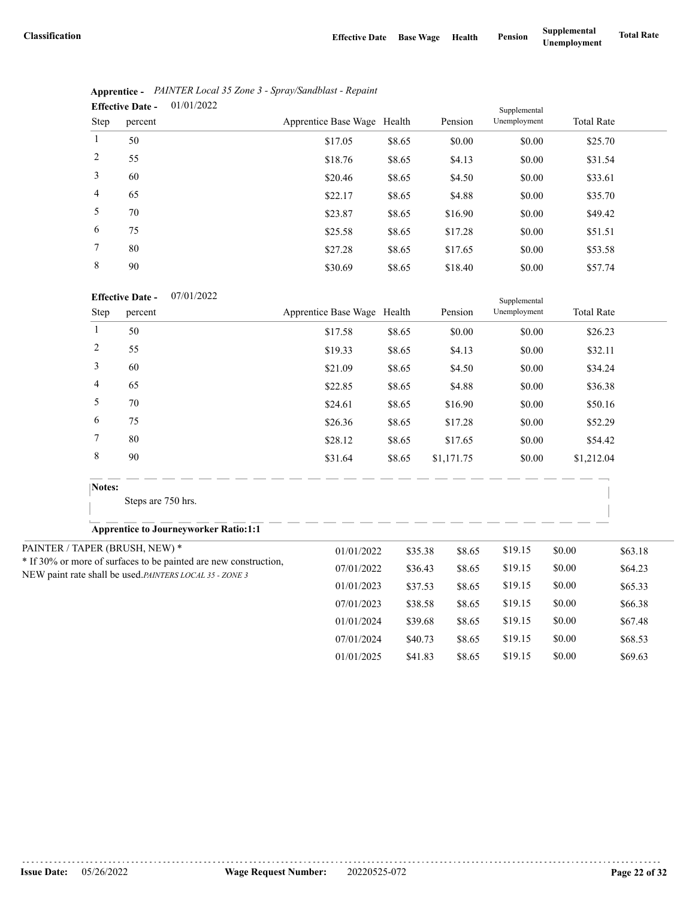| Classification | Effective Date | Base Wage | Health | Pension | Supplemental Unemployment | Total Rate |
|---|---|---|---|---|---|---|

**Apprentice -** *PAINTER Local 35 Zone 3 - Spray/Sandblast - Repaint*

**Effective Date -** 01/01/2022

| Step | percent | Apprentice Base Wage | Health | Pension | Supplemental Unemployment | Total Rate |
|---|---|---|---|---|---|---|
| 1 | 50 | $17.05 | $8.65 | $0.00 | $0.00 | $25.70 |
| 2 | 55 | $18.76 | $8.65 | $4.13 | $0.00 | $31.54 |
| 3 | 60 | $20.46 | $8.65 | $4.50 | $0.00 | $33.61 |
| 4 | 65 | $22.17 | $8.65 | $4.88 | $0.00 | $35.70 |
| 5 | 70 | $23.87 | $8.65 | $16.90 | $0.00 | $49.42 |
| 6 | 75 | $25.58 | $8.65 | $17.28 | $0.00 | $51.51 |
| 7 | 80 | $27.28 | $8.65 | $17.65 | $0.00 | $53.58 |
| 8 | 90 | $30.69 | $8.65 | $18.40 | $0.00 | $57.74 |

**Effective Date -** 07/01/2022

| Step | percent | Apprentice Base Wage | Health | Pension | Supplemental Unemployment | Total Rate |
|---|---|---|---|---|---|---|
| 1 | 50 | $17.58 | $8.65 | $0.00 | $0.00 | $26.23 |
| 2 | 55 | $19.33 | $8.65 | $4.13 | $0.00 | $32.11 |
| 3 | 60 | $21.09 | $8.65 | $4.50 | $0.00 | $34.24 |
| 4 | 65 | $22.85 | $8.65 | $4.88 | $0.00 | $36.38 |
| 5 | 70 | $24.61 | $8.65 | $16.90 | $0.00 | $50.16 |
| 6 | 75 | $26.36 | $8.65 | $17.28 | $0.00 | $52.29 |
| 7 | 80 | $28.12 | $8.65 | $17.65 | $0.00 | $54.42 |
| 8 | 90 | $31.64 | $8.65 | $1,171.75 | $0.00 | $1,212.04 |

**Notes:**

Steps are 750 hrs.

**Apprentice to Journeyworker Ratio:1:1**

| Classification | Effective Date | Base Wage | Health | Pension | Supplemental Unemployment | Total Rate |
|---|---|---|---|---|---|---|
| PAINTER / TAPER (BRUSH, NEW) * <br> * If 30% or more of surfaces to be painted are new construction, NEW paint rate shall be used. *PAINTERS LOCAL 35 - ZONE 3* | 01/01/2022 | $35.38 | $8.65 | $19.15 | $0.00 | $63.18 |
| | 07/01/2022 | $36.43 | $8.65 | $19.15 | $0.00 | $64.23 |
| | 01/01/2023 | $37.53 | $8.65 | $19.15 | $0.00 | $65.33 |
| | 07/01/2023 | $38.58 | $8.65 | $19.15 | $0.00 | $66.38 |
| | 01/01/2024 | $39.68 | $8.65 | $19.15 | $0.00 | $67.48 |
| | 07/01/2024 | $40.73 | $8.65 | $19.15 | $0.00 | $68.53 |
| | 01/01/2025 | $41.83 | $8.65 | $19.15 | $0.00 | $69.63 |

**Issue Date:** 05/26/2022 **Wage Request Number:** 20220525-072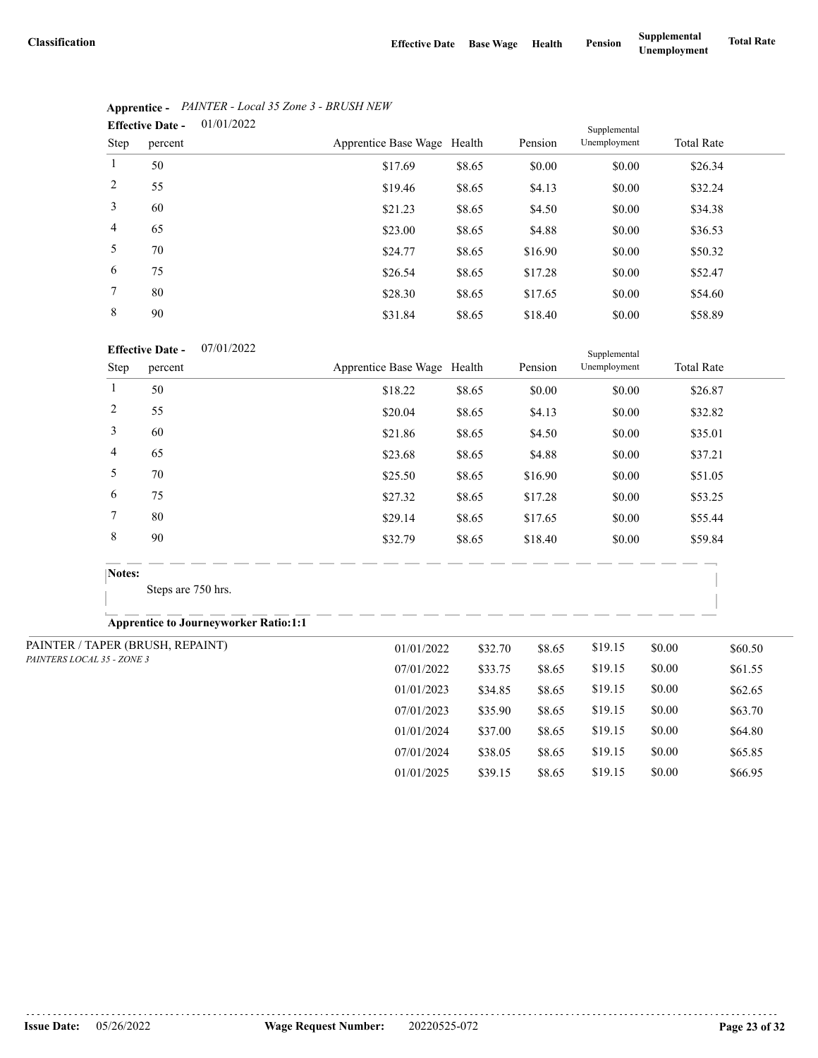| Classification | Effective Date | Base Wage | Health | Pension | Supplemental Unemployment | Total Rate |
|---|---|---|---|---|---|---|

**Apprentice -** *PAINTER - Local 35 Zone 3 - BRUSH NEW*

**Effective Date -** 01/01/2022

| Step | percent | Apprentice Base Wage | Health | Pension | Supplemental Unemployment | Total Rate |
|---|---|---|---|---|---|---|
| 1 | 50 | $17.69 | $8.65 | $0.00 | $0.00 | $26.34 |
| 2 | 55 | $19.46 | $8.65 | $4.13 | $0.00 | $32.24 |
| 3 | 60 | $21.23 | $8.65 | $4.50 | $0.00 | $34.38 |
| 4 | 65 | $23.00 | $8.65 | $4.88 | $0.00 | $36.53 |
| 5 | 70 | $24.77 | $8.65 | $16.90 | $0.00 | $50.32 |
| 6 | 75 | $26.54 | $8.65 | $17.28 | $0.00 | $52.47 |
| 7 | 80 | $28.30 | $8.65 | $17.65 | $0.00 | $54.60 |
| 8 | 90 | $31.84 | $8.65 | $18.40 | $0.00 | $58.89 |

**Effective Date -** 07/01/2022

| Step | percent | Apprentice Base Wage | Health | Pension | Supplemental Unemployment | Total Rate |
|---|---|---|---|---|---|---|
| 1 | 50 | $18.22 | $8.65 | $0.00 | $0.00 | $26.87 |
| 2 | 55 | $20.04 | $8.65 | $4.13 | $0.00 | $32.82 |
| 3 | 60 | $21.86 | $8.65 | $4.50 | $0.00 | $35.01 |
| 4 | 65 | $23.68 | $8.65 | $4.88 | $0.00 | $37.21 |
| 5 | 70 | $25.50 | $8.65 | $16.90 | $0.00 | $51.05 |
| 6 | 75 | $27.32 | $8.65 | $17.28 | $0.00 | $53.25 |
| 7 | 80 | $29.14 | $8.65 | $17.65 | $0.00 | $55.44 |
| 8 | 90 | $32.79 | $8.65 | $18.40 | $0.00 | $59.84 |

**Notes:**

Steps are 750 hrs.

**Apprentice to Journeyworker Ratio:1:1**

| Classification | Effective Date | Base Wage | Health | Pension | Supplemental Unemployment | Total Rate |
|---|---|---|---|---|---|---|
| PAINTER / TAPER (BRUSH, REPAINT) *PAINTERS LOCAL 35 - ZONE 3* | 01/01/2022 | $32.70 | $8.65 | $19.15 | $0.00 | $60.50 |
| | 07/01/2022 | $33.75 | $8.65 | $19.15 | $0.00 | $61.55 |
| | 01/01/2023 | $34.85 | $8.65 | $19.15 | $0.00 | $62.65 |
| | 07/01/2023 | $35.90 | $8.65 | $19.15 | $0.00 | $63.70 |
| | 01/01/2024 | $37.00 | $8.65 | $19.15 | $0.00 | $64.80 |
| | 07/01/2024 | $38.05 | $8.65 | $19.15 | $0.00 | $65.85 |
| | 01/01/2025 | $39.15 | $8.65 | $19.15 | $0.00 | $66.95 |

**Issue Date:** 05/26/2022 **Wage Request Number:** 20220525-072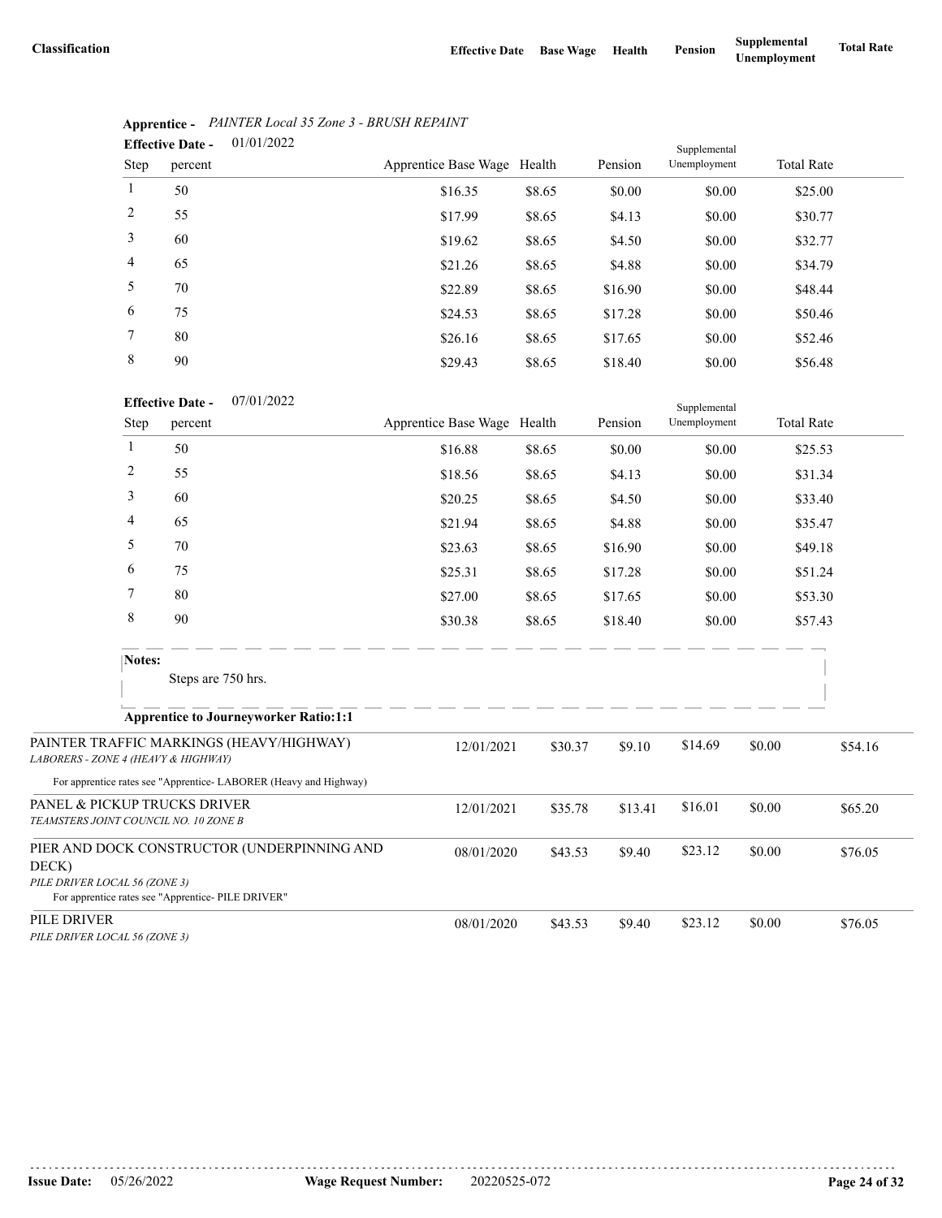| Classification | Effective Date | Base Wage | Health | Pension | Supplemental Unemployment | Total Rate |
|---|---|---|---|---|---|---|

**Apprentice -** *PAINTER Local 35 Zone 3 - BRUSH REPAINT*

**Effective Date -** 01/01/2022

| Step | percent | Apprentice Base Wage | Health | Pension | Supplemental Unemployment | Total Rate |
|---|---|---|---|---|---|---|
| 1 | 50 | $16.35 | $8.65 | $0.00 | $0.00 | $25.00 |
| 2 | 55 | $17.99 | $8.65 | $4.13 | $0.00 | $30.77 |
| 3 | 60 | $19.62 | $8.65 | $4.50 | $0.00 | $32.77 |
| 4 | 65 | $21.26 | $8.65 | $4.88 | $0.00 | $34.79 |
| 5 | 70 | $22.89 | $8.65 | $16.90 | $0.00 | $48.44 |
| 6 | 75 | $24.53 | $8.65 | $17.28 | $0.00 | $50.46 |
| 7 | 80 | $26.16 | $8.65 | $17.65 | $0.00 | $52.46 |
| 8 | 90 | $29.43 | $8.65 | $18.40 | $0.00 | $56.48 |

**Effective Date -** 07/01/2022

| Step | percent | Apprentice Base Wage | Health | Pension | Supplemental Unemployment | Total Rate |
|---|---|---|---|---|---|---|
| 1 | 50 | $16.88 | $8.65 | $0.00 | $0.00 | $25.53 |
| 2 | 55 | $18.56 | $8.65 | $4.13 | $0.00 | $31.34 |
| 3 | 60 | $20.25 | $8.65 | $4.50 | $0.00 | $33.40 |
| 4 | 65 | $21.94 | $8.65 | $4.88 | $0.00 | $35.47 |
| 5 | 70 | $23.63 | $8.65 | $16.90 | $0.00 | $49.18 |
| 6 | 75 | $25.31 | $8.65 | $17.28 | $0.00 | $51.24 |
| 7 | 80 | $27.00 | $8.65 | $17.65 | $0.00 | $53.30 |
| 8 | 90 | $30.38 | $8.65 | $18.40 | $0.00 | $57.43 |

**Notes:**

Steps are 750 hrs.

**Apprentice to Journeyworker Ratio:1:1**

| Classification | Effective Date | Base Wage | Health | Pension | Supplemental Unemployment | Total Rate |
|---|---|---|---|---|---|---|
| PAINTER TRAFFIC MARKINGS (HEAVY/HIGHWAY) *LABORERS - ZONE 4 (HEAVY & HIGHWAY)* For apprentice rates see "Apprentice- LABORER (Heavy and Highway) | 12/01/2021 | $30.37 | $9.10 | $14.69 | $0.00 | $54.16 |
| PANEL & PICKUP TRUCKS DRIVER *TEAMSTERS JOINT COUNCIL NO. 10 ZONE B* | 12/01/2021 | $35.78 | $13.41 | $16.01 | $0.00 | $65.20 |
| PIER AND DOCK CONSTRUCTOR (UNDERPINNING AND DECK) *PILE DRIVER LOCAL 56 (ZONE 3)* For apprentice rates see "Apprentice- PILE DRIVER" | 08/01/2020 | $43.53 | $9.40 | $23.12 | $0.00 | $76.05 |
| PILE DRIVER *PILE DRIVER LOCAL 56 (ZONE 3)* | 08/01/2020 | $43.53 | $9.40 | $23.12 | $0.00 | $76.05 |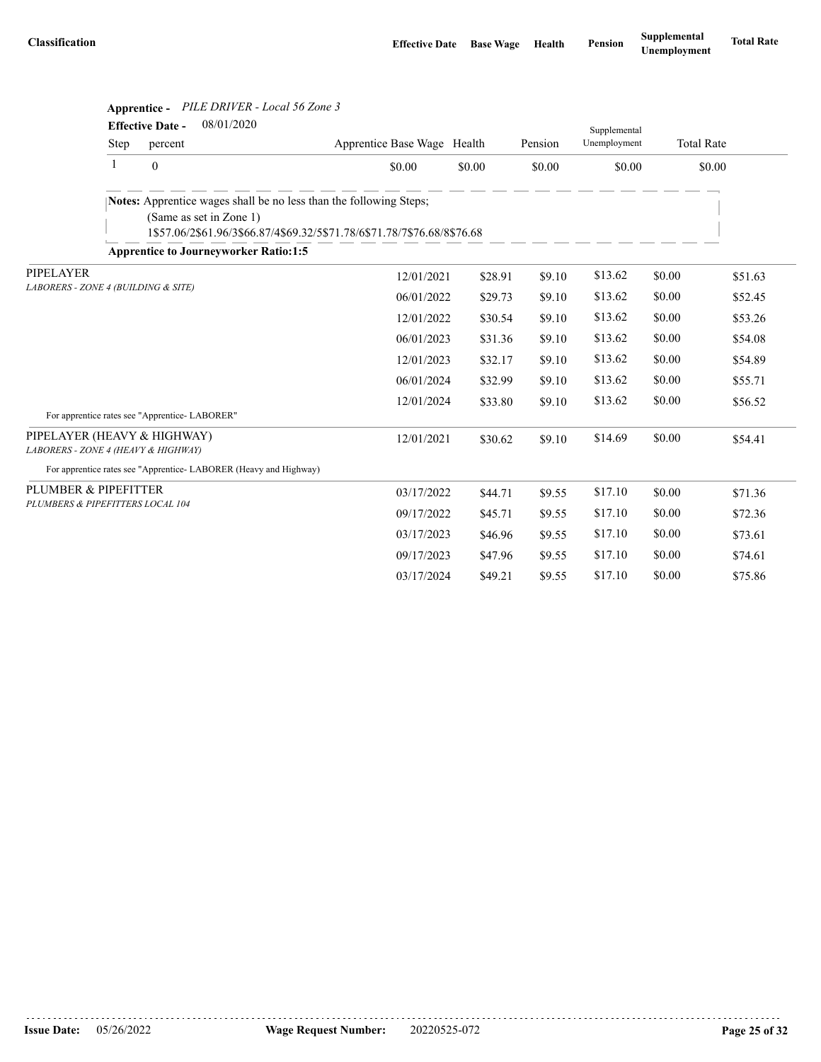| Classification | Effective Date | Base Wage | Health | Pension | Supplemental Unemployment | Total Rate |
|---|---|---|---|---|---|---|

**Apprentice -** *PILE DRIVER - Local 56 Zone 3*

**Effective Date -** 08/01/2020

| Step | percent | Apprentice Base Wage | Health | Pension | Supplemental Unemployment | Total Rate |
|---|---|---|---|---|---|---|
| 1 | 0 | $0.00 | $0.00 | $0.00 | $0.00 | $0.00 |

**Notes:** Apprentice wages shall be no less than the following Steps;
(Same as set in Zone 1)
1$57.06/2$61.96/3$66.87/4$69.32/5$71.78/6$71.78/7$76.68/8$76.68

**Apprentice to Journeyworker Ratio:1:5**

| Classification | Effective Date | Base Wage | Health | Pension | Supplemental Unemployment | Total Rate |
|---|---|---|---|---|---|---|
| PIPELAYER<br>*LABORERS - ZONE 4 (BUILDING & SITE)* | 12/01/2021 | $28.91 | $9.10 | $13.62 | $0.00 | $51.63 |
| | 06/01/2022 | $29.73 | $9.10 | $13.62 | $0.00 | $52.45 |
| | 12/01/2022 | $30.54 | $9.10 | $13.62 | $0.00 | $53.26 |
| | 06/01/2023 | $31.36 | $9.10 | $13.62 | $0.00 | $54.08 |
| | 12/01/2023 | $32.17 | $9.10 | $13.62 | $0.00 | $54.89 |
| | 06/01/2024 | $32.99 | $9.10 | $13.62 | $0.00 | $55.71 |
| | 12/01/2024 | $33.80 | $9.10 | $13.62 | $0.00 | $56.52 |
| For apprentice rates see "Apprentice- LABORER" | | | | | | |
| PIPELAYER (HEAVY & HIGHWAY)<br>*LABORERS - ZONE 4 (HEAVY & HIGHWAY)* | 12/01/2021 | $30.62 | $9.10 | $14.69 | $0.00 | $54.41 |
| For apprentice rates see "Apprentice- LABORER (Heavy and Highway) | | | | | | |
| PLUMBER & PIPEFITTER<br>*PLUMBERS & PIPEFITTERS LOCAL 104* | 03/17/2022 | $44.71 | $9.55 | $17.10 | $0.00 | $71.36 |
| | 09/17/2022 | $45.71 | $9.55 | $17.10 | $0.00 | $72.36 |
| | 03/17/2023 | $46.96 | $9.55 | $17.10 | $0.00 | $73.61 |
| | 09/17/2023 | $47.96 | $9.55 | $17.10 | $0.00 | $74.61 |
| | 03/17/2024 | $49.21 | $9.55 | $17.10 | $0.00 | $75.86 |

**Issue Date:** 05/26/2022 **Wage Request Number:** 20220525-072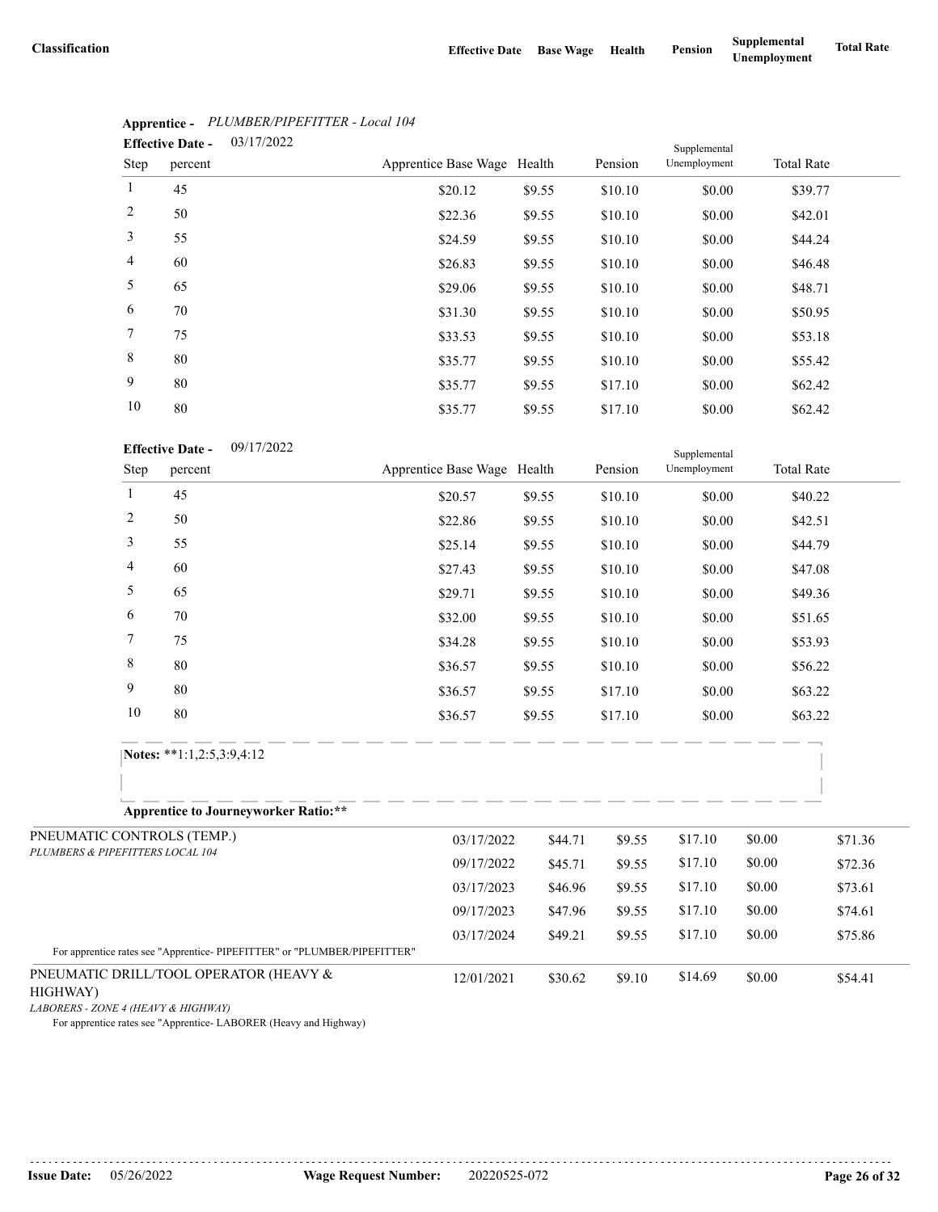| Classification | Effective Date | Base Wage | Health | Pension | Supplemental Unemployment | Total Rate |
|---|---|---|---|---|---|---|

**Apprentice -** *PLUMBER/PIPEFITTER - Local 104*

**Effective Date -** 03/17/2022

| Step | percent | Apprentice Base Wage | Health | Pension | Supplemental Unemployment | Total Rate |
|---|---|---|---|---|---|---|
| 1 | 45 | $20.12 | $9.55 | $10.10 | $0.00 | $39.77 |
| 2 | 50 | $22.36 | $9.55 | $10.10 | $0.00 | $42.01 |
| 3 | 55 | $24.59 | $9.55 | $10.10 | $0.00 | $44.24 |
| 4 | 60 | $26.83 | $9.55 | $10.10 | $0.00 | $46.48 |
| 5 | 65 | $29.06 | $9.55 | $10.10 | $0.00 | $48.71 |
| 6 | 70 | $31.30 | $9.55 | $10.10 | $0.00 | $50.95 |
| 7 | 75 | $33.53 | $9.55 | $10.10 | $0.00 | $53.18 |
| 8 | 80 | $35.77 | $9.55 | $10.10 | $0.00 | $55.42 |
| 9 | 80 | $35.77 | $9.55 | $17.10 | $0.00 | $62.42 |
| 10 | 80 | $35.77 | $9.55 | $17.10 | $0.00 | $62.42 |

**Effective Date -** 09/17/2022

| Step | percent | Apprentice Base Wage | Health | Pension | Supplemental Unemployment | Total Rate |
|---|---|---|---|---|---|---|
| 1 | 45 | $20.57 | $9.55 | $10.10 | $0.00 | $40.22 |
| 2 | 50 | $22.86 | $9.55 | $10.10 | $0.00 | $42.51 |
| 3 | 55 | $25.14 | $9.55 | $10.10 | $0.00 | $44.79 |
| 4 | 60 | $27.43 | $9.55 | $10.10 | $0.00 | $47.08 |
| 5 | 65 | $29.71 | $9.55 | $10.10 | $0.00 | $49.36 |
| 6 | 70 | $32.00 | $9.55 | $10.10 | $0.00 | $51.65 |
| 7 | 75 | $34.28 | $9.55 | $10.10 | $0.00 | $53.93 |
| 8 | 80 | $36.57 | $9.55 | $10.10 | $0.00 | $56.22 |
| 9 | 80 | $36.57 | $9.55 | $17.10 | $0.00 | $63.22 |
| 10 | 80 | $36.57 | $9.55 | $17.10 | $0.00 | $63.22 |

**Notes:** **1:1,2:5,3:9,4:12

**Apprentice to Journeyworker Ratio:****

| Classification | Effective Date | Base Wage | Health | Pension | Supplemental Unemployment | Total Rate |
|---|---|---|---|---|---|---|
| PNEUMATIC CONTROLS (TEMP.)<br>*PLUMBERS & PIPEFITTERS LOCAL 104* | 03/17/2022 | $44.71 | $9.55 | $17.10 | $0.00 | $71.36 |
| | 09/17/2022 | $45.71 | $9.55 | $17.10 | $0.00 | $72.36 |
| | 03/17/2023 | $46.96 | $9.55 | $17.10 | $0.00 | $73.61 |
| | 09/17/2023 | $47.96 | $9.55 | $17.10 | $0.00 | $74.61 |
| | 03/17/2024 | $49.21 | $9.55 | $17.10 | $0.00 | $75.86 |

For apprentice rates see "Apprentice- PIPEFITTER" or "PLUMBER/PIPEFITTER"

| Classification | Effective Date | Base Wage | Health | Pension | Supplemental Unemployment | Total Rate |
|---|---|---|---|---|---|---|
| PNEUMATIC DRILL/TOOL OPERATOR (HEAVY & HIGHWAY)<br>*LABORERS - ZONE 4 (HEAVY & HIGHWAY)* | 12/01/2021 | $30.62 | $9.10 | $14.69 | $0.00 | $54.41 |

For apprentice rates see "Apprentice- LABORER (Heavy and Highway)

**Issue Date:** 05/26/2022 **Wage Request Number:** 20220525-072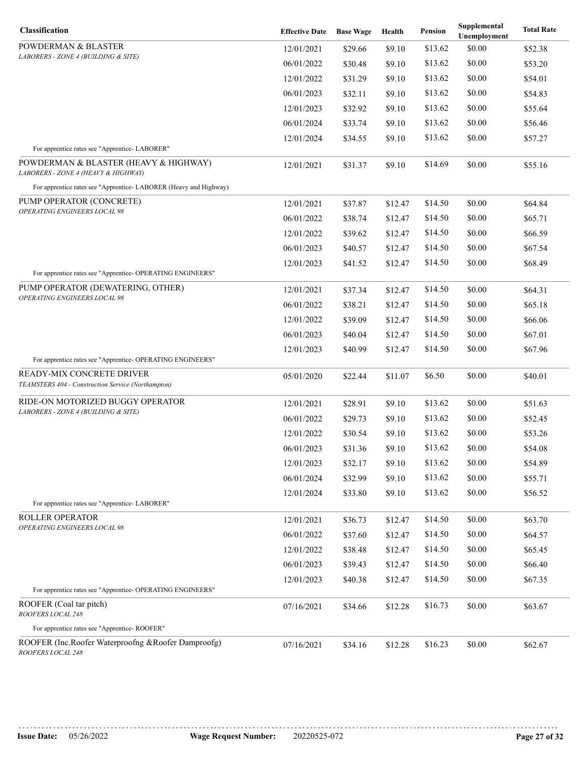| Classification | Effective Date | Base Wage | Health | Pension | Supplemental Unemployment | Total Rate |
|---|---|---|---|---|---|---|
| POWDERMAN & BLASTER<br>*LABORERS - ZONE 4 (BUILDING & SITE)* | 12/01/2021 | $29.66 | $9.10 | $13.62 | $0.00 | $52.38 |
| | 06/01/2022 | $30.48 | $9.10 | $13.62 | $0.00 | $53.20 |
| | 12/01/2022 | $31.29 | $9.10 | $13.62 | $0.00 | $54.01 |
| | 06/01/2023 | $32.11 | $9.10 | $13.62 | $0.00 | $54.83 |
| | 12/01/2023 | $32.92 | $9.10 | $13.62 | $0.00 | $55.64 |
| | 06/01/2024 | $33.74 | $9.10 | $13.62 | $0.00 | $56.46 |
| | 12/01/2024 | $34.55 | $9.10 | $13.62 | $0.00 | $57.27 |
| For apprentice rates see "Apprentice- LABORER" | | | | | | |
| POWDERMAN & BLASTER (HEAVY & HIGHWAY)<br>*LABORERS - ZONE 4 (HEAVY & HIGHWAY)* | 12/01/2021 | $31.37 | $9.10 | $14.69 | $0.00 | $55.16 |
| For apprentice rates see "Apprentice- LABORER (Heavy and Highway) | | | | | | |
| PUMP OPERATOR (CONCRETE)<br>*OPERATING ENGINEERS LOCAL 98* | 12/01/2021 | $37.87 | $12.47 | $14.50 | $0.00 | $64.84 |
| | 06/01/2022 | $38.74 | $12.47 | $14.50 | $0.00 | $65.71 |
| | 12/01/2022 | $39.62 | $12.47 | $14.50 | $0.00 | $66.59 |
| | 06/01/2023 | $40.57 | $12.47 | $14.50 | $0.00 | $67.54 |
| | 12/01/2023 | $41.52 | $12.47 | $14.50 | $0.00 | $68.49 |
| For apprentice rates see "Apprentice- OPERATING ENGINEERS" | | | | | | |
| PUMP OPERATOR (DEWATERING, OTHER)<br>*OPERATING ENGINEERS LOCAL 98* | 12/01/2021 | $37.34 | $12.47 | $14.50 | $0.00 | $64.31 |
| | 06/01/2022 | $38.21 | $12.47 | $14.50 | $0.00 | $65.18 |
| | 12/01/2022 | $39.09 | $12.47 | $14.50 | $0.00 | $66.06 |
| | 06/01/2023 | $40.04 | $12.47 | $14.50 | $0.00 | $67.01 |
| | 12/01/2023 | $40.99 | $12.47 | $14.50 | $0.00 | $67.96 |
| For apprentice rates see "Apprentice- OPERATING ENGINEERS" | | | | | | |
| READY-MIX CONCRETE DRIVER<br>*TEAMSTERS 404 - Construction Service (Northampton)* | 05/01/2020 | $22.44 | $11.07 | $6.50 | $0.00 | $40.01 |
| RIDE-ON MOTORIZED BUGGY OPERATOR<br>*LABORERS - ZONE 4 (BUILDING & SITE)* | 12/01/2021 | $28.91 | $9.10 | $13.62 | $0.00 | $51.63 |
| | 06/01/2022 | $29.73 | $9.10 | $13.62 | $0.00 | $52.45 |
| | 12/01/2022 | $30.54 | $9.10 | $13.62 | $0.00 | $53.26 |
| | 06/01/2023 | $31.36 | $9.10 | $13.62 | $0.00 | $54.08 |
| | 12/01/2023 | $32.17 | $9.10 | $13.62 | $0.00 | $54.89 |
| | 06/01/2024 | $32.99 | $9.10 | $13.62 | $0.00 | $55.71 |
| | 12/01/2024 | $33.80 | $9.10 | $13.62 | $0.00 | $56.52 |
| For apprentice rates see "Apprentice- LABORER" | | | | | | |
| ROLLER OPERATOR<br>*OPERATING ENGINEERS LOCAL 98* | 12/01/2021 | $36.73 | $12.47 | $14.50 | $0.00 | $63.70 |
| | 06/01/2022 | $37.60 | $12.47 | $14.50 | $0.00 | $64.57 |
| | 12/01/2022 | $38.48 | $12.47 | $14.50 | $0.00 | $65.45 |
| | 06/01/2023 | $39.43 | $12.47 | $14.50 | $0.00 | $66.40 |
| | 12/01/2023 | $40.38 | $12.47 | $14.50 | $0.00 | $67.35 |
| For apprentice rates see "Apprentice- OPERATING ENGINEERS" | | | | | | |
| ROOFER (Coal tar pitch)<br>*ROOFERS LOCAL 248* | 07/16/2021 | $34.66 | $12.28 | $16.73 | $0.00 | $63.67 |
| For apprentice rates see "Apprentice- ROOFER" | | | | | | |
| ROOFER (Inc.Roofer Waterproofng &Roofer Damproofg)<br>*ROOFERS LOCAL 248* | 07/16/2021 | $34.16 | $12.28 | $16.23 | $0.00 | $62.67 |

**Issue Date:** 05/26/2022 **Wage Request Number:** 20220525-072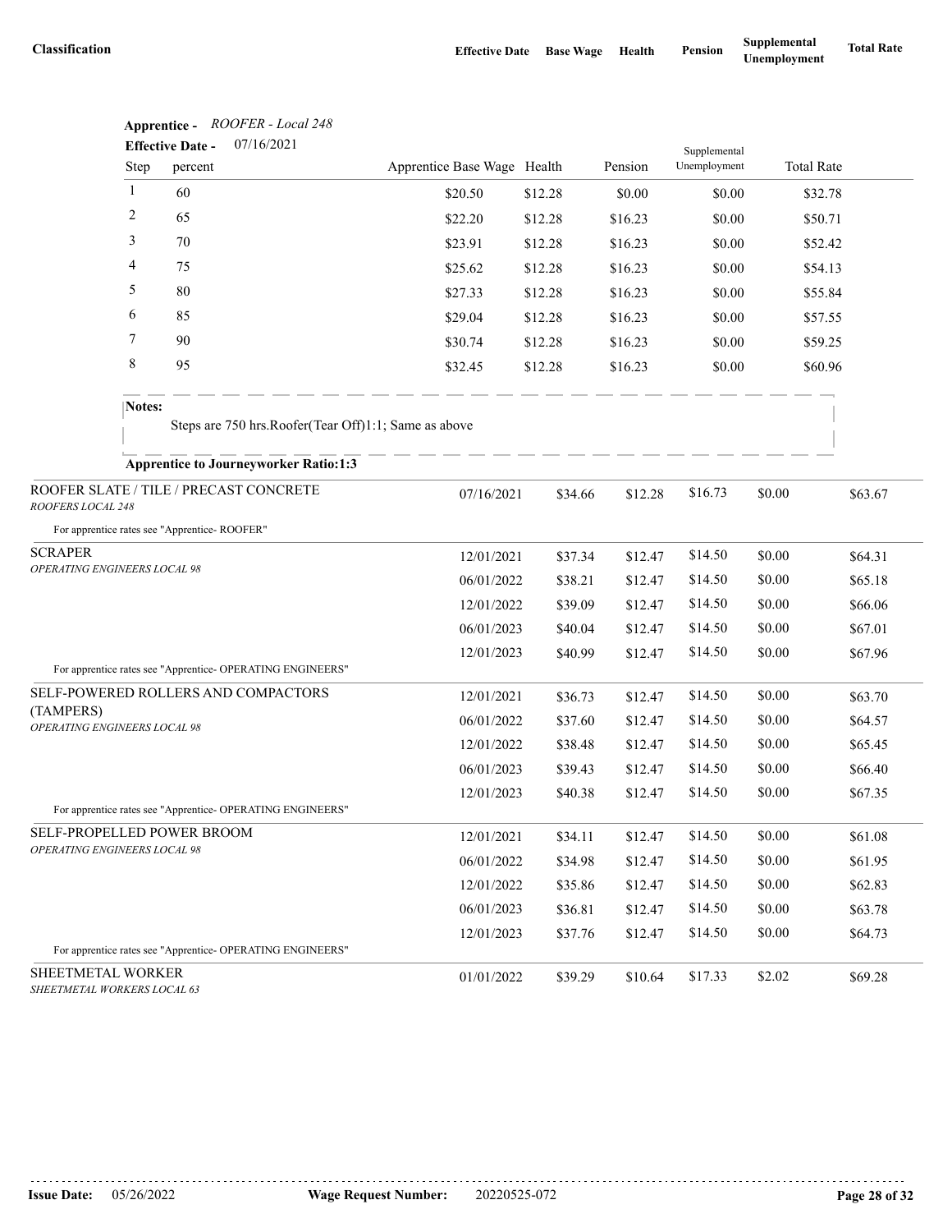| Classification | Effective Date | Base Wage | Health | Pension | Supplemental Unemployment | Total Rate |
|---|---|---|---|---|---|---|

**Apprentice -** *ROOFER - Local 248*

**Effective Date -** 07/16/2021

| Step | percent | Apprentice Base Wage | Health | Pension | Supplemental Unemployment | Total Rate |
|---|---|---|---|---|---|---|
| 1 | 60 | $20.50 | $12.28 | $0.00 | $0.00 | $32.78 |
| 2 | 65 | $22.20 | $12.28 | $16.23 | $0.00 | $50.71 |
| 3 | 70 | $23.91 | $12.28 | $16.23 | $0.00 | $52.42 |
| 4 | 75 | $25.62 | $12.28 | $16.23 | $0.00 | $54.13 |
| 5 | 80 | $27.33 | $12.28 | $16.23 | $0.00 | $55.84 |
| 6 | 85 | $29.04 | $12.28 | $16.23 | $0.00 | $57.55 |
| 7 | 90 | $30.74 | $12.28 | $16.23 | $0.00 | $59.25 |
| 8 | 95 | $32.45 | $12.28 | $16.23 | $0.00 | $60.96 |

**Notes:**

Steps are 750 hrs.Roofer(Tear Off)1:1; Same as above

**Apprentice to Journeyworker Ratio:1:3**

| Classification | Effective Date | Base Wage | Health | Pension | Supplemental Unemployment | Total Rate |
|---|---|---|---|---|---|---|
| ROOFER SLATE / TILE / PRECAST CONCRETE *ROOFERS LOCAL 248* | 07/16/2021 | $34.66 | $12.28 | $16.73 | $0.00 | $63.67 |
| For apprentice rates see "Apprentice- ROOFER" | | | | | | |
| SCRAPER *OPERATING ENGINEERS LOCAL 98* | 12/01/2021 | $37.34 | $12.47 | $14.50 | $0.00 | $64.31 |
| | 06/01/2022 | $38.21 | $12.47 | $14.50 | $0.00 | $65.18 |
| | 12/01/2022 | $39.09 | $12.47 | $14.50 | $0.00 | $66.06 |
| | 06/01/2023 | $40.04 | $12.47 | $14.50 | $0.00 | $67.01 |
| | 12/01/2023 | $40.99 | $12.47 | $14.50 | $0.00 | $67.96 |
| For apprentice rates see "Apprentice- OPERATING ENGINEERS" | | | | | | |
| SELF-POWERED ROLLERS AND COMPACTORS (TAMPERS) *OPERATING ENGINEERS LOCAL 98* | 12/01/2021 | $36.73 | $12.47 | $14.50 | $0.00 | $63.70 |
| | 06/01/2022 | $37.60 | $12.47 | $14.50 | $0.00 | $64.57 |
| | 12/01/2022 | $38.48 | $12.47 | $14.50 | $0.00 | $65.45 |
| | 06/01/2023 | $39.43 | $12.47 | $14.50 | $0.00 | $66.40 |
| | 12/01/2023 | $40.38 | $12.47 | $14.50 | $0.00 | $67.35 |
| For apprentice rates see "Apprentice- OPERATING ENGINEERS" | | | | | | |
| SELF-PROPELLED POWER BROOM *OPERATING ENGINEERS LOCAL 98* | 12/01/2021 | $34.11 | $12.47 | $14.50 | $0.00 | $61.08 |
| | 06/01/2022 | $34.98 | $12.47 | $14.50 | $0.00 | $61.95 |
| | 12/01/2022 | $35.86 | $12.47 | $14.50 | $0.00 | $62.83 |
| | 06/01/2023 | $36.81 | $12.47 | $14.50 | $0.00 | $63.78 |
| | 12/01/2023 | $37.76 | $12.47 | $14.50 | $0.00 | $64.73 |
| For apprentice rates see "Apprentice- OPERATING ENGINEERS" | | | | | | |
| SHEETMETAL WORKER *SHEETMETAL WORKERS LOCAL 63* | 01/01/2022 | $39.29 | $10.64 | $17.33 | $2.02 | $69.28 |

**Issue Date:** 05/26/2022 **Wage Request Number:** 20220525-072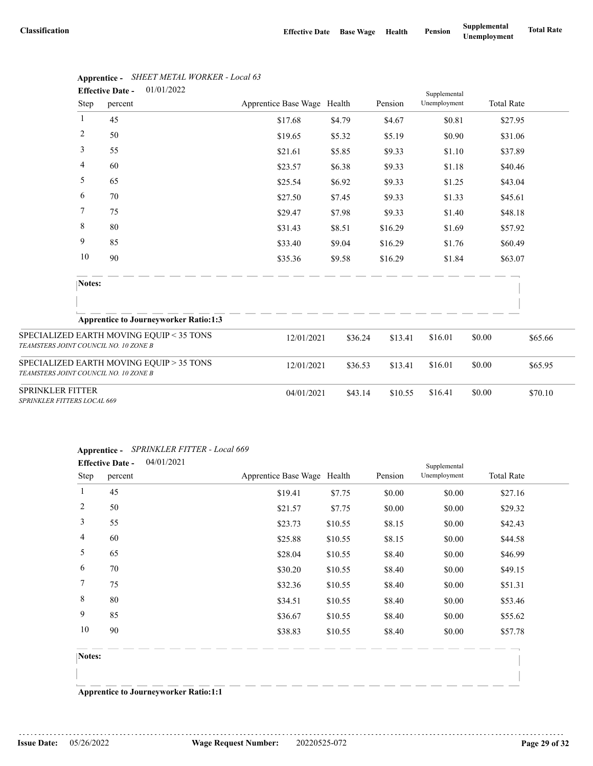| Classification | Effective Date | Base Wage | Health | Pension | Supplemental Unemployment | Total Rate |
|---|---|---|---|---|---|---|

**Apprentice -** *SHEET METAL WORKER - Local 63*

**Effective Date -** 01/01/2022

| Step | percent | Apprentice Base Wage | Health | Pension | Supplemental Unemployment | Total Rate |
|---|---|---|---|---|---|---|
| 1 | 45 | $17.68 | $4.79 | $4.67 | $0.81 | $27.95 |
| 2 | 50 | $19.65 | $5.32 | $5.19 | $0.90 | $31.06 |
| 3 | 55 | $21.61 | $5.85 | $9.33 | $1.10 | $37.89 |
| 4 | 60 | $23.57 | $6.38 | $9.33 | $1.18 | $40.46 |
| 5 | 65 | $25.54 | $6.92 | $9.33 | $1.25 | $43.04 |
| 6 | 70 | $27.50 | $7.45 | $9.33 | $1.33 | $45.61 |
| 7 | 75 | $29.47 | $7.98 | $9.33 | $1.40 | $48.18 |
| 8 | 80 | $31.43 | $8.51 | $16.29 | $1.69 | $57.92 |
| 9 | 85 | $33.40 | $9.04 | $16.29 | $1.76 | $60.49 |
| 10 | 90 | $35.36 | $9.58 | $16.29 | $1.84 | $63.07 |

**Notes:**

**Apprentice to Journeyworker Ratio:1:3**

| Classification | Effective Date | Base Wage | Health | Pension | Supplemental Unemployment | Total Rate |
|---|---|---|---|---|---|---|
| SPECIALIZED EARTH MOVING EQUIP < 35 TONS *TEAMSTERS JOINT COUNCIL NO. 10 ZONE B* | 12/01/2021 | $36.24 | $13.41 | $16.01 | $0.00 | $65.66 |
| SPECIALIZED EARTH MOVING EQUIP > 35 TONS *TEAMSTERS JOINT COUNCIL NO. 10 ZONE B* | 12/01/2021 | $36.53 | $13.41 | $16.01 | $0.00 | $65.95 |
| SPRINKLER FITTER *SPRINKLER FITTERS LOCAL 669* | 04/01/2021 | $43.14 | $10.55 | $16.41 | $0.00 | $70.10 |

**Apprentice -** *SPRINKLER FITTER - Local 669*

**Effective Date -** 04/01/2021

| Step | percent | Apprentice Base Wage | Health | Pension | Supplemental Unemployment | Total Rate |
|---|---|---|---|---|---|---|
| 1 | 45 | $19.41 | $7.75 | $0.00 | $0.00 | $27.16 |
| 2 | 50 | $21.57 | $7.75 | $0.00 | $0.00 | $29.32 |
| 3 | 55 | $23.73 | $10.55 | $8.15 | $0.00 | $42.43 |
| 4 | 60 | $25.88 | $10.55 | $8.15 | $0.00 | $44.58 |
| 5 | 65 | $28.04 | $10.55 | $8.40 | $0.00 | $46.99 |
| 6 | 70 | $30.20 | $10.55 | $8.40 | $0.00 | $49.15 |
| 7 | 75 | $32.36 | $10.55 | $8.40 | $0.00 | $51.31 |
| 8 | 80 | $34.51 | $10.55 | $8.40 | $0.00 | $53.46 |
| 9 | 85 | $36.67 | $10.55 | $8.40 | $0.00 | $55.62 |
| 10 | 90 | $38.83 | $10.55 | $8.40 | $0.00 | $57.78 |

**Notes:**

**Apprentice to Journeyworker Ratio:1:1**

**Issue Date:** 05/26/2022 **Wage Request Number:** 20220525-072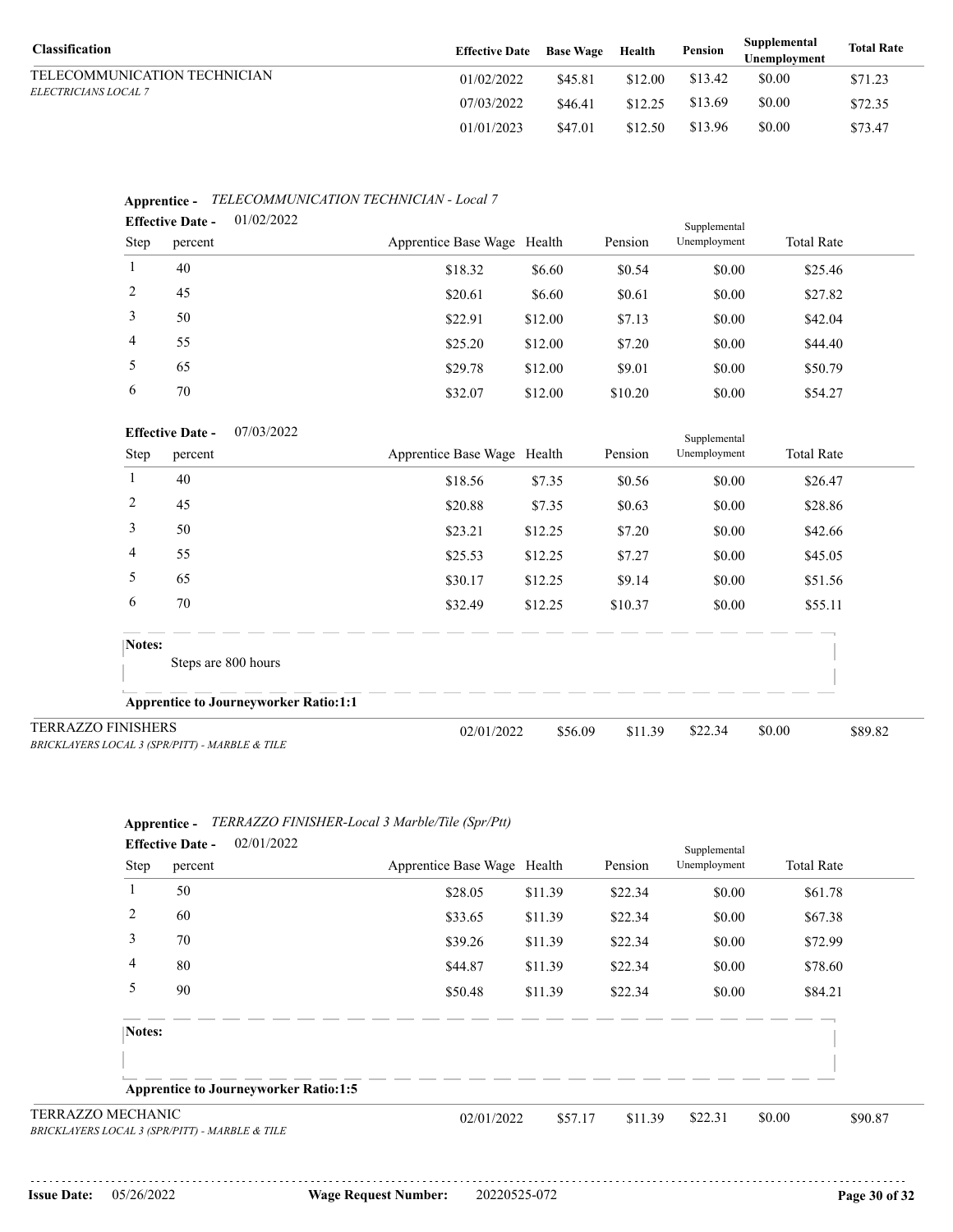| Classification | Effective Date | Base Wage | Health | Pension | Supplemental Unemployment | Total Rate |
|---|---|---|---|---|---|---|
| TELECOMMUNICATION TECHNICIAN *ELECTRICIANS LOCAL 7* | 01/02/2022 | $45.81 | $12.00 | $13.42 | $0.00 | $71.23 |
| | 07/03/2022 | $46.41 | $12.25 | $13.69 | $0.00 | $72.35 |
| | 01/01/2023 | $47.01 | $12.50 | $13.96 | $0.00 | $73.47 |

**Apprentice -** *TELECOMMUNICATION TECHNICIAN - Local 7*

**Effective Date -** 01/02/2022

| Step | percent | Apprentice Base Wage | Health | Pension | Supplemental Unemployment | Total Rate |
|---|---|---|---|---|---|---|
| 1 | 40 | $18.32 | $6.60 | $0.54 | $0.00 | $25.46 |
| 2 | 45 | $20.61 | $6.60 | $0.61 | $0.00 | $27.82 |
| 3 | 50 | $22.91 | $12.00 | $7.13 | $0.00 | $42.04 |
| 4 | 55 | $25.20 | $12.00 | $7.20 | $0.00 | $44.40 |
| 5 | 65 | $29.78 | $12.00 | $9.01 | $0.00 | $50.79 |
| 6 | 70 | $32.07 | $12.00 | $10.20 | $0.00 | $54.27 |

**Effective Date -** 07/03/2022

| Step | percent | Apprentice Base Wage | Health | Pension | Supplemental Unemployment | Total Rate |
|---|---|---|---|---|---|---|
| 1 | 40 | $18.56 | $7.35 | $0.56 | $0.00 | $26.47 |
| 2 | 45 | $20.88 | $7.35 | $0.63 | $0.00 | $28.86 |
| 3 | 50 | $23.21 | $12.25 | $7.20 | $0.00 | $42.66 |
| 4 | 55 | $25.53 | $12.25 | $7.27 | $0.00 | $45.05 |
| 5 | 65 | $30.17 | $12.25 | $9.14 | $0.00 | $51.56 |
| 6 | 70 | $32.49 | $12.25 | $10.37 | $0.00 | $55.11 |

**Notes:**

Steps are 800 hours

**Apprentice to Journeyworker Ratio:1:1**

| Classification | Effective Date | Base Wage | Health | Pension | Supplemental Unemployment | Total Rate |
|---|---|---|---|---|---|---|
| TERRAZZO FINISHERS *BRICKLAYERS LOCAL 3 (SPR/PITT) - MARBLE & TILE* | 02/01/2022 | $56.09 | $11.39 | $22.34 | $0.00 | $89.82 |

**Apprentice -** *TERRAZZO FINISHER-Local 3 Marble/Tile (Spr/Ptt)*

**Effective Date -** 02/01/2022

| Step | percent | Apprentice Base Wage | Health | Pension | Supplemental Unemployment | Total Rate |
|---|---|---|---|---|---|---|
| 1 | 50 | $28.05 | $11.39 | $22.34 | $0.00 | $61.78 |
| 2 | 60 | $33.65 | $11.39 | $22.34 | $0.00 | $67.38 |
| 3 | 70 | $39.26 | $11.39 | $22.34 | $0.00 | $72.99 |
| 4 | 80 | $44.87 | $11.39 | $22.34 | $0.00 | $78.60 |
| 5 | 90 | $50.48 | $11.39 | $22.34 | $0.00 | $84.21 |

**Notes:**

**Apprentice to Journeyworker Ratio:1:5**

| Classification | Effective Date | Base Wage | Health | Pension | Supplemental Unemployment | Total Rate |
|---|---|---|---|---|---|---|
| TERRAZZO MECHANIC *BRICKLAYERS LOCAL 3 (SPR/PITT) - MARBLE & TILE* | 02/01/2022 | $57.17 | $11.39 | $22.31 | $0.00 | $90.87 |

**Issue Date:** 05/26/2022 **Wage Request Number:** 20220525-072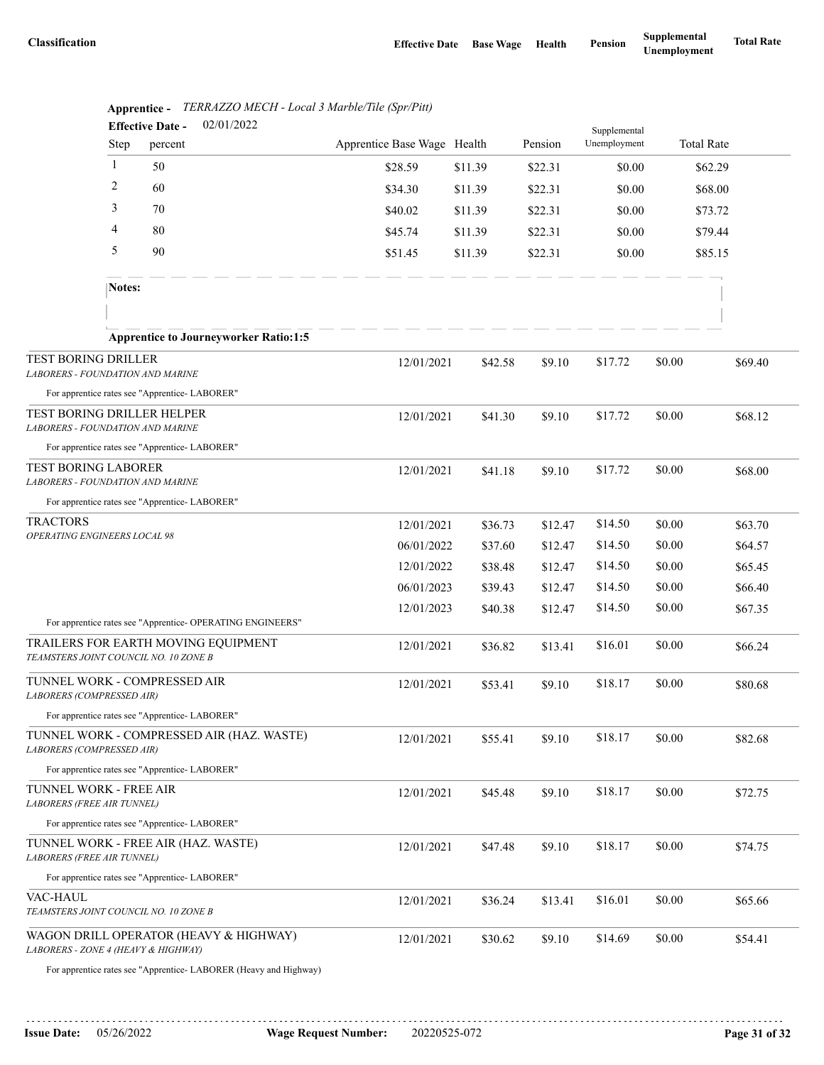| Classification | Effective Date | Base Wage | Health | Pension | Supplemental Unemployment | Total Rate |
|---|---|---|---|---|---|---|

**Apprentice -** *TERRAZZO MECH - Local 3 Marble/Tile (Spr/Pitt)*

**Effective Date -** 02/01/2022

| Step | percent | Apprentice Base Wage | Health | Pension | Supplemental Unemployment | Total Rate |
|---|---|---|---|---|---|---|
| 1 | 50 | $28.59 | $11.39 | $22.31 | $0.00 | $62.29 |
| 2 | 60 | $34.30 | $11.39 | $22.31 | $0.00 | $68.00 |
| 3 | 70 | $40.02 | $11.39 | $22.31 | $0.00 | $73.72 |
| 4 | 80 | $45.74 | $11.39 | $22.31 | $0.00 | $79.44 |
| 5 | 90 | $51.45 | $11.39 | $22.31 | $0.00 | $85.15 |

**Notes:**

**Apprentice to Journeyworker Ratio:1:5**

| Classification | Effective Date | Base Wage | Health | Pension | Supplemental Unemployment | Total Rate |
|---|---|---|---|---|---|---|
| TEST BORING DRILLER<br>*LABORERS - FOUNDATION AND MARINE* | 12/01/2021 | $42.58 | $9.10 | $17.72 | $0.00 | $69.40 |
| For apprentice rates see "Apprentice- LABORER" | | | | | | |
| TEST BORING DRILLER HELPER<br>*LABORERS - FOUNDATION AND MARINE* | 12/01/2021 | $41.30 | $9.10 | $17.72 | $0.00 | $68.12 |
| For apprentice rates see "Apprentice- LABORER" | | | | | | |
| TEST BORING LABORER<br>*LABORERS - FOUNDATION AND MARINE* | 12/01/2021 | $41.18 | $9.10 | $17.72 | $0.00 | $68.00 |
| For apprentice rates see "Apprentice- LABORER" | | | | | | |
| TRACTORS<br>*OPERATING ENGINEERS LOCAL 98* | 12/01/2021 | $36.73 | $12.47 | $14.50 | $0.00 | $63.70 |
| | 06/01/2022 | $37.60 | $12.47 | $14.50 | $0.00 | $64.57 |
| | 12/01/2022 | $38.48 | $12.47 | $14.50 | $0.00 | $65.45 |
| | 06/01/2023 | $39.43 | $12.47 | $14.50 | $0.00 | $66.40 |
| | 12/01/2023 | $40.38 | $12.47 | $14.50 | $0.00 | $67.35 |
| For apprentice rates see "Apprentice- OPERATING ENGINEERS" | | | | | | |
| TRAILERS FOR EARTH MOVING EQUIPMENT<br>*TEAMSTERS JOINT COUNCIL NO. 10 ZONE B* | 12/01/2021 | $36.82 | $13.41 | $16.01 | $0.00 | $66.24 |
| TUNNEL WORK - COMPRESSED AIR<br>*LABORERS (COMPRESSED AIR)* | 12/01/2021 | $53.41 | $9.10 | $18.17 | $0.00 | $80.68 |
| For apprentice rates see "Apprentice- LABORER" | | | | | | |
| TUNNEL WORK - COMPRESSED AIR (HAZ. WASTE)<br>*LABORERS (COMPRESSED AIR)* | 12/01/2021 | $55.41 | $9.10 | $18.17 | $0.00 | $82.68 |
| For apprentice rates see "Apprentice- LABORER" | | | | | | |
| TUNNEL WORK - FREE AIR<br>*LABORERS (FREE AIR TUNNEL)* | 12/01/2021 | $45.48 | $9.10 | $18.17 | $0.00 | $72.75 |
| For apprentice rates see "Apprentice- LABORER" | | | | | | |
| TUNNEL WORK - FREE AIR (HAZ. WASTE)<br>*LABORERS (FREE AIR TUNNEL)* | 12/01/2021 | $47.48 | $9.10 | $18.17 | $0.00 | $74.75 |
| For apprentice rates see "Apprentice- LABORER" | | | | | | |
| VAC-HAUL<br>*TEAMSTERS JOINT COUNCIL NO. 10 ZONE B* | 12/01/2021 | $36.24 | $13.41 | $16.01 | $0.00 | $65.66 |
| WAGON DRILL OPERATOR (HEAVY & HIGHWAY)<br>*LABORERS - ZONE 4 (HEAVY & HIGHWAY)* | 12/01/2021 | $30.62 | $9.10 | $14.69 | $0.00 | $54.41 |
| For apprentice rates see "Apprentice- LABORER (Heavy and Highway) | | | | | | |

**Issue Date:** 05/26/2022 **Wage Request Number:** 20220525-072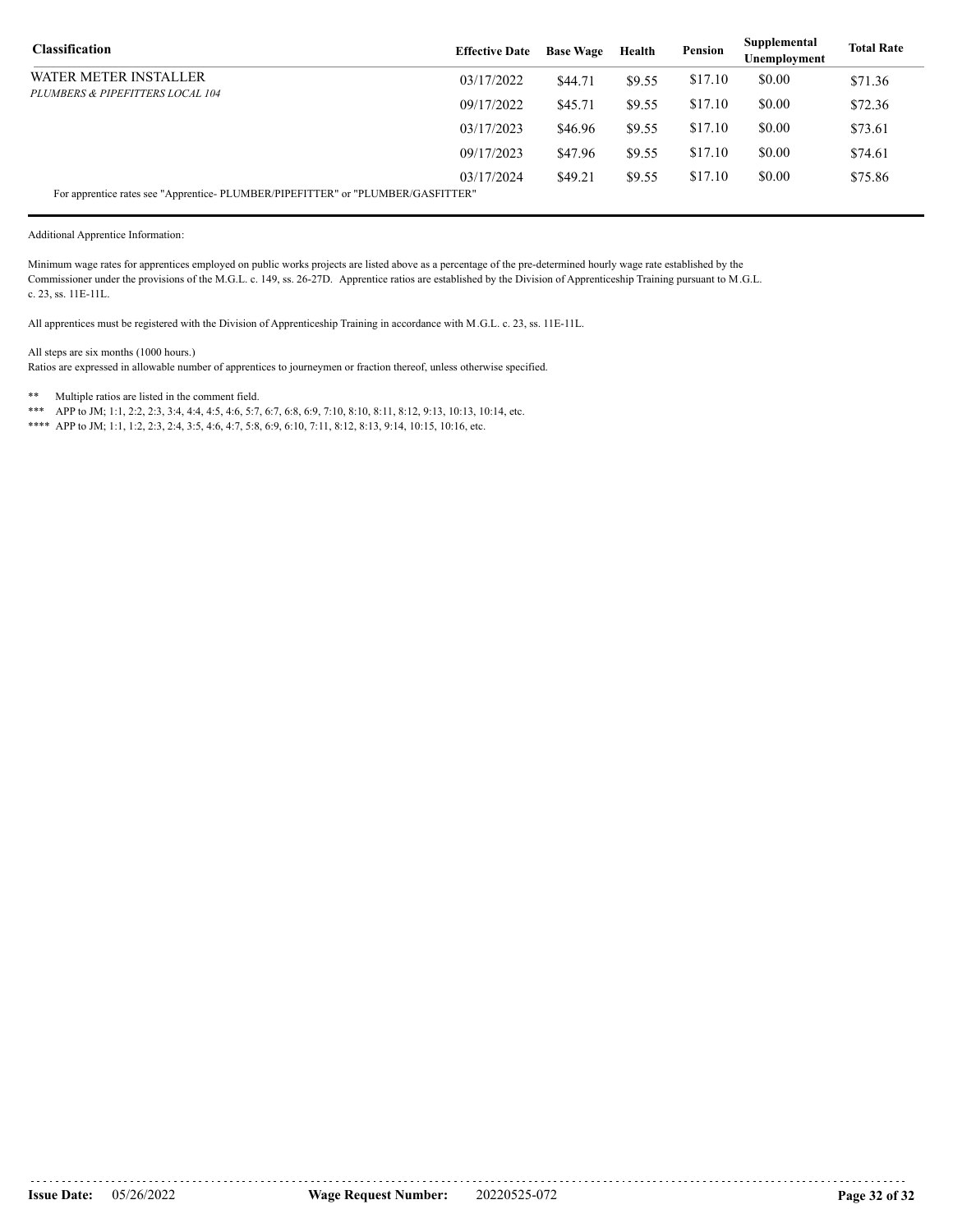| Classification | Effective Date | Base Wage | Health | Pension | Supplemental Unemployment | Total Rate |
|---|---|---|---|---|---|---|
| WATER METER INSTALLER<br>*PLUMBERS & PIPEFITTERS LOCAL 104* | 03/17/2022 | $44.71 | $9.55 | $17.10 | $0.00 | $71.36 |
| | 09/17/2022 | $45.71 | $9.55 | $17.10 | $0.00 | $72.36 |
| | 03/17/2023 | $46.96 | $9.55 | $17.10 | $0.00 | $73.61 |
| | 09/17/2023 | $47.96 | $9.55 | $17.10 | $0.00 | $74.61 |
| | 03/17/2024 | $49.21 | $9.55 | $17.10 | $0.00 | $75.86 |

For apprentice rates see "Apprentice- PLUMBER/PIPEFITTER" or "PLUMBER/GASFITTER"

Additional Apprentice Information:

Minimum wage rates for apprentices employed on public works projects are listed above as a percentage of the pre-determined hourly wage rate established by the Commissioner under the provisions of the M.G.L. c. 149, ss. 26-27D. Apprentice ratios are established by the Division of Apprenticeship Training pursuant to M.G.L. c. 23, ss. 11E-11L.

All apprentices must be registered with the Division of Apprenticeship Training in accordance with M.G.L. c. 23, ss. 11E-11L.

All steps are six months (1000 hours.)
Ratios are expressed in allowable number of apprentices to journeymen or fraction thereof, unless otherwise specified.

** Multiple ratios are listed in the comment field.
*** APP to JM; 1:1, 2:2, 2:3, 3:4, 4:4, 4:5, 4:6, 5:7, 6:7, 6:8, 6:9, 7:10, 8:10, 8:11, 8:12, 9:13, 10:13, 10:14, etc.
**** APP to JM; 1:1, 1:2, 2:3, 2:4, 3:5, 4:6, 4:7, 5:8, 6:9, 6:10, 7:11, 8:12, 8:13, 9:14, 10:15, 10:16, etc.